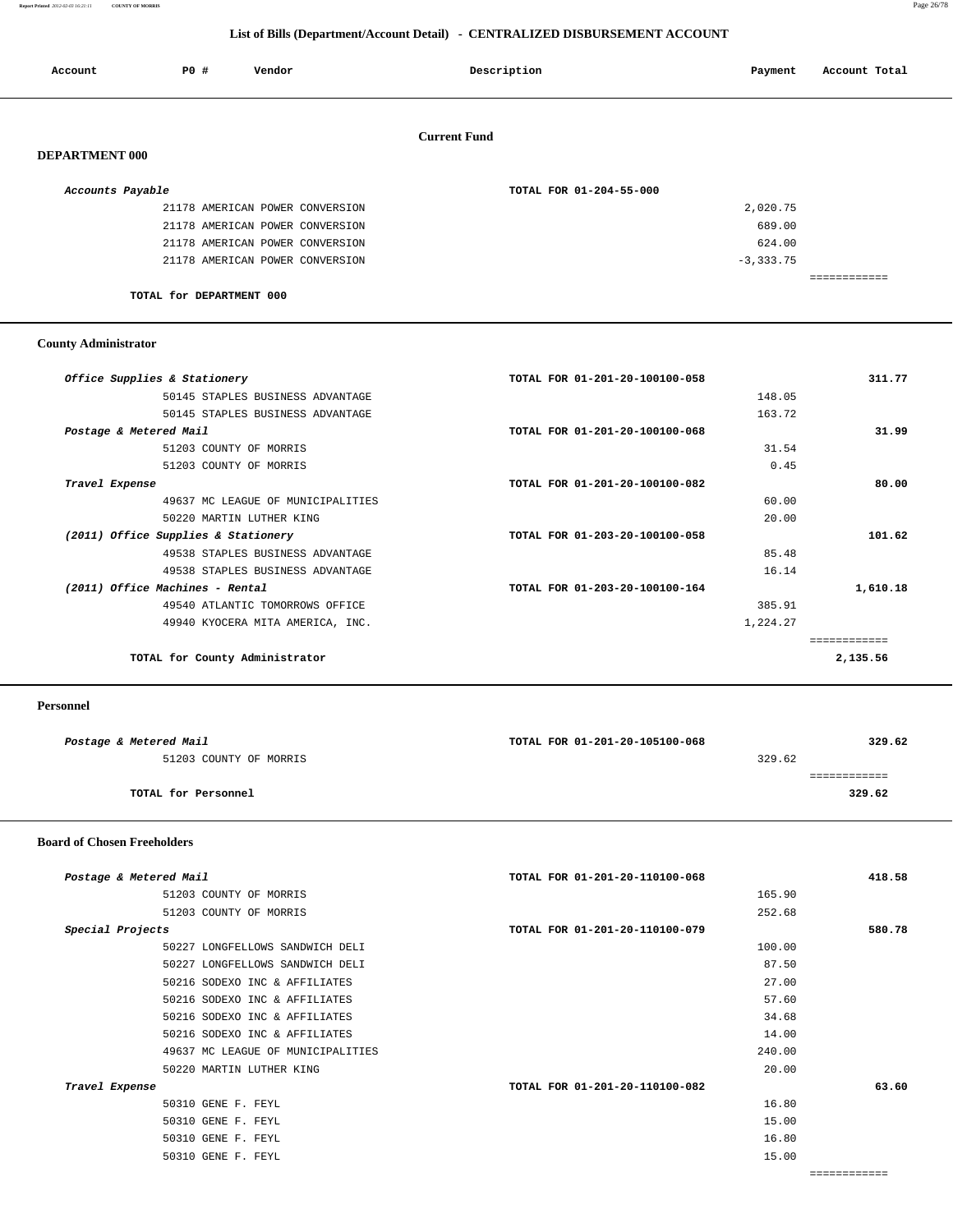# List of Bills (Department/Account Detail) - CENTRALIZED DISBURSEMENT ACCOUNT

| Account | PO # | Vendor | Description | Payment | Account Total |
|---|---|---|---|---|---|

## Current Fund

### DEPARTMENT 000

| | | | |
|---|---|---|---|
| *Accounts Payable* | TOTAL FOR 01-204-55-000 | | |
| 21178 AMERICAN POWER CONVERSION | | 2,020.75 | |
| 21178 AMERICAN POWER CONVERSION | | 689.00 | |
| 21178 AMERICAN POWER CONVERSION | | 624.00 | |
| 21178 AMERICAN POWER CONVERSION | | -3,333.75 | |
| | | | ============ |
| **TOTAL for DEPARTMENT 000** | | | |

### County Administrator

| | | | |
|---|---|---|---|
| *Office Supplies & Stationery* | TOTAL FOR 01-201-20-100100-058 | | 311.77 |
| 50145 STAPLES BUSINESS ADVANTAGE | | 148.05 | |
| 50145 STAPLES BUSINESS ADVANTAGE | | 163.72 | |
| *Postage & Metered Mail* | TOTAL FOR 01-201-20-100100-068 | | 31.99 |
| 51203 COUNTY OF MORRIS | | 31.54 | |
| 51203 COUNTY OF MORRIS | | 0.45 | |
| *Travel Expense* | TOTAL FOR 01-201-20-100100-082 | | 80.00 |
| 49637 MC LEAGUE OF MUNICIPALITIES | | 60.00 | |
| 50220 MARTIN LUTHER KING | | 20.00 | |
| *(2011) Office Supplies & Stationery* | TOTAL FOR 01-203-20-100100-058 | | 101.62 |
| 49538 STAPLES BUSINESS ADVANTAGE | | 85.48 | |
| 49538 STAPLES BUSINESS ADVANTAGE | | 16.14 | |
| *(2011) Office Machines - Rental* | TOTAL FOR 01-203-20-100100-164 | | 1,610.18 |
| 49540 ATLANTIC TOMORROWS OFFICE | | 385.91 | |
| 49940 KYOCERA MITA AMERICA, INC. | | 1,224.27 | |
| | | | ============ |
| **TOTAL for County Administrator** | | | 2,135.56 |

### Personnel

| | | | |
|---|---|---|---|
| *Postage & Metered Mail* | TOTAL FOR 01-201-20-105100-068 | | 329.62 |
| 51203 COUNTY OF MORRIS | | 329.62 | |
| | | | ============ |
| **TOTAL for Personnel** | | | 329.62 |

### Board of Chosen Freeholders

| | | | |
|---|---|---|---|
| *Postage & Metered Mail* | TOTAL FOR 01-201-20-110100-068 | | 418.58 |
| 51203 COUNTY OF MORRIS | | 165.90 | |
| 51203 COUNTY OF MORRIS | | 252.68 | |
| *Special Projects* | TOTAL FOR 01-201-20-110100-079 | | 580.78 |
| 50227 LONGFELLOWS SANDWICH DELI | | 100.00 | |
| 50227 LONGFELLOWS SANDWICH DELI | | 87.50 | |
| 50216 SODEXO INC & AFFILIATES | | 27.00 | |
| 50216 SODEXO INC & AFFILIATES | | 57.60 | |
| 50216 SODEXO INC & AFFILIATES | | 34.68 | |
| 50216 SODEXO INC & AFFILIATES | | 14.00 | |
| 49637 MC LEAGUE OF MUNICIPALITIES | | 240.00 | |
| 50220 MARTIN LUTHER KING | | 20.00 | |
| *Travel Expense* | TOTAL FOR 01-201-20-110100-082 | | 63.60 |
| 50310 GENE F. FEYL | | 16.80 | |
| 50310 GENE F. FEYL | | 15.00 | |
| 50310 GENE F. FEYL | | 16.80 | |
| 50310 GENE F. FEYL | | 15.00 | |
| | | | ============ |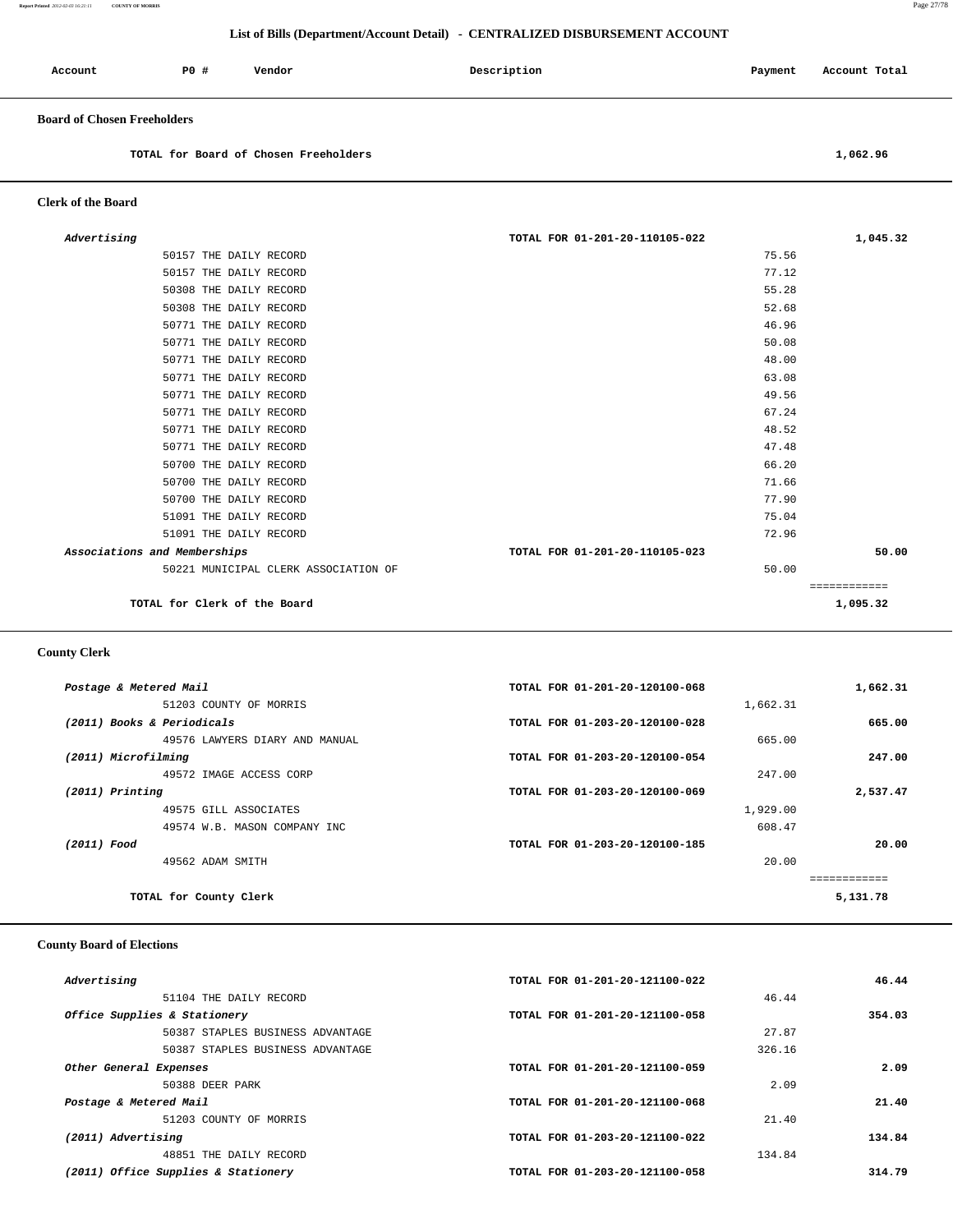## List of Bills (Department/Account Detail) - CENTRALIZED DISBURSEMENT ACCOUNT

| Account | PO # | Vendor | Description | Payment | Account Total |
|---|---|---|---|---|---|

### Board of Chosen Freeholders

| | | | | | |
|---|---|---|---|---|---|
| | | **TOTAL for Board of Chosen Freeholders** | | | **1,062.96** |

### Clerk of the Board

| Account | PO # | Vendor | Description | Payment | Account Total |
|---|---|---|---|---|---|
| *Advertising* | | | TOTAL FOR 01-201-20-110105-022 | | 1,045.32 |
| | 50157 | THE DAILY RECORD | | 75.56 | |
| | 50157 | THE DAILY RECORD | | 77.12 | |
| | 50308 | THE DAILY RECORD | | 55.28 | |
| | 50308 | THE DAILY RECORD | | 52.68 | |
| | 50771 | THE DAILY RECORD | | 46.96 | |
| | 50771 | THE DAILY RECORD | | 50.08 | |
| | 50771 | THE DAILY RECORD | | 48.00 | |
| | 50771 | THE DAILY RECORD | | 63.08 | |
| | 50771 | THE DAILY RECORD | | 49.56 | |
| | 50771 | THE DAILY RECORD | | 67.24 | |
| | 50771 | THE DAILY RECORD | | 48.52 | |
| | 50771 | THE DAILY RECORD | | 47.48 | |
| | 50700 | THE DAILY RECORD | | 66.20 | |
| | 50700 | THE DAILY RECORD | | 71.66 | |
| | 50700 | THE DAILY RECORD | | 77.90 | |
| | 51091 | THE DAILY RECORD | | 75.04 | |
| | 51091 | THE DAILY RECORD | | 72.96 | |
| *Associations and Memberships* | | | TOTAL FOR 01-201-20-110105-023 | | 50.00 |
| | 50221 | MUNICIPAL CLERK ASSOCIATION OF | | 50.00 | |
| | | **TOTAL for Clerk of the Board** | | | **1,095.32** |

### County Clerk

| Account | PO # | Vendor | Description | Payment | Account Total |
|---|---|---|---|---|---|
| *Postage & Metered Mail* | | | TOTAL FOR 01-201-20-120100-068 | | 1,662.31 |
| | 51203 | COUNTY OF MORRIS | | 1,662.31 | |
| *(2011) Books & Periodicals* | | | TOTAL FOR 01-203-20-120100-028 | | 665.00 |
| | 49576 | LAWYERS DIARY AND MANUAL | | 665.00 | |
| *(2011) Microfilming* | | | TOTAL FOR 01-203-20-120100-054 | | 247.00 |
| | 49572 | IMAGE ACCESS CORP | | 247.00 | |
| *(2011) Printing* | | | TOTAL FOR 01-203-20-120100-069 | | 2,537.47 |
| | 49575 | GILL ASSOCIATES | | 1,929.00 | |
| | 49574 | W.B. MASON COMPANY INC | | 608.47 | |
| *(2011) Food* | | | TOTAL FOR 01-203-20-120100-185 | | 20.00 |
| | 49562 | ADAM SMITH | | 20.00 | |
| | | **TOTAL for County Clerk** | | | **5,131.78** |

### County Board of Elections

| Account | PO # | Vendor | Description | Payment | Account Total |
|---|---|---|---|---|---|
| *Advertising* | | | TOTAL FOR 01-201-20-121100-022 | | 46.44 |
| | 51104 | THE DAILY RECORD | | 46.44 | |
| *Office Supplies & Stationery* | | | TOTAL FOR 01-201-20-121100-058 | | 354.03 |
| | 50387 | STAPLES BUSINESS ADVANTAGE | | 27.87 | |
| | 50387 | STAPLES BUSINESS ADVANTAGE | | 326.16 | |
| *Other General Expenses* | | | TOTAL FOR 01-201-20-121100-059 | | 2.09 |
| | 50388 | DEER PARK | | 2.09 | |
| *Postage & Metered Mail* | | | TOTAL FOR 01-201-20-121100-068 | | 21.40 |
| | 51203 | COUNTY OF MORRIS | | 21.40 | |
| *(2011) Advertising* | | | TOTAL FOR 01-203-20-121100-022 | | 134.84 |
| | 48851 | THE DAILY RECORD | | 134.84 | |
| *(2011) Office Supplies & Stationery* | | | TOTAL FOR 01-203-20-121100-058 | | 314.79 |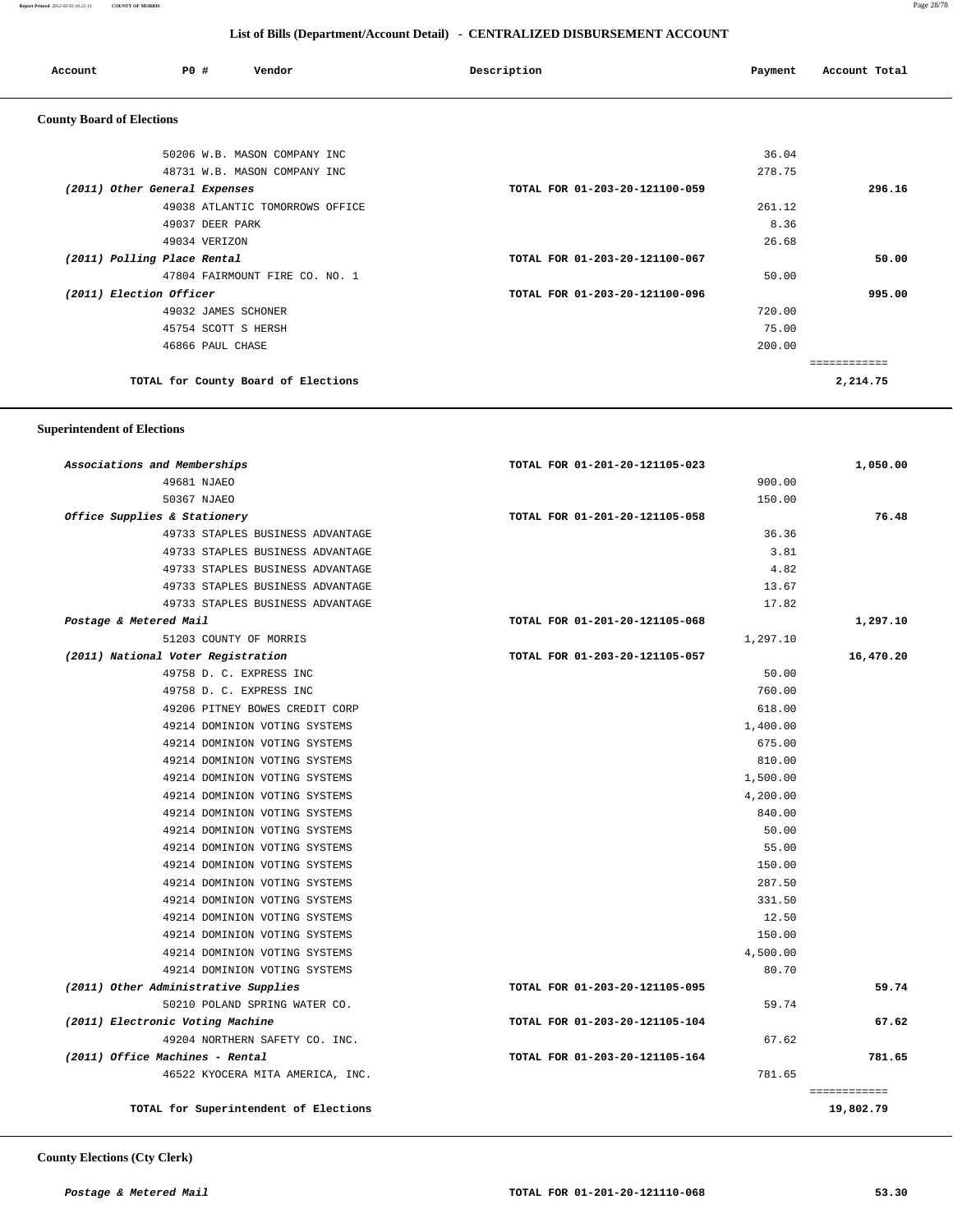## List of Bills (Department/Account Detail) - CENTRALIZED DISBURSEMENT ACCOUNT

| Account | PO # | Vendor | Description | Payment | Account Total |
|---|---|---|---|---|---|

### County Board of Elections

| Account | PO # | Vendor | Description | Payment | Account Total |
|---|---|---|---|---|---|
| | 50206 | W.B. MASON COMPANY INC | | 36.04 | |
| | 48731 | W.B. MASON COMPANY INC | | 278.75 | |
| *(2011) Other General Expenses* | | | TOTAL FOR 01-203-20-121100-059 | | 296.16 |
| | 49038 | ATLANTIC TOMORROWS OFFICE | | 261.12 | |
| | 49037 | DEER PARK | | 8.36 | |
| | 49034 | VERIZON | | 26.68 | |
| *(2011) Polling Place Rental* | | | TOTAL FOR 01-203-20-121100-067 | | 50.00 |
| | 47804 | FAIRMOUNT FIRE CO. NO. 1 | | 50.00 | |
| *(2011) Election Officer* | | | TOTAL FOR 01-203-20-121100-096 | | 995.00 |
| | 49032 | JAMES SCHONER | | 720.00 | |
| | 45754 | SCOTT S HERSH | | 75.00 | |
| | 46866 | PAUL CHASE | | 200.00 | |
| | | | | | ============ |
| | | TOTAL for County Board of Elections | | | 2,214.75 |

### Superintendent of Elections

| Account | PO # | Vendor | Description | Payment | Account Total |
|---|---|---|---|---|---|
| *Associations and Memberships* | | | TOTAL FOR 01-201-20-121105-023 | | 1,050.00 |
| | 49681 | NJAEO | | 900.00 | |
| | 50367 | NJAEO | | 150.00 | |
| *Office Supplies & Stationery* | | | TOTAL FOR 01-201-20-121105-058 | | 76.48 |
| | 49733 | STAPLES BUSINESS ADVANTAGE | | 36.36 | |
| | 49733 | STAPLES BUSINESS ADVANTAGE | | 3.81 | |
| | 49733 | STAPLES BUSINESS ADVANTAGE | | 4.82 | |
| | 49733 | STAPLES BUSINESS ADVANTAGE | | 13.67 | |
| | 49733 | STAPLES BUSINESS ADVANTAGE | | 17.82 | |
| *Postage & Metered Mail* | | | TOTAL FOR 01-201-20-121105-068 | | 1,297.10 |
| | 51203 | COUNTY OF MORRIS | | 1,297.10 | |
| *(2011) National Voter Registration* | | | TOTAL FOR 01-203-20-121105-057 | | 16,470.20 |
| | 49758 | D. C. EXPRESS INC | | 50.00 | |
| | 49758 | D. C. EXPRESS INC | | 760.00 | |
| | 49206 | PITNEY BOWES CREDIT CORP | | 618.00 | |
| | 49214 | DOMINION VOTING SYSTEMS | | 1,400.00 | |
| | 49214 | DOMINION VOTING SYSTEMS | | 675.00 | |
| | 49214 | DOMINION VOTING SYSTEMS | | 810.00 | |
| | 49214 | DOMINION VOTING SYSTEMS | | 1,500.00 | |
| | 49214 | DOMINION VOTING SYSTEMS | | 4,200.00 | |
| | 49214 | DOMINION VOTING SYSTEMS | | 840.00 | |
| | 49214 | DOMINION VOTING SYSTEMS | | 50.00 | |
| | 49214 | DOMINION VOTING SYSTEMS | | 55.00 | |
| | 49214 | DOMINION VOTING SYSTEMS | | 150.00 | |
| | 49214 | DOMINION VOTING SYSTEMS | | 287.50 | |
| | 49214 | DOMINION VOTING SYSTEMS | | 331.50 | |
| | 49214 | DOMINION VOTING SYSTEMS | | 12.50 | |
| | 49214 | DOMINION VOTING SYSTEMS | | 150.00 | |
| | 49214 | DOMINION VOTING SYSTEMS | | 4,500.00 | |
| | 49214 | DOMINION VOTING SYSTEMS | | 80.70 | |
| *(2011) Other Administrative Supplies* | | | TOTAL FOR 01-203-20-121105-095 | | 59.74 |
| | 50210 | POLAND SPRING WATER CO. | | 59.74 | |
| *(2011) Electronic Voting Machine* | | | TOTAL FOR 01-203-20-121105-104 | | 67.62 |
| | 49204 | NORTHERN SAFETY CO. INC. | | 67.62 | |
| *(2011) Office Machines - Rental* | | | TOTAL FOR 01-203-20-121105-164 | | 781.65 |
| | 46522 | KYOCERA MITA AMERICA, INC. | | 781.65 | |
| | | | | | ============ |
| | | TOTAL for Superintendent of Elections | | | 19,802.79 |

### County Elections (Cty Clerk)

| Account | PO # | Vendor | Description | Payment | Account Total |
|---|---|---|---|---|---|
| *Postage & Metered Mail* | | | TOTAL FOR 01-201-20-121110-068 | | 53.30 |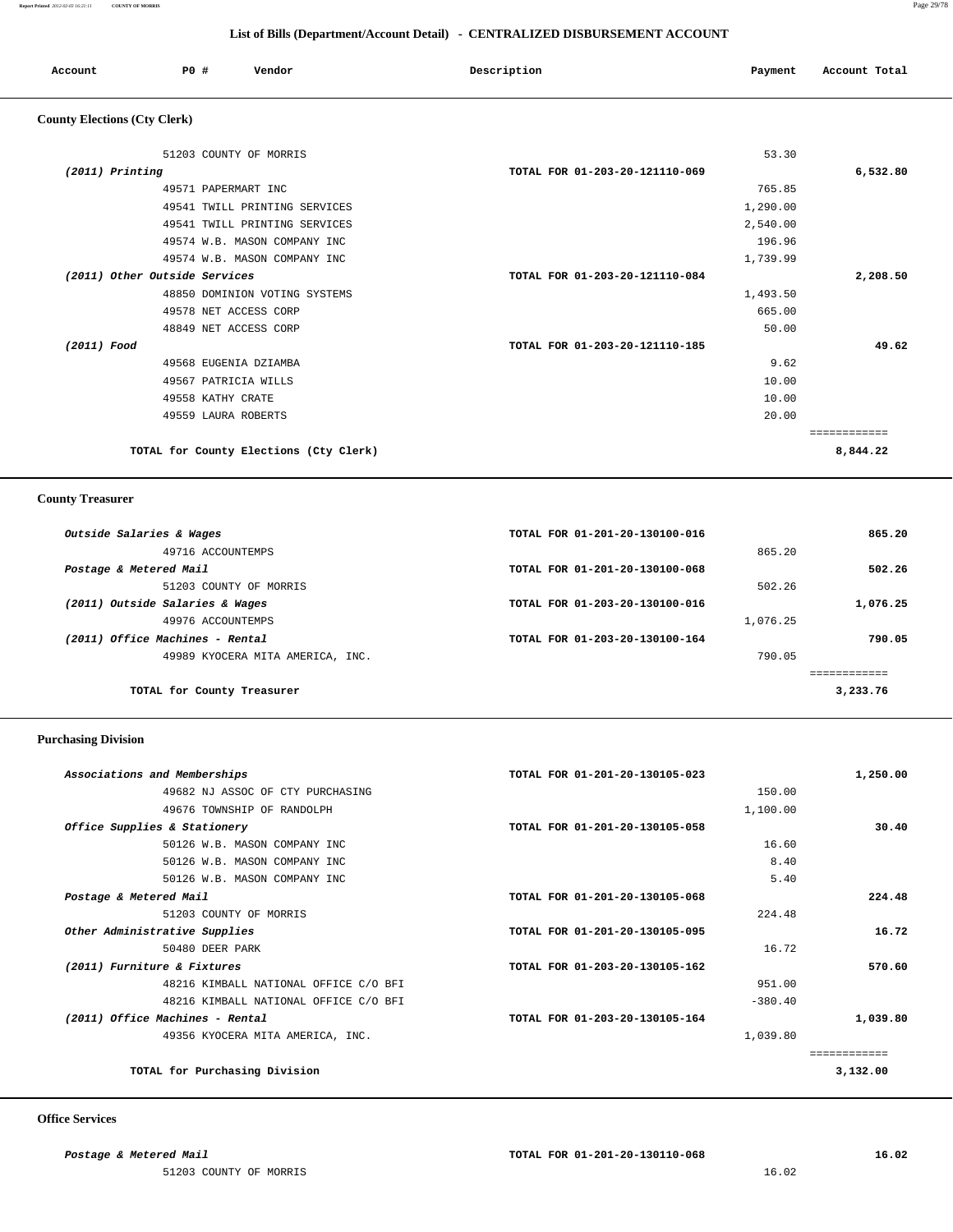## List of Bills (Department/Account Detail) - CENTRALIZED DISBURSEMENT ACCOUNT

| Account | PO # | Vendor | Description | Payment | Account Total |
|---|---|---|---|---|---|

### County Elections (Cty Clerk)

| | | | | | |
|---|---|---|---|---|---|
| | 51203 | COUNTY OF MORRIS | | 53.30 | |
| *(2011) Printing* | | | TOTAL FOR 01-203-20-121110-069 | | 6,532.80 |
| | 49571 | PAPERMART INC | | 765.85 | |
| | 49541 | TWILL PRINTING SERVICES | | 1,290.00 | |
| | 49541 | TWILL PRINTING SERVICES | | 2,540.00 | |
| | 49574 | W.B. MASON COMPANY INC | | 196.96 | |
| | 49574 | W.B. MASON COMPANY INC | | 1,739.99 | |
| *(2011) Other Outside Services* | | | TOTAL FOR 01-203-20-121110-084 | | 2,208.50 |
| | 48850 | DOMINION VOTING SYSTEMS | | 1,493.50 | |
| | 49578 | NET ACCESS CORP | | 665.00 | |
| | 48849 | NET ACCESS CORP | | 50.00 | |
| *(2011) Food* | | | TOTAL FOR 01-203-20-121110-185 | | 49.62 |
| | 49568 | EUGENIA DZIAMBA | | 9.62 | |
| | 49567 | PATRICIA WILLS | | 10.00 | |
| | 49558 | KATHY CRATE | | 10.00 | |
| | 49559 | LAURA ROBERTS | | 20.00 | |
| | | **TOTAL for County Elections (Cty Clerk)** | | | **8,844.22** |

### County Treasurer

| | | | | | |
|---|---|---|---|---|---|
| *Outside Salaries & Wages* | | | TOTAL FOR 01-201-20-130100-016 | | 865.20 |
| | 49716 | ACCOUNTEMPS | | 865.20 | |
| *Postage & Metered Mail* | | | TOTAL FOR 01-201-20-130100-068 | | 502.26 |
| | 51203 | COUNTY OF MORRIS | | 502.26 | |
| *(2011) Outside Salaries & Wages* | | | TOTAL FOR 01-203-20-130100-016 | | 1,076.25 |
| | 49976 | ACCOUNTEMPS | | 1,076.25 | |
| *(2011) Office Machines - Rental* | | | TOTAL FOR 01-203-20-130100-164 | | 790.05 |
| | 49989 | KYOCERA MITA AMERICA, INC. | | 790.05 | |
| | | **TOTAL for County Treasurer** | | | **3,233.76** |

### Purchasing Division

| | | | | | |
|---|---|---|---|---|---|
| *Associations and Memberships* | | | TOTAL FOR 01-201-20-130105-023 | | 1,250.00 |
| | 49682 | NJ ASSOC OF CTY PURCHASING | | 150.00 | |
| | 49676 | TOWNSHIP OF RANDOLPH | | 1,100.00 | |
| *Office Supplies & Stationery* | | | TOTAL FOR 01-201-20-130105-058 | | 30.40 |
| | 50126 | W.B. MASON COMPANY INC | | 16.60 | |
| | 50126 | W.B. MASON COMPANY INC | | 8.40 | |
| | 50126 | W.B. MASON COMPANY INC | | 5.40 | |
| *Postage & Metered Mail* | | | TOTAL FOR 01-201-20-130105-068 | | 224.48 |
| | 51203 | COUNTY OF MORRIS | | 224.48 | |
| *Other Administrative Supplies* | | | TOTAL FOR 01-201-20-130105-095 | | 16.72 |
| | 50480 | DEER PARK | | 16.72 | |
| *(2011) Furniture & Fixtures* | | | TOTAL FOR 01-203-20-130105-162 | | 570.60 |
| | 48216 | KIMBALL NATIONAL OFFICE C/O BFI | | 951.00 | |
| | 48216 | KIMBALL NATIONAL OFFICE C/O BFI | | -380.40 | |
| *(2011) Office Machines - Rental* | | | TOTAL FOR 01-203-20-130105-164 | | 1,039.80 |
| | 49356 | KYOCERA MITA AMERICA, INC. | | 1,039.80 | |
| | | **TOTAL for Purchasing Division** | | | **3,132.00** |

### Office Services

| | | | | | |
|---|---|---|---|---|---|
| *Postage & Metered Mail* | | | TOTAL FOR 01-201-20-130110-068 | | 16.02 |
| | 51203 | COUNTY OF MORRIS | | 16.02 | |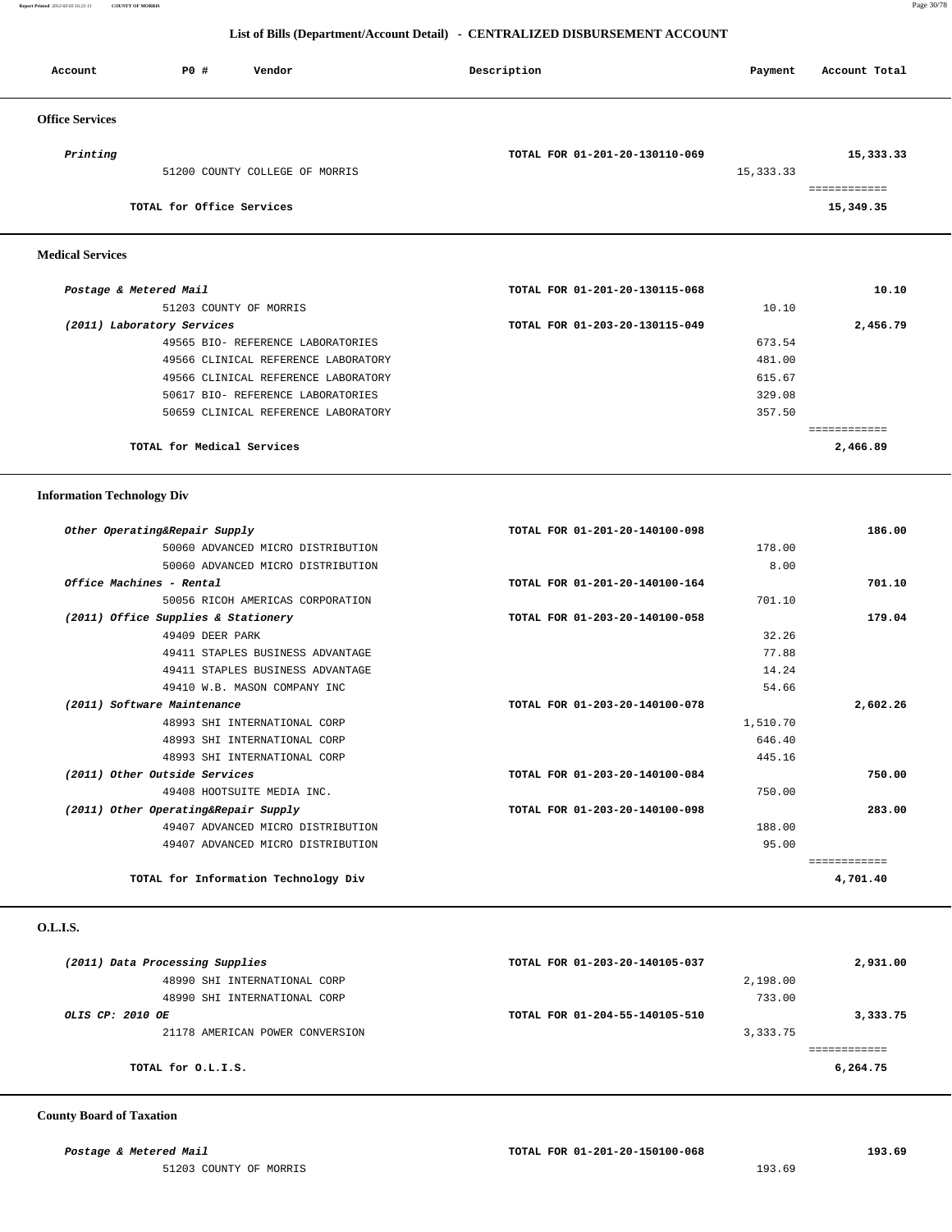## List of Bills (Department/Account Detail) - CENTRALIZED DISBURSEMENT ACCOUNT

| Account | PO # | Vendor | Description | Payment | Account Total |
|---|---|---|---|---|---|

### Office Services

| | | | | |
|---|---|---|---|---|
| *Printing* | | TOTAL FOR 01-201-20-130110-069 | | 15,333.33 |
| | 51200 COUNTY COLLEGE OF MORRIS | | 15,333.33 | |
| | | | | ============ |
| | TOTAL for Office Services | | | 15,349.35 |

### Medical Services

| | | | | |
|---|---|---|---|---|
| *Postage & Metered Mail* | | TOTAL FOR 01-201-20-130115-068 | | 10.10 |
| | 51203 COUNTY OF MORRIS | | 10.10 | |
| *(2011) Laboratory Services* | | TOTAL FOR 01-203-20-130115-049 | | 2,456.79 |
| | 49565 BIO- REFERENCE LABORATORIES | | 673.54 | |
| | 49566 CLINICAL REFERENCE LABORATORY | | 481.00 | |
| | 49566 CLINICAL REFERENCE LABORATORY | | 615.67 | |
| | 50617 BIO- REFERENCE LABORATORIES | | 329.08 | |
| | 50659 CLINICAL REFERENCE LABORATORY | | 357.50 | |
| | | | | ============ |
| | TOTAL for Medical Services | | | 2,466.89 |

### Information Technology Div

| | | | | |
|---|---|---|---|---|
| *Other Operating&Repair Supply* | | TOTAL FOR 01-201-20-140100-098 | | 186.00 |
| | 50060 ADVANCED MICRO DISTRIBUTION | | 178.00 | |
| | 50060 ADVANCED MICRO DISTRIBUTION | | 8.00 | |
| *Office Machines - Rental* | | TOTAL FOR 01-201-20-140100-164 | | 701.10 |
| | 50056 RICOH AMERICAS CORPORATION | | 701.10 | |
| *(2011) Office Supplies & Stationery* | | TOTAL FOR 01-203-20-140100-058 | | 179.04 |
| | 49409 DEER PARK | | 32.26 | |
| | 49411 STAPLES BUSINESS ADVANTAGE | | 77.88 | |
| | 49411 STAPLES BUSINESS ADVANTAGE | | 14.24 | |
| | 49410 W.B. MASON COMPANY INC | | 54.66 | |
| *(2011) Software Maintenance* | | TOTAL FOR 01-203-20-140100-078 | | 2,602.26 |
| | 48993 SHI INTERNATIONAL CORP | | 1,510.70 | |
| | 48993 SHI INTERNATIONAL CORP | | 646.40 | |
| | 48993 SHI INTERNATIONAL CORP | | 445.16 | |
| *(2011) Other Outside Services* | | TOTAL FOR 01-203-20-140100-084 | | 750.00 |
| | 49408 HOOTSUITE MEDIA INC. | | 750.00 | |
| *(2011) Other Operating&Repair Supply* | | TOTAL FOR 01-203-20-140100-098 | | 283.00 |
| | 49407 ADVANCED MICRO DISTRIBUTION | | 188.00 | |
| | 49407 ADVANCED MICRO DISTRIBUTION | | 95.00 | |
| | | | | ============ |
| | TOTAL for Information Technology Div | | | 4,701.40 |

### O.L.I.S.

| | | | | |
|---|---|---|---|---|
| *(2011) Data Processing Supplies* | | TOTAL FOR 01-203-20-140105-037 | | 2,931.00 |
| | 48990 SHI INTERNATIONAL CORP | | 2,198.00 | |
| | 48990 SHI INTERNATIONAL CORP | | 733.00 | |
| *OLIS CP: 2010 OE* | | TOTAL FOR 01-204-55-140105-510 | | 3,333.75 |
| | 21178 AMERICAN POWER CONVERSION | | 3,333.75 | |
| | | | | ============ |
| | TOTAL for O.L.I.S. | | | 6,264.75 |

### County Board of Taxation

| | | | | |
|---|---|---|---|---|
| *Postage & Metered Mail* | | TOTAL FOR 01-201-20-150100-068 | | 193.69 |
| | 51203 COUNTY OF MORRIS | | 193.69 | |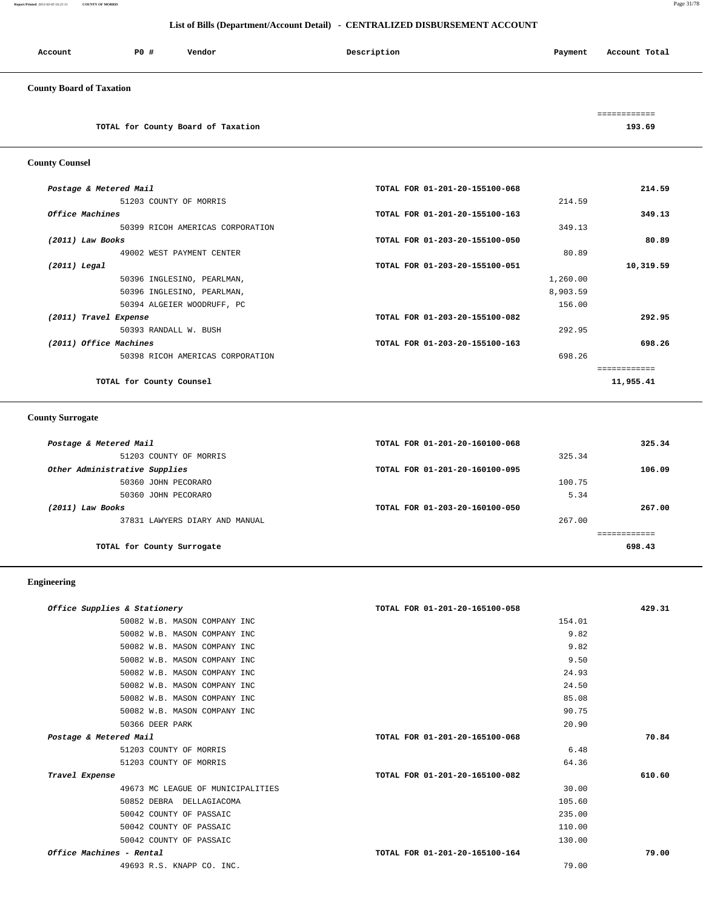## List of Bills (Department/Account Detail) - CENTRALIZED DISBURSEMENT ACCOUNT

| Account | PO # | Vendor | Description | Payment | Account Total |
|---|---|---|---|---|---|

### County Board of Taxation

| | | |
|---|---|---|
| TOTAL for County Board of Taxation | | 193.69 |

### County Counsel

| Account | PO # Vendor | Description | Payment | Account Total |
|---|---|---|---|---|
| *Postage & Metered Mail* | | TOTAL FOR 01-201-20-155100-068 | | 214.59 |
| | 51203 COUNTY OF MORRIS | | 214.59 | |
| *Office Machines* | | TOTAL FOR 01-201-20-155100-163 | | 349.13 |
| | 50399 RICOH AMERICAS CORPORATION | | 349.13 | |
| *(2011) Law Books* | | TOTAL FOR 01-203-20-155100-050 | | 80.89 |
| | 49002 WEST PAYMENT CENTER | | 80.89 | |
| *(2011) Legal* | | TOTAL FOR 01-203-20-155100-051 | | 10,319.59 |
| | 50396 INGLESINO, PEARLMAN, | | 1,260.00 | |
| | 50396 INGLESINO, PEARLMAN, | | 8,903.59 | |
| | 50394 ALGEIER WOODRUFF, PC | | 156.00 | |
| *(2011) Travel Expense* | | TOTAL FOR 01-203-20-155100-082 | | 292.95 |
| | 50393 RANDALL W. BUSH | | 292.95 | |
| *(2011) Office Machines* | | TOTAL FOR 01-203-20-155100-163 | | 698.26 |
| | 50398 RICOH AMERICAS CORPORATION | | 698.26 | |
| TOTAL for County Counsel | | | | 11,955.41 |

### County Surrogate

| Account | PO # Vendor | Description | Payment | Account Total |
|---|---|---|---|---|
| *Postage & Metered Mail* | | TOTAL FOR 01-201-20-160100-068 | | 325.34 |
| | 51203 COUNTY OF MORRIS | | 325.34 | |
| *Other Administrative Supplies* | | TOTAL FOR 01-201-20-160100-095 | | 106.09 |
| | 50360 JOHN PECORARO | | 100.75 | |
| | 50360 JOHN PECORARO | | 5.34 | |
| *(2011) Law Books* | | TOTAL FOR 01-203-20-160100-050 | | 267.00 |
| | 37831 LAWYERS DIARY AND MANUAL | | 267.00 | |
| TOTAL for County Surrogate | | | | 698.43 |

### Engineering

| Account | PO # Vendor | Description | Payment | Account Total |
|---|---|---|---|---|
| *Office Supplies & Stationery* | | TOTAL FOR 01-201-20-165100-058 | | 429.31 |
| | 50082 W.B. MASON COMPANY INC | | 154.01 | |
| | 50082 W.B. MASON COMPANY INC | | 9.82 | |
| | 50082 W.B. MASON COMPANY INC | | 9.82 | |
| | 50082 W.B. MASON COMPANY INC | | 9.50 | |
| | 50082 W.B. MASON COMPANY INC | | 24.93 | |
| | 50082 W.B. MASON COMPANY INC | | 24.50 | |
| | 50082 W.B. MASON COMPANY INC | | 85.08 | |
| | 50082 W.B. MASON COMPANY INC | | 90.75 | |
| | 50366 DEER PARK | | 20.90 | |
| *Postage & Metered Mail* | | TOTAL FOR 01-201-20-165100-068 | | 70.84 |
| | 51203 COUNTY OF MORRIS | | 6.48 | |
| | 51203 COUNTY OF MORRIS | | 64.36 | |
| *Travel Expense* | | TOTAL FOR 01-201-20-165100-082 | | 610.60 |
| | 49673 MC LEAGUE OF MUNICIPALITIES | | 30.00 | |
| | 50852 DEBRA DELLAGIACOMA | | 105.60 | |
| | 50042 COUNTY OF PASSAIC | | 235.00 | |
| | 50042 COUNTY OF PASSAIC | | 110.00 | |
| | 50042 COUNTY OF PASSAIC | | 130.00 | |
| *Office Machines - Rental* | | TOTAL FOR 01-201-20-165100-164 | | 79.00 |
| | 49693 R.S. KNAPP CO. INC. | | 79.00 | |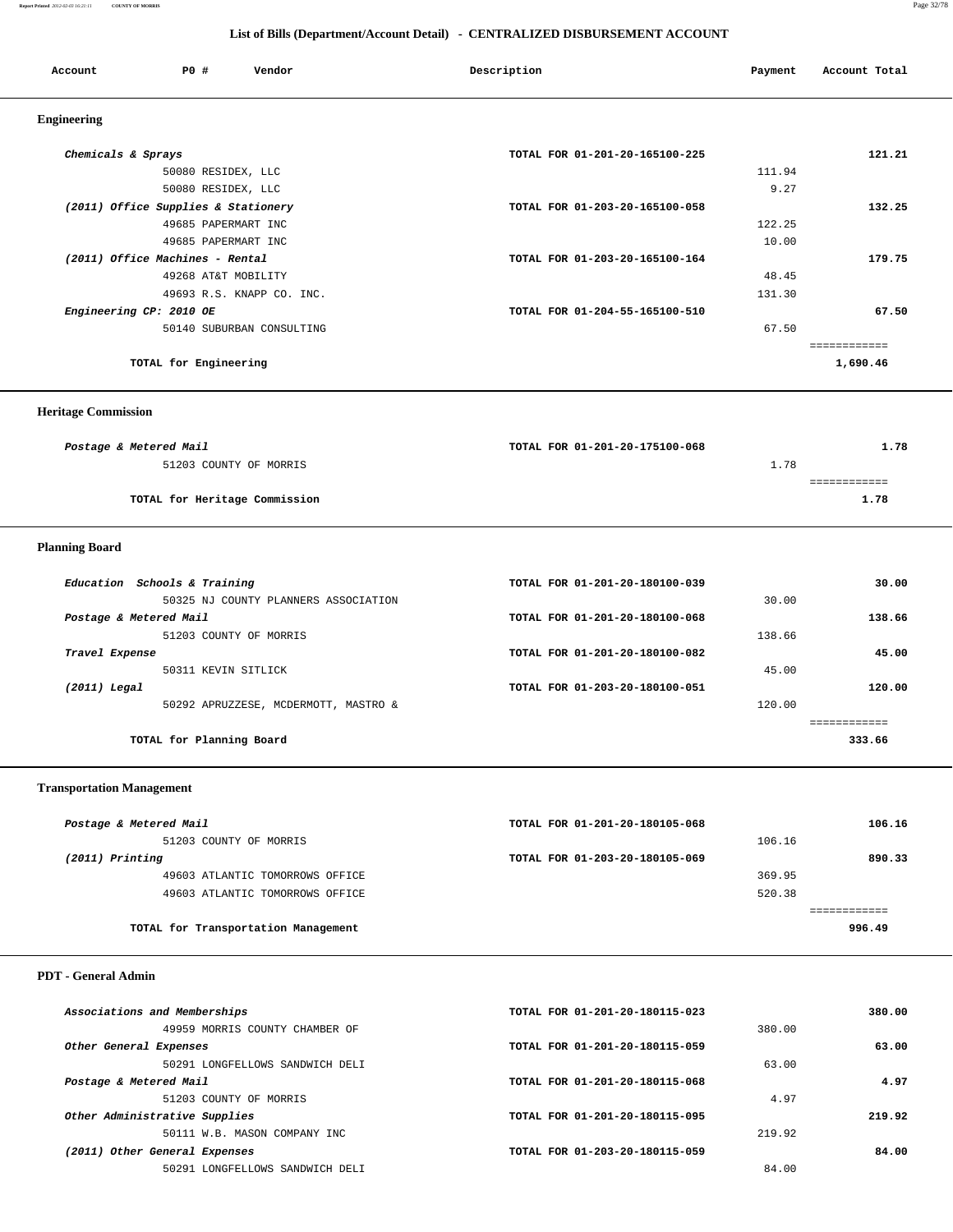## List of Bills (Department/Account Detail) - CENTRALIZED DISBURSEMENT ACCOUNT

| Account | PO # | Vendor | Description | Payment | Account Total |
|---|---|---|---|---|---|

### Engineering

| Account | PO # | Vendor | Description | Payment | Account Total |
|---|---|---|---|---|---|
| *Chemicals & Sprays* | | | TOTAL FOR 01-201-20-165100-225 | | 121.21 |
| | 50080 | RESIDEX, LLC | | 111.94 | |
| | 50080 | RESIDEX, LLC | | 9.27 | |
| *(2011) Office Supplies & Stationery* | | | TOTAL FOR 01-203-20-165100-058 | | 132.25 |
| | 49685 | PAPERMART INC | | 122.25 | |
| | 49685 | PAPERMART INC | | 10.00 | |
| *(2011) Office Machines - Rental* | | | TOTAL FOR 01-203-20-165100-164 | | 179.75 |
| | 49268 | AT&T MOBILITY | | 48.45 | |
| | 49693 | R.S. KNAPP CO. INC. | | 131.30 | |
| *Engineering CP: 2010 OE* | | | TOTAL FOR 01-204-55-165100-510 | | 67.50 |
| | 50140 | SUBURBAN CONSULTING | | 67.50 | |
| | | **TOTAL for Engineering** | | | **1,690.46** |

### Heritage Commission

| Account | PO # | Vendor | Description | Payment | Account Total |
|---|---|---|---|---|---|
| *Postage & Metered Mail* | | | TOTAL FOR 01-201-20-175100-068 | | 1.78 |
| | 51203 | COUNTY OF MORRIS | | 1.78 | |
| | | **TOTAL for Heritage Commission** | | | **1.78** |

### Planning Board

| Account | PO # | Vendor | Description | Payment | Account Total |
|---|---|---|---|---|---|
| *Education Schools & Training* | | | TOTAL FOR 01-201-20-180100-039 | | 30.00 |
| | 50325 | NJ COUNTY PLANNERS ASSOCIATION | | 30.00 | |
| *Postage & Metered Mail* | | | TOTAL FOR 01-201-20-180100-068 | | 138.66 |
| | 51203 | COUNTY OF MORRIS | | 138.66 | |
| *Travel Expense* | | | TOTAL FOR 01-201-20-180100-082 | | 45.00 |
| | 50311 | KEVIN SITLICK | | 45.00 | |
| *(2011) Legal* | | | TOTAL FOR 01-203-20-180100-051 | | 120.00 |
| | 50292 | APRUZZESE, MCDERMOTT, MASTRO & | | 120.00 | |
| | | **TOTAL for Planning Board** | | | **333.66** |

### Transportation Management

| Account | PO # | Vendor | Description | Payment | Account Total |
|---|---|---|---|---|---|
| *Postage & Metered Mail* | | | TOTAL FOR 01-201-20-180105-068 | | 106.16 |
| | 51203 | COUNTY OF MORRIS | | 106.16 | |
| *(2011) Printing* | | | TOTAL FOR 01-203-20-180105-069 | | 890.33 |
| | 49603 | ATLANTIC TOMORROWS OFFICE | | 369.95 | |
| | 49603 | ATLANTIC TOMORROWS OFFICE | | 520.38 | |
| | | **TOTAL for Transportation Management** | | | **996.49** |

### PDT - General Admin

| Account | PO # | Vendor | Description | Payment | Account Total |
|---|---|---|---|---|---|
| *Associations and Memberships* | | | TOTAL FOR 01-201-20-180115-023 | | 380.00 |
| | 49959 | MORRIS COUNTY CHAMBER OF | | 380.00 | |
| *Other General Expenses* | | | TOTAL FOR 01-201-20-180115-059 | | 63.00 |
| | 50291 | LONGFELLOWS SANDWICH DELI | | 63.00 | |
| *Postage & Metered Mail* | | | TOTAL FOR 01-201-20-180115-068 | | 4.97 |
| | 51203 | COUNTY OF MORRIS | | 4.97 | |
| *Other Administrative Supplies* | | | TOTAL FOR 01-201-20-180115-095 | | 219.92 |
| | 50111 | W.B. MASON COMPANY INC | | 219.92 | |
| *(2011) Other General Expenses* | | | TOTAL FOR 01-203-20-180115-059 | | 84.00 |
| | 50291 | LONGFELLOWS SANDWICH DELI | | 84.00 | |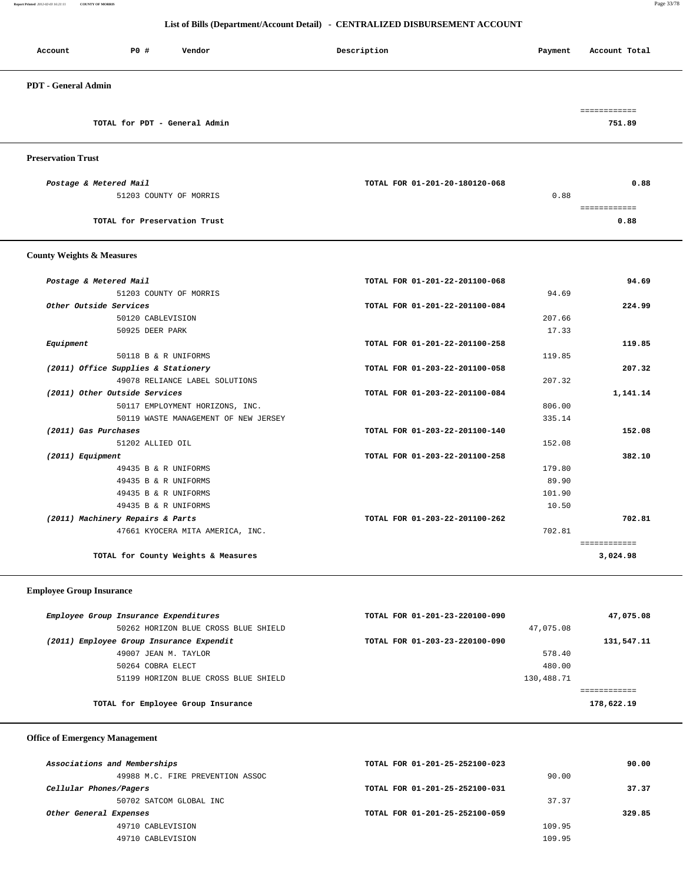## List of Bills (Department/Account Detail) - CENTRALIZED DISBURSEMENT ACCOUNT

| Account | PO # | Vendor | Description | Payment | Account Total |
|---|---|---|---|---|---|

### PDT - General Admin

| | | |
|---|---|---|
| | | ============ |
| TOTAL for PDT - General Admin | | 751.89 |

### Preservation Trust

| Account | Vendor | Description | Payment | Account Total |
|---|---|---|---|---|
| *Postage & Metered Mail* | | TOTAL FOR 01-201-20-180120-068 | | **0.88** |
| | 51203 COUNTY OF MORRIS | | 0.88 | |
| | | | | ============ |
| **TOTAL for Preservation Trust** | | | | **0.88** |

### County Weights & Measures

| Account | Vendor | Description | Payment | Account Total |
|---|---|---|---|---|
| *Postage & Metered Mail* | | TOTAL FOR 01-201-22-201100-068 | | **94.69** |
| | 51203 COUNTY OF MORRIS | | 94.69 | |
| *Other Outside Services* | | TOTAL FOR 01-201-22-201100-084 | | **224.99** |
| | 50120 CABLEVISION | | 207.66 | |
| | 50925 DEER PARK | | 17.33 | |
| *Equipment* | | TOTAL FOR 01-201-22-201100-258 | | **119.85** |
| | 50118 B & R UNIFORMS | | 119.85 | |
| *(2011) Office Supplies & Stationery* | | TOTAL FOR 01-203-22-201100-058 | | **207.32** |
| | 49078 RELIANCE LABEL SOLUTIONS | | 207.32 | |
| *(2011) Other Outside Services* | | TOTAL FOR 01-203-22-201100-084 | | **1,141.14** |
| | 50117 EMPLOYMENT HORIZONS, INC. | | 806.00 | |
| | 50119 WASTE MANAGEMENT OF NEW JERSEY | | 335.14 | |
| *(2011) Gas Purchases* | | TOTAL FOR 01-203-22-201100-140 | | **152.08** |
| | 51202 ALLIED OIL | | 152.08 | |
| *(2011) Equipment* | | TOTAL FOR 01-203-22-201100-258 | | **382.10** |
| | 49435 B & R UNIFORMS | | 179.80 | |
| | 49435 B & R UNIFORMS | | 89.90 | |
| | 49435 B & R UNIFORMS | | 101.90 | |
| | 49435 B & R UNIFORMS | | 10.50 | |
| *(2011) Machinery Repairs & Parts* | | TOTAL FOR 01-203-22-201100-262 | | **702.81** |
| | 47661 KYOCERA MITA AMERICA, INC. | | 702.81 | |
| | | | | ============ |
| **TOTAL for County Weights & Measures** | | | | **3,024.98** |

### Employee Group Insurance

| Account | Vendor | Description | Payment | Account Total |
|---|---|---|---|---|
| *Employee Group Insurance Expenditures* | | TOTAL FOR 01-201-23-220100-090 | | **47,075.08** |
| | 50262 HORIZON BLUE CROSS BLUE SHIELD | | 47,075.08 | |
| *(2011) Employee Group Insurance Expendit* | | TOTAL FOR 01-203-23-220100-090 | | **131,547.11** |
| | 49007 JEAN M. TAYLOR | | 578.40 | |
| | 50264 COBRA ELECT | | 480.00 | |
| | 51199 HORIZON BLUE CROSS BLUE SHIELD | | 130,488.71 | |
| | | | | ============ |
| **TOTAL for Employee Group Insurance** | | | | **178,622.19** |

### Office of Emergency Management

| Account | Vendor | Description | Payment | Account Total |
|---|---|---|---|---|
| *Associations and Memberships* | | TOTAL FOR 01-201-25-252100-023 | | **90.00** |
| | 49988 M.C. FIRE PREVENTION ASSOC | | 90.00 | |
| *Cellular Phones/Pagers* | | TOTAL FOR 01-201-25-252100-031 | | **37.37** |
| | 50702 SATCOM GLOBAL INC | | 37.37 | |
| *Other General Expenses* | | TOTAL FOR 01-201-25-252100-059 | | **329.85** |
| | 49710 CABLEVISION | | 109.95 | |
| | 49710 CABLEVISION | | 109.95 | |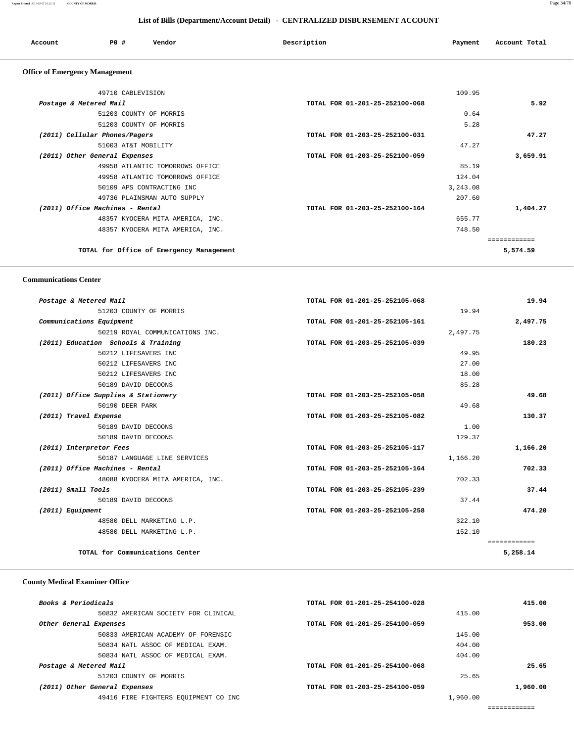## List of Bills (Department/Account Detail) - CENTRALIZED DISBURSEMENT ACCOUNT

| Account | PO # | Vendor | Description | Payment | Account Total |
|---|---|---|---|---|---|

### Office of Emergency Management

| | | | | |
|---|---|---|---|---|
| | 49710 CABLEVISION | | 109.95 | |
| *Postage & Metered Mail* | | TOTAL FOR 01-201-25-252100-068 | | **5.92** |
| | 51203 COUNTY OF MORRIS | | 0.64 | |
| | 51203 COUNTY OF MORRIS | | 5.28 | |
| *(2011) Cellular Phones/Pagers* | | TOTAL FOR 01-203-25-252100-031 | | **47.27** |
| | 51003 AT&T MOBILITY | | 47.27 | |
| *(2011) Other General Expenses* | | TOTAL FOR 01-203-25-252100-059 | | **3,659.91** |
| | 49958 ATLANTIC TOMORROWS OFFICE | | 85.19 | |
| | 49958 ATLANTIC TOMORROWS OFFICE | | 124.04 | |
| | 50109 APS CONTRACTING INC | | 3,243.08 | |
| | 49736 PLAINSMAN AUTO SUPPLY | | 207.60 | |
| *(2011) Office Machines - Rental* | | TOTAL FOR 01-203-25-252100-164 | | **1,404.27** |
| | 48357 KYOCERA MITA AMERICA, INC. | | 655.77 | |
| | 48357 KYOCERA MITA AMERICA, INC. | | 748.50 | |
| | TOTAL for Office of Emergency Management | | | **5,574.59** |

### Communications Center

| | | | | |
|---|---|---|---|---|
| *Postage & Metered Mail* | | TOTAL FOR 01-201-25-252105-068 | | **19.94** |
| | 51203 COUNTY OF MORRIS | | 19.94 | |
| *Communications Equipment* | | TOTAL FOR 01-201-25-252105-161 | | **2,497.75** |
| | 50219 ROYAL COMMUNICATIONS INC. | | 2,497.75 | |
| *(2011) Education Schools & Training* | | TOTAL FOR 01-203-25-252105-039 | | **180.23** |
| | 50212 LIFESAVERS INC | | 49.95 | |
| | 50212 LIFESAVERS INC | | 27.00 | |
| | 50212 LIFESAVERS INC | | 18.00 | |
| | 50189 DAVID DECOONS | | 85.28 | |
| *(2011) Office Supplies & Stationery* | | TOTAL FOR 01-203-25-252105-058 | | **49.68** |
| | 50190 DEER PARK | | 49.68 | |
| *(2011) Travel Expense* | | TOTAL FOR 01-203-25-252105-082 | | **130.37** |
| | 50189 DAVID DECOONS | | 1.00 | |
| | 50189 DAVID DECOONS | | 129.37 | |
| *(2011) Interpretor Fees* | | TOTAL FOR 01-203-25-252105-117 | | **1,166.20** |
| | 50187 LANGUAGE LINE SERVICES | | 1,166.20 | |
| *(2011) Office Machines - Rental* | | TOTAL FOR 01-203-25-252105-164 | | **702.33** |
| | 48088 KYOCERA MITA AMERICA, INC. | | 702.33 | |
| *(2011) Small Tools* | | TOTAL FOR 01-203-25-252105-239 | | **37.44** |
| | 50189 DAVID DECOONS | | 37.44 | |
| *(2011) Equipment* | | TOTAL FOR 01-203-25-252105-258 | | **474.20** |
| | 48580 DELL MARKETING L.P. | | 322.10 | |
| | 48580 DELL MARKETING L.P. | | 152.10 | |
| | TOTAL for Communications Center | | | **5,258.14** |

### County Medical Examiner Office

| | | | | |
|---|---|---|---|---|
| *Books & Periodicals* | | TOTAL FOR 01-201-25-254100-028 | | **415.00** |
| | 50832 AMERICAN SOCIETY FOR CLINICAL | | 415.00 | |
| *Other General Expenses* | | TOTAL FOR 01-201-25-254100-059 | | **953.00** |
| | 50833 AMERICAN ACADEMY OF FORENSIC | | 145.00 | |
| | 50834 NATL ASSOC OF MEDICAL EXAM. | | 404.00 | |
| | 50834 NATL ASSOC OF MEDICAL EXAM. | | 404.00 | |
| *Postage & Metered Mail* | | TOTAL FOR 01-201-25-254100-068 | | **25.65** |
| | 51203 COUNTY OF MORRIS | | 25.65 | |
| *(2011) Other General Expenses* | | TOTAL FOR 01-203-25-254100-059 | | **1,960.00** |
| | 49416 FIRE FIGHTERS EQUIPMENT CO INC | | 1,960.00 | |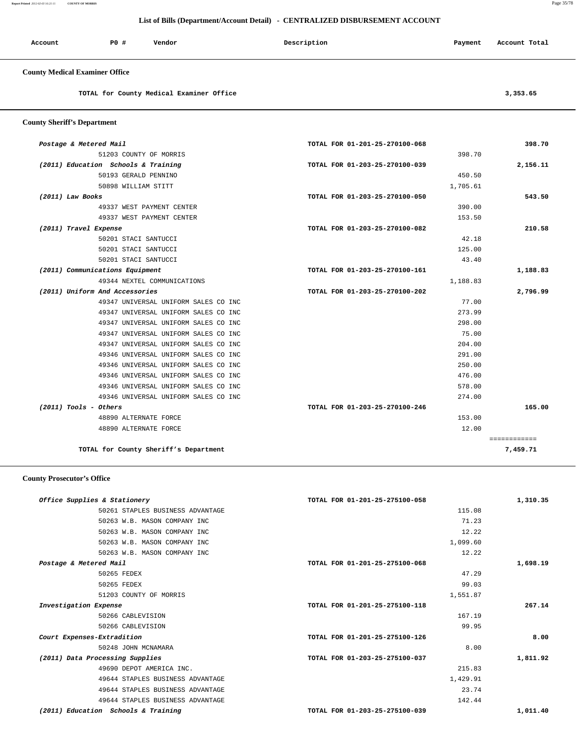## List of Bills (Department/Account Detail) - CENTRALIZED DISBURSEMENT ACCOUNT

| Account | PO # | Vendor | Description | Payment | Account Total |
|---|---|---|---|---|---|

### County Medical Examiner Office

| | | | |
|---|---|---|---|
| TOTAL for County Medical Examiner Office | | | 3,353.65 |

### County Sheriff's Department

| Account | PO # / Vendor | Description | Payment | Account Total |
|---|---|---|---|---|
| *Postage & Metered Mail* | | TOTAL FOR 01-201-25-270100-068 | | 398.70 |
| | 51203 COUNTY OF MORRIS | | 398.70 | |
| *(2011) Education Schools & Training* | | TOTAL FOR 01-203-25-270100-039 | | 2,156.11 |
| | 50193 GERALD PENNINO | | 450.50 | |
| | 50898 WILLIAM STITT | | 1,705.61 | |
| *(2011) Law Books* | | TOTAL FOR 01-203-25-270100-050 | | 543.50 |
| | 49337 WEST PAYMENT CENTER | | 390.00 | |
| | 49337 WEST PAYMENT CENTER | | 153.50 | |
| *(2011) Travel Expense* | | TOTAL FOR 01-203-25-270100-082 | | 210.58 |
| | 50201 STACI SANTUCCI | | 42.18 | |
| | 50201 STACI SANTUCCI | | 125.00 | |
| | 50201 STACI SANTUCCI | | 43.40 | |
| *(2011) Communications Equipment* | | TOTAL FOR 01-203-25-270100-161 | | 1,188.83 |
| | 49344 NEXTEL COMMUNICATIONS | | 1,188.83 | |
| *(2011) Uniform And Accessories* | | TOTAL FOR 01-203-25-270100-202 | | 2,796.99 |
| | 49347 UNIVERSAL UNIFORM SALES CO INC | | 77.00 | |
| | 49347 UNIVERSAL UNIFORM SALES CO INC | | 273.99 | |
| | 49347 UNIVERSAL UNIFORM SALES CO INC | | 298.00 | |
| | 49347 UNIVERSAL UNIFORM SALES CO INC | | 75.00 | |
| | 49347 UNIVERSAL UNIFORM SALES CO INC | | 204.00 | |
| | 49346 UNIVERSAL UNIFORM SALES CO INC | | 291.00 | |
| | 49346 UNIVERSAL UNIFORM SALES CO INC | | 250.00 | |
| | 49346 UNIVERSAL UNIFORM SALES CO INC | | 476.00 | |
| | 49346 UNIVERSAL UNIFORM SALES CO INC | | 578.00 | |
| | 49346 UNIVERSAL UNIFORM SALES CO INC | | 274.00 | |
| *(2011) Tools - Others* | | TOTAL FOR 01-203-25-270100-246 | | 165.00 |
| | 48890 ALTERNATE FORCE | | 153.00 | |
| | 48890 ALTERNATE FORCE | | 12.00 | |
| | TOTAL for County Sheriff's Department | | | 7,459.71 |

### County Prosecutor's Office

| Account | PO # / Vendor | Description | Payment | Account Total |
|---|---|---|---|---|
| *Office Supplies & Stationery* | | TOTAL FOR 01-201-25-275100-058 | | 1,310.35 |
| | 50261 STAPLES BUSINESS ADVANTAGE | | 115.08 | |
| | 50263 W.B. MASON COMPANY INC | | 71.23 | |
| | 50263 W.B. MASON COMPANY INC | | 12.22 | |
| | 50263 W.B. MASON COMPANY INC | | 1,099.60 | |
| | 50263 W.B. MASON COMPANY INC | | 12.22 | |
| *Postage & Metered Mail* | | TOTAL FOR 01-201-25-275100-068 | | 1,698.19 |
| | 50265 FEDEX | | 47.29 | |
| | 50265 FEDEX | | 99.03 | |
| | 51203 COUNTY OF MORRIS | | 1,551.87 | |
| *Investigation Expense* | | TOTAL FOR 01-201-25-275100-118 | | 267.14 |
| | 50266 CABLEVISION | | 167.19 | |
| | 50266 CABLEVISION | | 99.95 | |
| *Court Expenses-Extradition* | | TOTAL FOR 01-201-25-275100-126 | | 8.00 |
| | 50248 JOHN MCNAMARA | | 8.00 | |
| *(2011) Data Processing Supplies* | | TOTAL FOR 01-203-25-275100-037 | | 1,811.92 |
| | 49690 DEPOT AMERICA INC. | | 215.83 | |
| | 49644 STAPLES BUSINESS ADVANTAGE | | 1,429.91 | |
| | 49644 STAPLES BUSINESS ADVANTAGE | | 23.74 | |
| | 49644 STAPLES BUSINESS ADVANTAGE | | 142.44 | |
| *(2011) Education Schools & Training* | | TOTAL FOR 01-203-25-275100-039 | | 1,011.40 |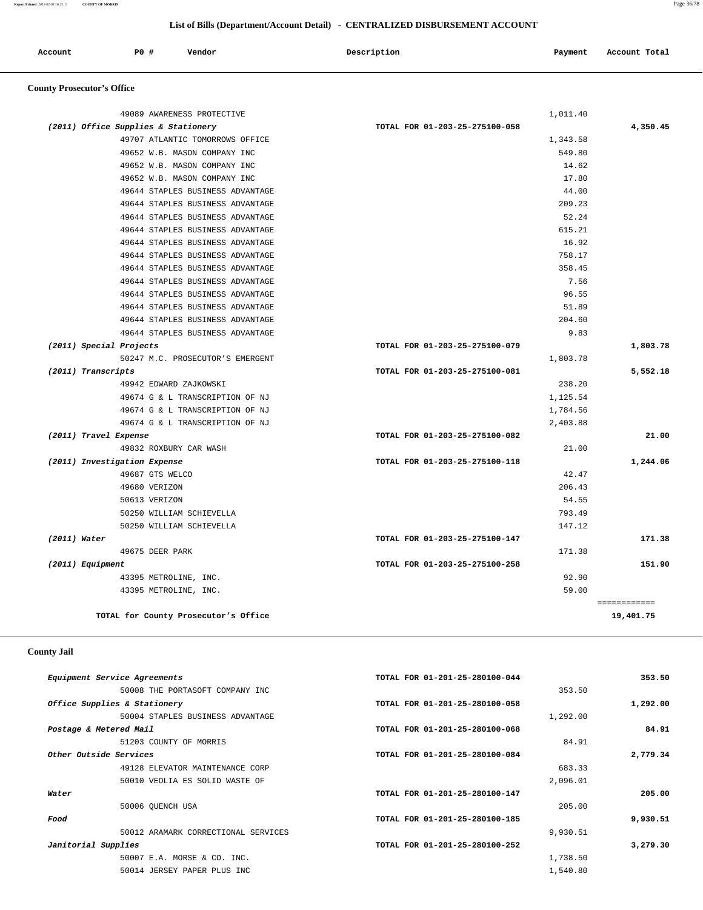## List of Bills (Department/Account Detail) - CENTRALIZED DISBURSEMENT ACCOUNT

| Account | PO # | Vendor | Description | Payment | Account Total |
|---|---|---|---|---|---|

### County Prosecutor's Office

| Account | PO # | Vendor | Description | Payment | Account Total |
|---|---|---|---|---|---|
| | 49089 | AWARENESS PROTECTIVE | | 1,011.40 | |
| *(2011) Office Supplies & Stationery* | | | TOTAL FOR 01-203-25-275100-058 | | 4,350.45 |
| | 49707 | ATLANTIC TOMORROWS OFFICE | | 1,343.58 | |
| | 49652 | W.B. MASON COMPANY INC | | 549.80 | |
| | 49652 | W.B. MASON COMPANY INC | | 14.62 | |
| | 49652 | W.B. MASON COMPANY INC | | 17.80 | |
| | 49644 | STAPLES BUSINESS ADVANTAGE | | 44.00 | |
| | 49644 | STAPLES BUSINESS ADVANTAGE | | 209.23 | |
| | 49644 | STAPLES BUSINESS ADVANTAGE | | 52.24 | |
| | 49644 | STAPLES BUSINESS ADVANTAGE | | 615.21 | |
| | 49644 | STAPLES BUSINESS ADVANTAGE | | 16.92 | |
| | 49644 | STAPLES BUSINESS ADVANTAGE | | 758.17 | |
| | 49644 | STAPLES BUSINESS ADVANTAGE | | 358.45 | |
| | 49644 | STAPLES BUSINESS ADVANTAGE | | 7.56 | |
| | 49644 | STAPLES BUSINESS ADVANTAGE | | 96.55 | |
| | 49644 | STAPLES BUSINESS ADVANTAGE | | 51.89 | |
| | 49644 | STAPLES BUSINESS ADVANTAGE | | 204.60 | |
| | 49644 | STAPLES BUSINESS ADVANTAGE | | 9.83 | |
| *(2011) Special Projects* | | | TOTAL FOR 01-203-25-275100-079 | | 1,803.78 |
| | 50247 | M.C. PROSECUTOR'S EMERGENT | | 1,803.78 | |
| *(2011) Transcripts* | | | TOTAL FOR 01-203-25-275100-081 | | 5,552.18 |
| | 49942 | EDWARD ZAJKOWSKI | | 238.20 | |
| | 49674 | G & L TRANSCRIPTION OF NJ | | 1,125.54 | |
| | 49674 | G & L TRANSCRIPTION OF NJ | | 1,784.56 | |
| | 49674 | G & L TRANSCRIPTION OF NJ | | 2,403.88 | |
| *(2011) Travel Expense* | | | TOTAL FOR 01-203-25-275100-082 | | 21.00 |
| | 49832 | ROXBURY CAR WASH | | 21.00 | |
| *(2011) Investigation Expense* | | | TOTAL FOR 01-203-25-275100-118 | | 1,244.06 |
| | 49687 | GTS WELCO | | 42.47 | |
| | 49680 | VERIZON | | 206.43 | |
| | 50613 | VERIZON | | 54.55 | |
| | 50250 | WILLIAM SCHIEVELLA | | 793.49 | |
| | 50250 | WILLIAM SCHIEVELLA | | 147.12 | |
| *(2011) Water* | | | TOTAL FOR 01-203-25-275100-147 | | 171.38 |
| | 49675 | DEER PARK | | 171.38 | |
| *(2011) Equipment* | | | TOTAL FOR 01-203-25-275100-258 | | 151.90 |
| | 43395 | METROLINE, INC. | | 92.90 | |
| | 43395 | METROLINE, INC. | | 59.00 | |
| | | **TOTAL for County Prosecutor's Office** | | | **19,401.75** |

### County Jail

| Account | PO # | Vendor | Description | Payment | Account Total |
|---|---|---|---|---|---|
| *Equipment Service Agreements* | | | TOTAL FOR 01-201-25-280100-044 | | 353.50 |
| | 50008 | THE PORTASOFT COMPANY INC | | 353.50 | |
| *Office Supplies & Stationery* | | | TOTAL FOR 01-201-25-280100-058 | | 1,292.00 |
| | 50004 | STAPLES BUSINESS ADVANTAGE | | 1,292.00 | |
| *Postage & Metered Mail* | | | TOTAL FOR 01-201-25-280100-068 | | 84.91 |
| | 51203 | COUNTY OF MORRIS | | 84.91 | |
| *Other Outside Services* | | | TOTAL FOR 01-201-25-280100-084 | | 2,779.34 |
| | 49128 | ELEVATOR MAINTENANCE CORP | | 683.33 | |
| | 50010 | VEOLIA ES SOLID WASTE OF | | 2,096.01 | |
| *Water* | | | TOTAL FOR 01-201-25-280100-147 | | 205.00 |
| | 50006 | QUENCH USA | | 205.00 | |
| *Food* | | | TOTAL FOR 01-201-25-280100-185 | | 9,930.51 |
| | 50012 | ARAMARK CORRECTIONAL SERVICES | | 9,930.51 | |
| *Janitorial Supplies* | | | TOTAL FOR 01-201-25-280100-252 | | 3,279.30 |
| | 50007 | E.A. MORSE & CO. INC. | | 1,738.50 | |
| | 50014 | JERSEY PAPER PLUS INC | | 1,540.80 | |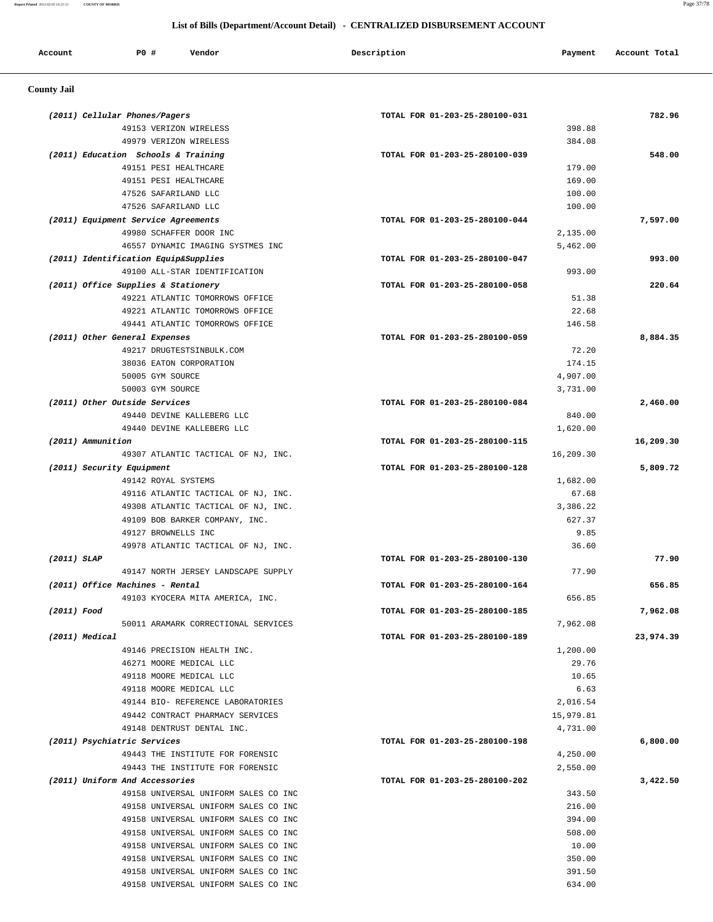# List of Bills (Department/Account Detail) - CENTRALIZED DISBURSEMENT ACCOUNT

| Account | PO # | Vendor | Description | Payment | Account Total |
|---|---|---|---|---|---|

## County Jail

| Account | PO # | Vendor | Description | Payment | Account Total |
|---|---|---|---|---|---|
| *(2011) Cellular Phones/Pagers* | | | TOTAL FOR 01-203-25-280100-031 | | **782.96** |
| | 49153 | VERIZON WIRELESS | | 398.88 | |
| | 49979 | VERIZON WIRELESS | | 384.08 | |
| *(2011) Education Schools & Training* | | | TOTAL FOR 01-203-25-280100-039 | | **548.00** |
| | 49151 | PESI HEALTHCARE | | 179.00 | |
| | 49151 | PESI HEALTHCARE | | 169.00 | |
| | 47526 | SAFARILAND LLC | | 100.00 | |
| | 47526 | SAFARILAND LLC | | 100.00 | |
| *(2011) Equipment Service Agreements* | | | TOTAL FOR 01-203-25-280100-044 | | **7,597.00** |
| | 49980 | SCHAFFER DOOR INC | | 2,135.00 | |
| | 46557 | DYNAMIC IMAGING SYSTMES INC | | 5,462.00 | |
| *(2011) Identification Equip&Supplies* | | | TOTAL FOR 01-203-25-280100-047 | | **993.00** |
| | 49100 | ALL-STAR IDENTIFICATION | | 993.00 | |
| *(2011) Office Supplies & Stationery* | | | TOTAL FOR 01-203-25-280100-058 | | **220.64** |
| | 49221 | ATLANTIC TOMORROWS OFFICE | | 51.38 | |
| | 49221 | ATLANTIC TOMORROWS OFFICE | | 22.68 | |
| | 49441 | ATLANTIC TOMORROWS OFFICE | | 146.58 | |
| *(2011) Other General Expenses* | | | TOTAL FOR 01-203-25-280100-059 | | **8,884.35** |
| | 49217 | DRUGTESTSINBULK.COM | | 72.20 | |
| | 38036 | EATON CORPORATION | | 174.15 | |
| | 50005 | GYM SOURCE | | 4,907.00 | |
| | 50003 | GYM SOURCE | | 3,731.00 | |
| *(2011) Other Outside Services* | | | TOTAL FOR 01-203-25-280100-084 | | **2,460.00** |
| | 49440 | DEVINE KALLEBERG LLC | | 840.00 | |
| | 49440 | DEVINE KALLEBERG LLC | | 1,620.00 | |
| *(2011) Ammunition* | | | TOTAL FOR 01-203-25-280100-115 | | **16,209.30** |
| | 49307 | ATLANTIC TACTICAL OF NJ, INC. | | 16,209.30 | |
| *(2011) Security Equipment* | | | TOTAL FOR 01-203-25-280100-128 | | **5,809.72** |
| | 49142 | ROYAL SYSTEMS | | 1,682.00 | |
| | 49116 | ATLANTIC TACTICAL OF NJ, INC. | | 67.68 | |
| | 49308 | ATLANTIC TACTICAL OF NJ, INC. | | 3,386.22 | |
| | 49109 | BOB BARKER COMPANY, INC. | | 627.37 | |
| | 49127 | BROWNELLS INC | | 9.85 | |
| | 49978 | ATLANTIC TACTICAL OF NJ, INC. | | 36.60 | |
| *(2011) SLAP* | | | TOTAL FOR 01-203-25-280100-130 | | **77.90** |
| | 49147 | NORTH JERSEY LANDSCAPE SUPPLY | | 77.90 | |
| *(2011) Office Machines - Rental* | | | TOTAL FOR 01-203-25-280100-164 | | **656.85** |
| | 49103 | KYOCERA MITA AMERICA, INC. | | 656.85 | |
| *(2011) Food* | | | TOTAL FOR 01-203-25-280100-185 | | **7,962.08** |
| | 50011 | ARAMARK CORRECTIONAL SERVICES | | 7,962.08 | |
| *(2011) Medical* | | | TOTAL FOR 01-203-25-280100-189 | | **23,974.39** |
| | 49146 | PRECISION HEALTH INC. | | 1,200.00 | |
| | 46271 | MOORE MEDICAL LLC | | 29.76 | |
| | 49118 | MOORE MEDICAL LLC | | 10.65 | |
| | 49118 | MOORE MEDICAL LLC | | 6.63 | |
| | 49144 | BIO- REFERENCE LABORATORIES | | 2,016.54 | |
| | 49442 | CONTRACT PHARMACY SERVICES | | 15,979.81 | |
| | 49148 | DENTRUST DENTAL INC. | | 4,731.00 | |
| *(2011) Psychiatric Services* | | | TOTAL FOR 01-203-25-280100-198 | | **6,800.00** |
| | 49443 | THE INSTITUTE FOR FORENSIC | | 4,250.00 | |
| | 49443 | THE INSTITUTE FOR FORENSIC | | 2,550.00 | |
| *(2011) Uniform And Accessories* | | | TOTAL FOR 01-203-25-280100-202 | | **3,422.50** |
| | 49158 | UNIVERSAL UNIFORM SALES CO INC | | 343.50 | |
| | 49158 | UNIVERSAL UNIFORM SALES CO INC | | 216.00 | |
| | 49158 | UNIVERSAL UNIFORM SALES CO INC | | 394.00 | |
| | 49158 | UNIVERSAL UNIFORM SALES CO INC | | 508.00 | |
| | 49158 | UNIVERSAL UNIFORM SALES CO INC | | 10.00 | |
| | 49158 | UNIVERSAL UNIFORM SALES CO INC | | 350.00 | |
| | 49158 | UNIVERSAL UNIFORM SALES CO INC | | 391.50 | |
| | 49158 | UNIVERSAL UNIFORM SALES CO INC | | 634.00 | |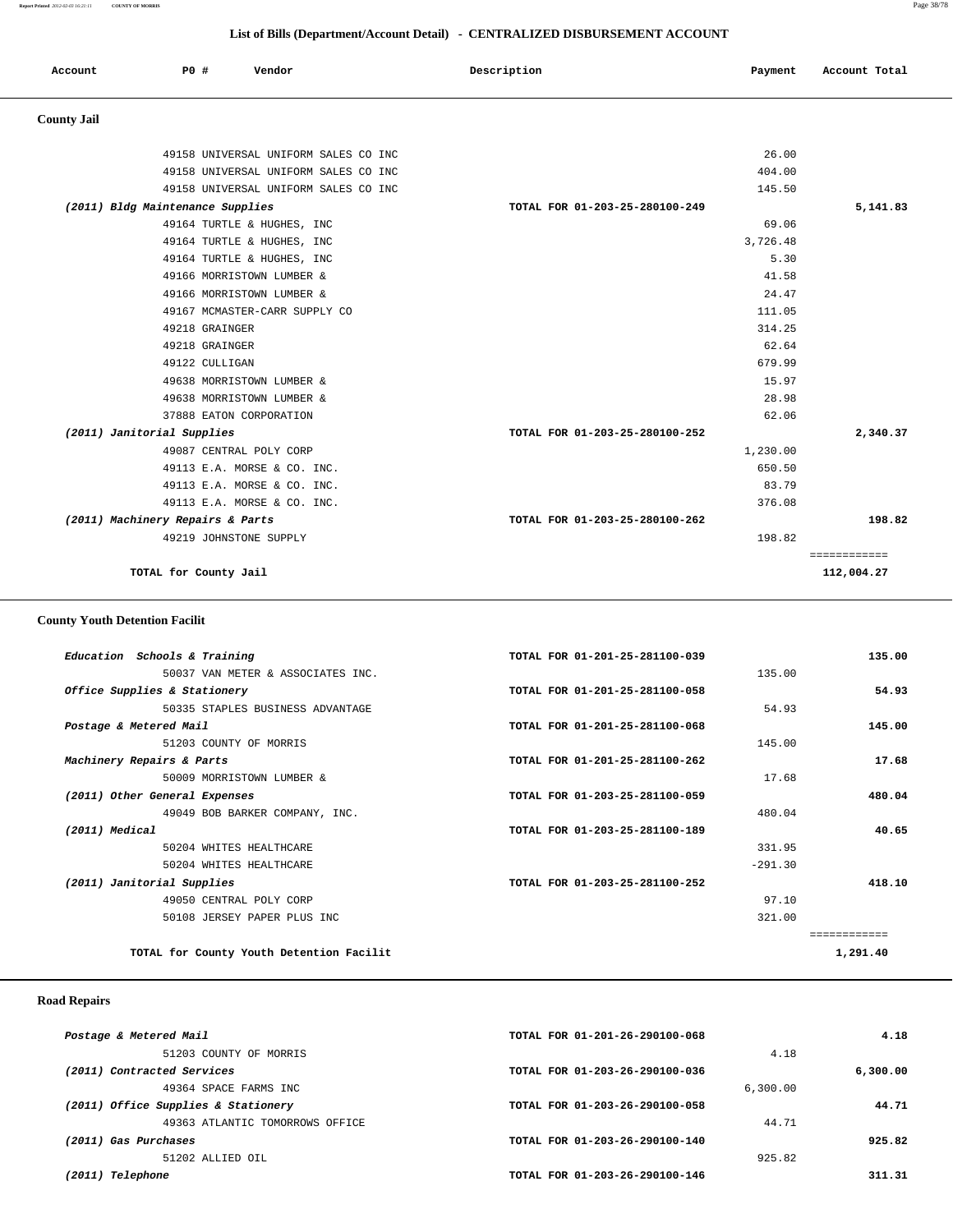## List of Bills (Department/Account Detail) - CENTRALIZED DISBURSEMENT ACCOUNT

| Account | PO # | Vendor | Description | Payment | Account Total |
|---|---|---|---|---|---|

### County Jail

| Account | PO # | Vendor | Description | Payment | Account Total |
|---|---|---|---|---|---|
| | 49158 | UNIVERSAL UNIFORM SALES CO INC | | 26.00 | |
| | 49158 | UNIVERSAL UNIFORM SALES CO INC | | 404.00 | |
| | 49158 | UNIVERSAL UNIFORM SALES CO INC | | 145.50 | |
| *(2011) Bldg Maintenance Supplies* | | | TOTAL FOR 01-203-25-280100-249 | | **5,141.83** |
| | 49164 | TURTLE & HUGHES, INC | | 69.06 | |
| | 49164 | TURTLE & HUGHES, INC | | 3,726.48 | |
| | 49164 | TURTLE & HUGHES, INC | | 5.30 | |
| | 49166 | MORRISTOWN LUMBER & | | 41.58 | |
| | 49166 | MORRISTOWN LUMBER & | | 24.47 | |
| | 49167 | MCMASTER-CARR SUPPLY CO | | 111.05 | |
| | 49218 | GRAINGER | | 314.25 | |
| | 49218 | GRAINGER | | 62.64 | |
| | 49122 | CULLIGAN | | 679.99 | |
| | 49638 | MORRISTOWN LUMBER & | | 15.97 | |
| | 49638 | MORRISTOWN LUMBER & | | 28.98 | |
| | 37888 | EATON CORPORATION | | 62.06 | |
| *(2011) Janitorial Supplies* | | | TOTAL FOR 01-203-25-280100-252 | | **2,340.37** |
| | 49087 | CENTRAL POLY CORP | | 1,230.00 | |
| | 49113 | E.A. MORSE & CO. INC. | | 650.50 | |
| | 49113 | E.A. MORSE & CO. INC. | | 83.79 | |
| | 49113 | E.A. MORSE & CO. INC. | | 376.08 | |
| *(2011) Machinery Repairs & Parts* | | | TOTAL FOR 01-203-25-280100-262 | | **198.82** |
| | 49219 | JOHNSTONE SUPPLY | | 198.82 | |
| **TOTAL for County Jail** | | | | | **112,004.27** |

### County Youth Detention Facilit

| Account | PO # | Vendor | Description | Payment | Account Total |
|---|---|---|---|---|---|
| *Education Schools & Training* | | | TOTAL FOR 01-201-25-281100-039 | | **135.00** |
| | 50037 | VAN METER & ASSOCIATES INC. | | 135.00 | |
| *Office Supplies & Stationery* | | | TOTAL FOR 01-201-25-281100-058 | | **54.93** |
| | 50335 | STAPLES BUSINESS ADVANTAGE | | 54.93 | |
| *Postage & Metered Mail* | | | TOTAL FOR 01-201-25-281100-068 | | **145.00** |
| | 51203 | COUNTY OF MORRIS | | 145.00 | |
| *Machinery Repairs & Parts* | | | TOTAL FOR 01-201-25-281100-262 | | **17.68** |
| | 50009 | MORRISTOWN LUMBER & | | 17.68 | |
| *(2011) Other General Expenses* | | | TOTAL FOR 01-203-25-281100-059 | | **480.04** |
| | 49049 | BOB BARKER COMPANY, INC. | | 480.04 | |
| *(2011) Medical* | | | TOTAL FOR 01-203-25-281100-189 | | **40.65** |
| | 50204 | WHITES HEALTHCARE | | 331.95 | |
| | 50204 | WHITES HEALTHCARE | | -291.30 | |
| *(2011) Janitorial Supplies* | | | TOTAL FOR 01-203-25-281100-252 | | **418.10** |
| | 49050 | CENTRAL POLY CORP | | 97.10 | |
| | 50108 | JERSEY PAPER PLUS INC | | 321.00 | |
| **TOTAL for County Youth Detention Facilit** | | | | | **1,291.40** |

### Road Repairs

| Account | PO # | Vendor | Description | Payment | Account Total |
|---|---|---|---|---|---|
| *Postage & Metered Mail* | | | TOTAL FOR 01-201-26-290100-068 | | **4.18** |
| | 51203 | COUNTY OF MORRIS | | 4.18 | |
| *(2011) Contracted Services* | | | TOTAL FOR 01-203-26-290100-036 | | **6,300.00** |
| | 49364 | SPACE FARMS INC | | 6,300.00 | |
| *(2011) Office Supplies & Stationery* | | | TOTAL FOR 01-203-26-290100-058 | | **44.71** |
| | 49363 | ATLANTIC TOMORROWS OFFICE | | 44.71 | |
| *(2011) Gas Purchases* | | | TOTAL FOR 01-203-26-290100-140 | | **925.82** |
| | 51202 | ALLIED OIL | | 925.82 | |
| *(2011) Telephone* | | | TOTAL FOR 01-203-26-290100-146 | | **311.31** |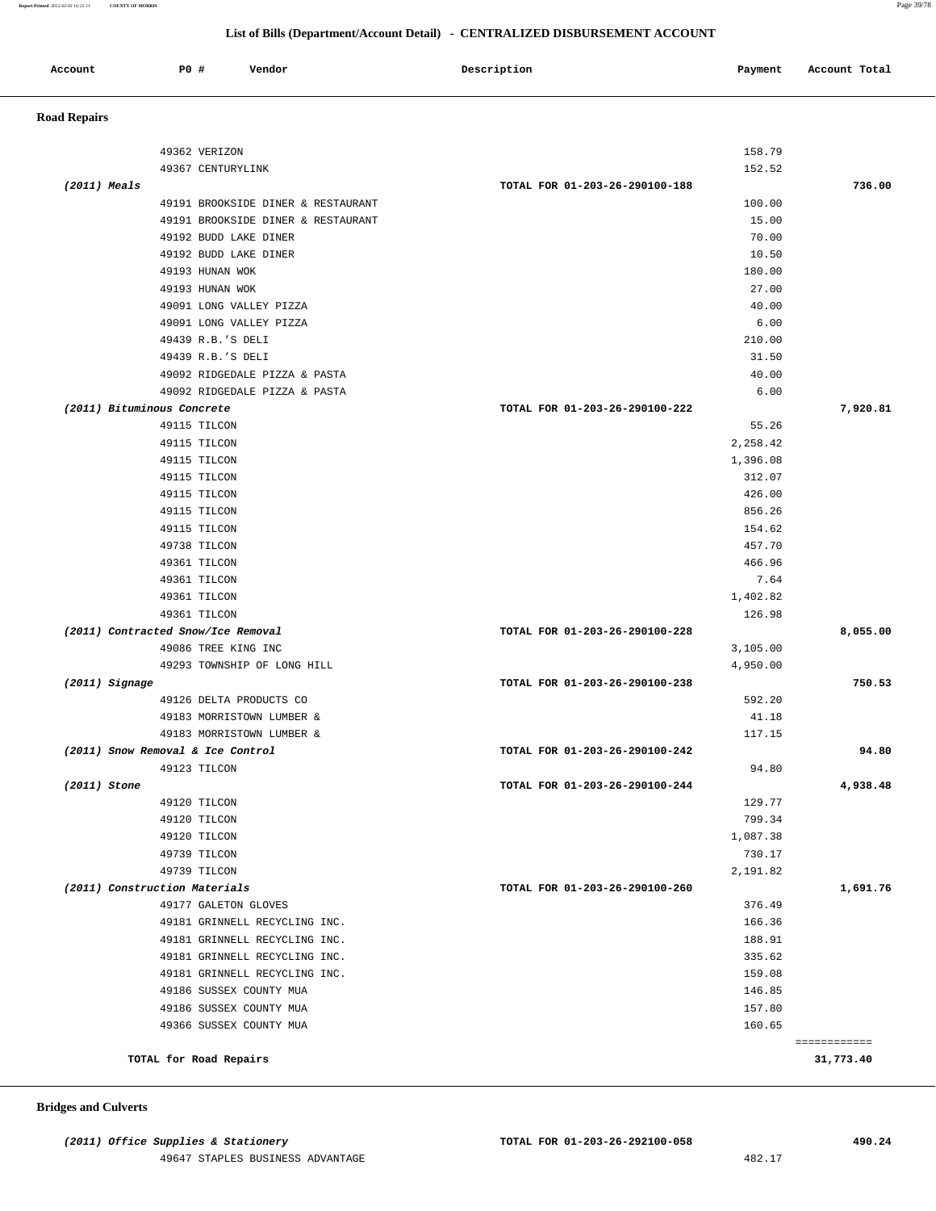## List of Bills (Department/Account Detail) - CENTRALIZED DISBURSEMENT ACCOUNT

| Account | PO # | Vendor | Description | Payment | Account Total |
|---|---|---|---|---|---|

### Road Repairs

| Account | PO # | Vendor | Description | Payment | Account Total |
|---|---|---|---|---|---|
| | 49362 | VERIZON | | 158.79 | |
| | 49367 | CENTURYLINK | | 152.52 | |
| *(2011) Meals* | | | TOTAL FOR 01-203-26-290100-188 | | **736.00** |
| | 49191 | BROOKSIDE DINER & RESTAURANT | | 100.00 | |
| | 49191 | BROOKSIDE DINER & RESTAURANT | | 15.00 | |
| | 49192 | BUDD LAKE DINER | | 70.00 | |
| | 49192 | BUDD LAKE DINER | | 10.50 | |
| | 49193 | HUNAN WOK | | 180.00 | |
| | 49193 | HUNAN WOK | | 27.00 | |
| | 49091 | LONG VALLEY PIZZA | | 40.00 | |
| | 49091 | LONG VALLEY PIZZA | | 6.00 | |
| | 49439 | R.B.'S DELI | | 210.00 | |
| | 49439 | R.B.'S DELI | | 31.50 | |
| | 49092 | RIDGEDALE PIZZA & PASTA | | 40.00 | |
| | 49092 | RIDGEDALE PIZZA & PASTA | | 6.00 | |
| *(2011) Bituminous Concrete* | | | TOTAL FOR 01-203-26-290100-222 | | **7,920.81** |
| | 49115 | TILCON | | 55.26 | |
| | 49115 | TILCON | | 2,258.42 | |
| | 49115 | TILCON | | 1,396.08 | |
| | 49115 | TILCON | | 312.07 | |
| | 49115 | TILCON | | 426.00 | |
| | 49115 | TILCON | | 856.26 | |
| | 49115 | TILCON | | 154.62 | |
| | 49738 | TILCON | | 457.70 | |
| | 49361 | TILCON | | 466.96 | |
| | 49361 | TILCON | | 7.64 | |
| | 49361 | TILCON | | 1,402.82 | |
| | 49361 | TILCON | | 126.98 | |
| *(2011) Contracted Snow/Ice Removal* | | | TOTAL FOR 01-203-26-290100-228 | | **8,055.00** |
| | 49086 | TREE KING INC | | 3,105.00 | |
| | 49293 | TOWNSHIP OF LONG HILL | | 4,950.00 | |
| *(2011) Signage* | | | TOTAL FOR 01-203-26-290100-238 | | **750.53** |
| | 49126 | DELTA PRODUCTS CO | | 592.20 | |
| | 49183 | MORRISTOWN LUMBER & | | 41.18 | |
| | 49183 | MORRISTOWN LUMBER & | | 117.15 | |
| *(2011) Snow Removal & Ice Control* | | | TOTAL FOR 01-203-26-290100-242 | | **94.80** |
| | 49123 | TILCON | | 94.80 | |
| *(2011) Stone* | | | TOTAL FOR 01-203-26-290100-244 | | **4,938.48** |
| | 49120 | TILCON | | 129.77 | |
| | 49120 | TILCON | | 799.34 | |
| | 49120 | TILCON | | 1,087.38 | |
| | 49739 | TILCON | | 730.17 | |
| | 49739 | TILCON | | 2,191.82 | |
| *(2011) Construction Materials* | | | TOTAL FOR 01-203-26-290100-260 | | **1,691.76** |
| | 49177 | GALETON GLOVES | | 376.49 | |
| | 49181 | GRINNELL RECYCLING INC. | | 166.36 | |
| | 49181 | GRINNELL RECYCLING INC. | | 188.91 | |
| | 49181 | GRINNELL RECYCLING INC. | | 335.62 | |
| | 49181 | GRINNELL RECYCLING INC. | | 159.08 | |
| | 49186 | SUSSEX COUNTY MUA | | 146.85 | |
| | 49186 | SUSSEX COUNTY MUA | | 157.80 | |
| | 49366 | SUSSEX COUNTY MUA | | 160.65 | |
| **TOTAL for Road Repairs** | | | | | **31,773.40** |

### Bridges and Culverts

| Account | PO # | Vendor | Description | Payment | Account Total |
|---|---|---|---|---|---|
| *(2011) Office Supplies & Stationery* | | | TOTAL FOR 01-203-26-292100-058 | | **490.24** |
| | 49647 | STAPLES BUSINESS ADVANTAGE | | 482.17 | |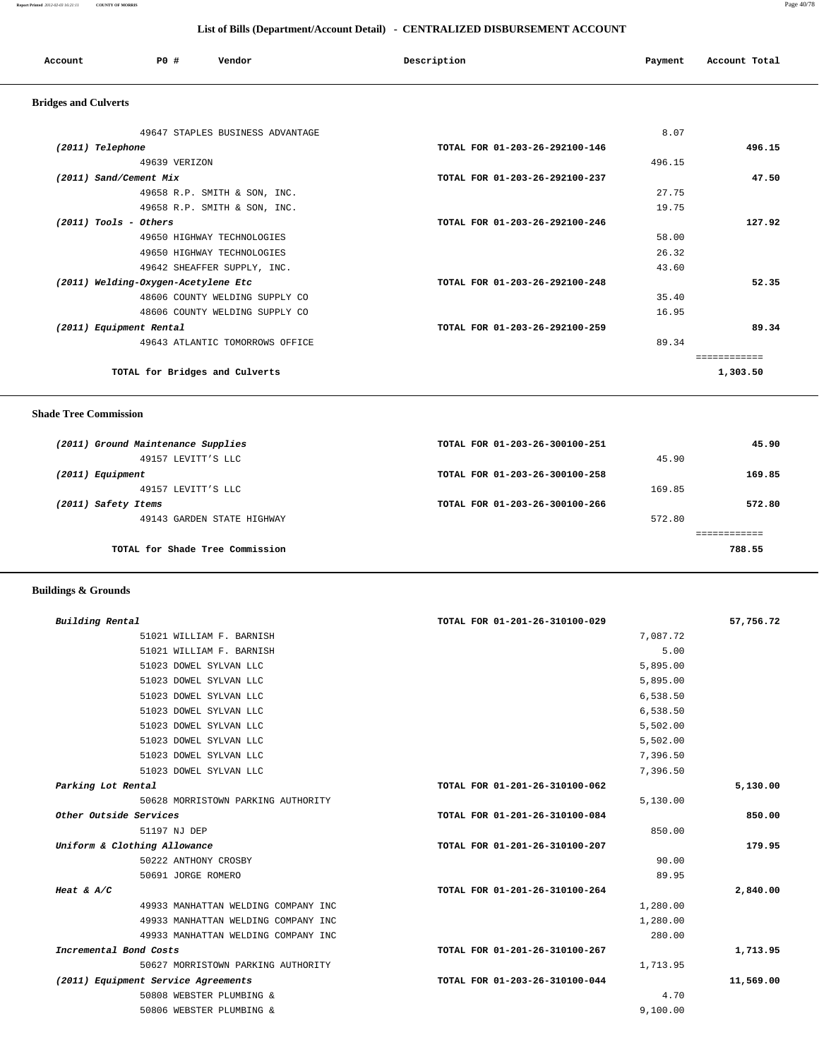## List of Bills (Department/Account Detail) - CENTRALIZED DISBURSEMENT ACCOUNT

| Account | PO # | Vendor | Description | Payment | Account Total |
|---|---|---|---|---|---|

### Bridges and Culverts

| Account | PO # | Vendor | Description | Payment | Account Total |
|---|---|---|---|---|---|
| | 49647 | STAPLES BUSINESS ADVANTAGE | | 8.07 | |
| *(2011) Telephone* | | | TOTAL FOR 01-203-26-292100-146 | | 496.15 |
| | 49639 | VERIZON | | 496.15 | |
| *(2011) Sand/Cement Mix* | | | TOTAL FOR 01-203-26-292100-237 | | 47.50 |
| | 49658 | R.P. SMITH & SON, INC. | | 27.75 | |
| | 49658 | R.P. SMITH & SON, INC. | | 19.75 | |
| *(2011) Tools - Others* | | | TOTAL FOR 01-203-26-292100-246 | | 127.92 |
| | 49650 | HIGHWAY TECHNOLOGIES | | 58.00 | |
| | 49650 | HIGHWAY TECHNOLOGIES | | 26.32 | |
| | 49642 | SHEAFFER SUPPLY, INC. | | 43.60 | |
| *(2011) Welding-Oxygen-Acetylene Etc* | | | TOTAL FOR 01-203-26-292100-248 | | 52.35 |
| | 48606 | COUNTY WELDING SUPPLY CO | | 35.40 | |
| | 48606 | COUNTY WELDING SUPPLY CO | | 16.95 | |
| *(2011) Equipment Rental* | | | TOTAL FOR 01-203-26-292100-259 | | 89.34 |
| | 49643 | ATLANTIC TOMORROWS OFFICE | | 89.34 | |
| | | TOTAL for Bridges and Culverts | | | 1,303.50 |

### Shade Tree Commission

| Account | PO # | Vendor | Description | Payment | Account Total |
|---|---|---|---|---|---|
| *(2011) Ground Maintenance Supplies* | | | TOTAL FOR 01-203-26-300100-251 | | 45.90 |
| | 49157 | LEVITT'S LLC | | 45.90 | |
| *(2011) Equipment* | | | TOTAL FOR 01-203-26-300100-258 | | 169.85 |
| | 49157 | LEVITT'S LLC | | 169.85 | |
| *(2011) Safety Items* | | | TOTAL FOR 01-203-26-300100-266 | | 572.80 |
| | 49143 | GARDEN STATE HIGHWAY | | 572.80 | |
| | | TOTAL for Shade Tree Commission | | | 788.55 |

### Buildings & Grounds

| Account | PO # | Vendor | Description | Payment | Account Total |
|---|---|---|---|---|---|
| *Building Rental* | | | TOTAL FOR 01-201-26-310100-029 | | 57,756.72 |
| | 51021 | WILLIAM F. BARNISH | | 7,087.72 | |
| | 51021 | WILLIAM F. BARNISH | | 5.00 | |
| | 51023 | DOWEL SYLVAN LLC | | 5,895.00 | |
| | 51023 | DOWEL SYLVAN LLC | | 5,895.00 | |
| | 51023 | DOWEL SYLVAN LLC | | 6,538.50 | |
| | 51023 | DOWEL SYLVAN LLC | | 6,538.50 | |
| | 51023 | DOWEL SYLVAN LLC | | 5,502.00 | |
| | 51023 | DOWEL SYLVAN LLC | | 5,502.00 | |
| | 51023 | DOWEL SYLVAN LLC | | 7,396.50 | |
| | 51023 | DOWEL SYLVAN LLC | | 7,396.50 | |
| *Parking Lot Rental* | | | TOTAL FOR 01-201-26-310100-062 | | 5,130.00 |
| | 50628 | MORRISTOWN PARKING AUTHORITY | | 5,130.00 | |
| *Other Outside Services* | | | TOTAL FOR 01-201-26-310100-084 | | 850.00 |
| | 51197 | NJ DEP | | 850.00 | |
| *Uniform & Clothing Allowance* | | | TOTAL FOR 01-201-26-310100-207 | | 179.95 |
| | 50222 | ANTHONY CROSBY | | 90.00 | |
| | 50691 | JORGE ROMERO | | 89.95 | |
| *Heat & A/C* | | | TOTAL FOR 01-201-26-310100-264 | | 2,840.00 |
| | 49933 | MANHATTAN WELDING COMPANY INC | | 1,280.00 | |
| | 49933 | MANHATTAN WELDING COMPANY INC | | 1,280.00 | |
| | 49933 | MANHATTAN WELDING COMPANY INC | | 280.00 | |
| *Incremental Bond Costs* | | | TOTAL FOR 01-201-26-310100-267 | | 1,713.95 |
| | 50627 | MORRISTOWN PARKING AUTHORITY | | 1,713.95 | |
| *(2011) Equipment Service Agreements* | | | TOTAL FOR 01-203-26-310100-044 | | 11,569.00 |
| | 50808 | WEBSTER PLUMBING & | | 4.70 | |
| | 50806 | WEBSTER PLUMBING & | | 9,100.00 | |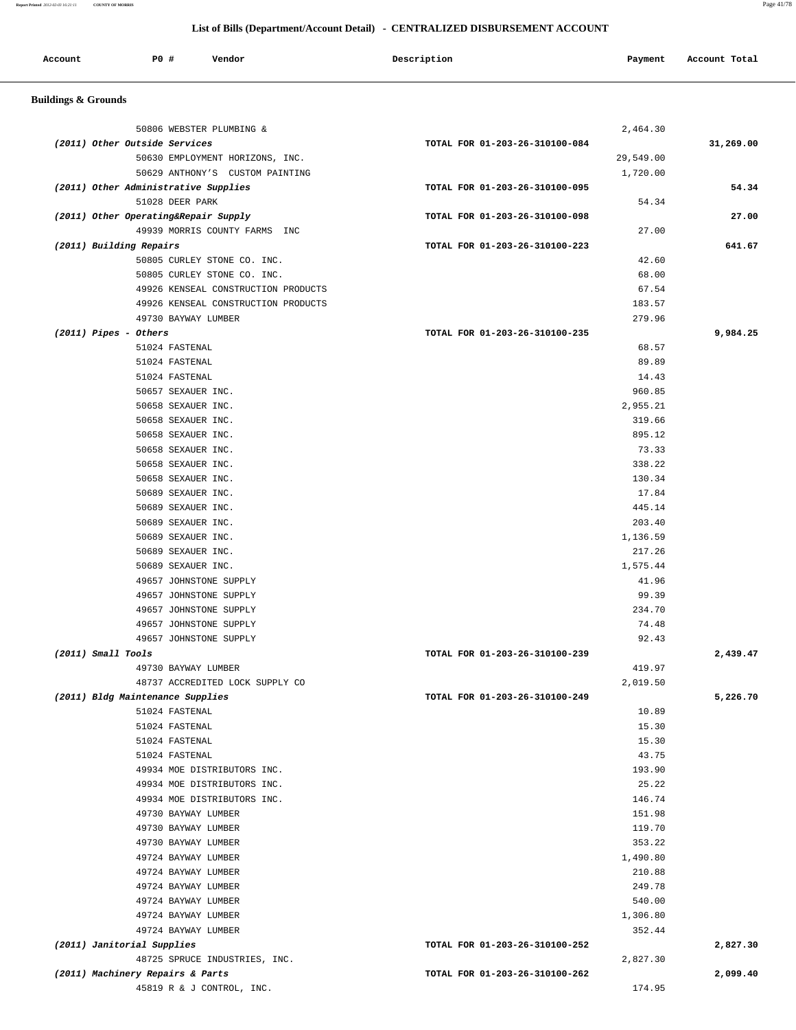## List of Bills (Department/Account Detail) - CENTRALIZED DISBURSEMENT ACCOUNT

| Account | PO # | Vendor | Description | Payment | Account Total |
|---|---|---|---|---|---|

### Buildings & Grounds

| Account | PO # | Vendor | Description | Payment | Account Total |
|---|---|---|---|---|---|
| | 50806 | WEBSTER PLUMBING & | | 2,464.30 | |
| *(2011) Other Outside Services* | | | TOTAL FOR 01-203-26-310100-084 | | 31,269.00 |
| | 50630 | EMPLOYMENT HORIZONS, INC. | | 29,549.00 | |
| | 50629 | ANTHONY'S CUSTOM PAINTING | | 1,720.00 | |
| *(2011) Other Administrative Supplies* | | | TOTAL FOR 01-203-26-310100-095 | | 54.34 |
| | 51028 | DEER PARK | | 54.34 | |
| *(2011) Other Operating&Repair Supply* | | | TOTAL FOR 01-203-26-310100-098 | | 27.00 |
| | 49939 | MORRIS COUNTY FARMS INC | | 27.00 | |
| *(2011) Building Repairs* | | | TOTAL FOR 01-203-26-310100-223 | | 641.67 |
| | 50805 | CURLEY STONE CO. INC. | | 42.60 | |
| | 50805 | CURLEY STONE CO. INC. | | 68.00 | |
| | 49926 | KENSEAL CONSTRUCTION PRODUCTS | | 67.54 | |
| | 49926 | KENSEAL CONSTRUCTION PRODUCTS | | 183.57 | |
| | 49730 | BAYWAY LUMBER | | 279.96 | |
| *(2011) Pipes - Others* | | | TOTAL FOR 01-203-26-310100-235 | | 9,984.25 |
| | 51024 | FASTENAL | | 68.57 | |
| | 51024 | FASTENAL | | 89.89 | |
| | 51024 | FASTENAL | | 14.43 | |
| | 50657 | SEXAUER INC. | | 960.85 | |
| | 50658 | SEXAUER INC. | | 2,955.21 | |
| | 50658 | SEXAUER INC. | | 319.66 | |
| | 50658 | SEXAUER INC. | | 895.12 | |
| | 50658 | SEXAUER INC. | | 73.33 | |
| | 50658 | SEXAUER INC. | | 338.22 | |
| | 50658 | SEXAUER INC. | | 130.34 | |
| | 50689 | SEXAUER INC. | | 17.84 | |
| | 50689 | SEXAUER INC. | | 445.14 | |
| | 50689 | SEXAUER INC. | | 203.40 | |
| | 50689 | SEXAUER INC. | | 1,136.59 | |
| | 50689 | SEXAUER INC. | | 217.26 | |
| | 50689 | SEXAUER INC. | | 1,575.44 | |
| | 49657 | JOHNSTONE SUPPLY | | 41.96 | |
| | 49657 | JOHNSTONE SUPPLY | | 99.39 | |
| | 49657 | JOHNSTONE SUPPLY | | 234.70 | |
| | 49657 | JOHNSTONE SUPPLY | | 74.48 | |
| | 49657 | JOHNSTONE SUPPLY | | 92.43 | |
| *(2011) Small Tools* | | | TOTAL FOR 01-203-26-310100-239 | | 2,439.47 |
| | 49730 | BAYWAY LUMBER | | 419.97 | |
| | 48737 | ACCREDITED LOCK SUPPLY CO | | 2,019.50 | |
| *(2011) Bldg Maintenance Supplies* | | | TOTAL FOR 01-203-26-310100-249 | | 5,226.70 |
| | 51024 | FASTENAL | | 10.89 | |
| | 51024 | FASTENAL | | 15.30 | |
| | 51024 | FASTENAL | | 15.30 | |
| | 51024 | FASTENAL | | 43.75 | |
| | 49934 | MOE DISTRIBUTORS INC. | | 193.90 | |
| | 49934 | MOE DISTRIBUTORS INC. | | 25.22 | |
| | 49934 | MOE DISTRIBUTORS INC. | | 146.74 | |
| | 49730 | BAYWAY LUMBER | | 151.98 | |
| | 49730 | BAYWAY LUMBER | | 119.70 | |
| | 49730 | BAYWAY LUMBER | | 353.22 | |
| | 49724 | BAYWAY LUMBER | | 1,490.80 | |
| | 49724 | BAYWAY LUMBER | | 210.88 | |
| | 49724 | BAYWAY LUMBER | | 249.78 | |
| | 49724 | BAYWAY LUMBER | | 540.00 | |
| | 49724 | BAYWAY LUMBER | | 1,306.80 | |
| | 49724 | BAYWAY LUMBER | | 352.44 | |
| *(2011) Janitorial Supplies* | | | TOTAL FOR 01-203-26-310100-252 | | 2,827.30 |
| | 48725 | SPRUCE INDUSTRIES, INC. | | 2,827.30 | |
| *(2011) Machinery Repairs & Parts* | | | TOTAL FOR 01-203-26-310100-262 | | 2,099.40 |
| | 45819 | R & J CONTROL, INC. | | 174.95 | |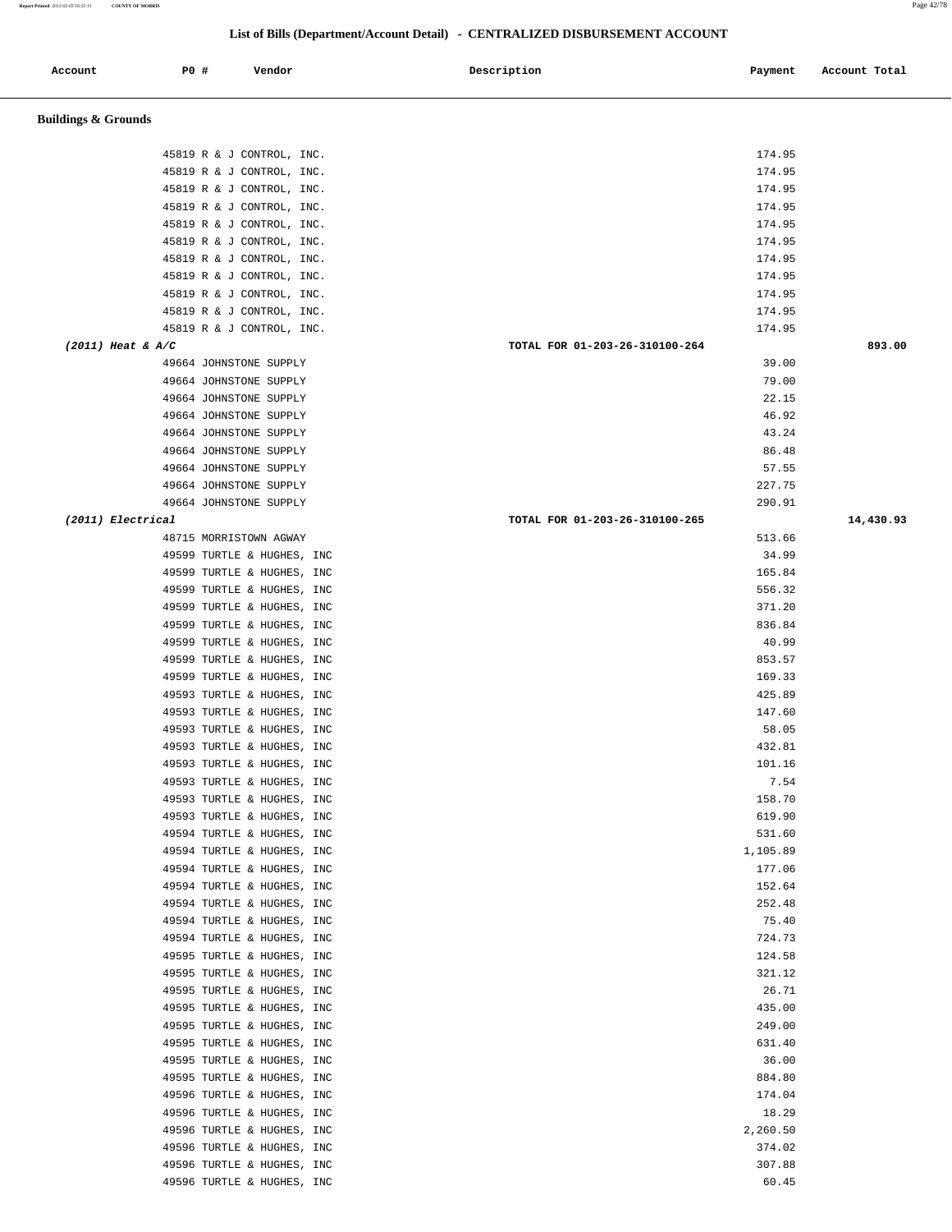## List of Bills (Department/Account Detail) - CENTRALIZED DISBURSEMENT ACCOUNT

| Account | PO # | Vendor | Description | Payment | Account Total |
|---|---|---|---|---|---|

### Buildings & Grounds

| Account | PO # | Vendor | Description | Payment | Account Total |
|---|---|---|---|---|---|
| | 45819 | R & J CONTROL, INC. | | 174.95 | |
| | 45819 | R & J CONTROL, INC. | | 174.95 | |
| | 45819 | R & J CONTROL, INC. | | 174.95 | |
| | 45819 | R & J CONTROL, INC. | | 174.95 | |
| | 45819 | R & J CONTROL, INC. | | 174.95 | |
| | 45819 | R & J CONTROL, INC. | | 174.95 | |
| | 45819 | R & J CONTROL, INC. | | 174.95 | |
| | 45819 | R & J CONTROL, INC. | | 174.95 | |
| | 45819 | R & J CONTROL, INC. | | 174.95 | |
| | 45819 | R & J CONTROL, INC. | | 174.95 | |
| | 45819 | R & J CONTROL, INC. | | 174.95 | |
| *(2011) Heat & A/C* | | | TOTAL FOR 01-203-26-310100-264 | | 893.00 |
| | 49664 | JOHNSTONE SUPPLY | | 39.00 | |
| | 49664 | JOHNSTONE SUPPLY | | 79.00 | |
| | 49664 | JOHNSTONE SUPPLY | | 22.15 | |
| | 49664 | JOHNSTONE SUPPLY | | 46.92 | |
| | 49664 | JOHNSTONE SUPPLY | | 43.24 | |
| | 49664 | JOHNSTONE SUPPLY | | 86.48 | |
| | 49664 | JOHNSTONE SUPPLY | | 57.55 | |
| | 49664 | JOHNSTONE SUPPLY | | 227.75 | |
| | 49664 | JOHNSTONE SUPPLY | | 290.91 | |
| *(2011) Electrical* | | | TOTAL FOR 01-203-26-310100-265 | | 14,430.93 |
| | 48715 | MORRISTOWN AGWAY | | 513.66 | |
| | 49599 | TURTLE & HUGHES, INC | | 34.99 | |
| | 49599 | TURTLE & HUGHES, INC | | 165.84 | |
| | 49599 | TURTLE & HUGHES, INC | | 556.32 | |
| | 49599 | TURTLE & HUGHES, INC | | 371.20 | |
| | 49599 | TURTLE & HUGHES, INC | | 836.84 | |
| | 49599 | TURTLE & HUGHES, INC | | 40.99 | |
| | 49599 | TURTLE & HUGHES, INC | | 853.57 | |
| | 49599 | TURTLE & HUGHES, INC | | 169.33 | |
| | 49593 | TURTLE & HUGHES, INC | | 425.89 | |
| | 49593 | TURTLE & HUGHES, INC | | 147.60 | |
| | 49593 | TURTLE & HUGHES, INC | | 58.05 | |
| | 49593 | TURTLE & HUGHES, INC | | 432.81 | |
| | 49593 | TURTLE & HUGHES, INC | | 101.16 | |
| | 49593 | TURTLE & HUGHES, INC | | 7.54 | |
| | 49593 | TURTLE & HUGHES, INC | | 158.70 | |
| | 49593 | TURTLE & HUGHES, INC | | 619.90 | |
| | 49594 | TURTLE & HUGHES, INC | | 531.60 | |
| | 49594 | TURTLE & HUGHES, INC | | 1,105.89 | |
| | 49594 | TURTLE & HUGHES, INC | | 177.06 | |
| | 49594 | TURTLE & HUGHES, INC | | 152.64 | |
| | 49594 | TURTLE & HUGHES, INC | | 252.48 | |
| | 49594 | TURTLE & HUGHES, INC | | 75.40 | |
| | 49594 | TURTLE & HUGHES, INC | | 724.73 | |
| | 49595 | TURTLE & HUGHES, INC | | 124.58 | |
| | 49595 | TURTLE & HUGHES, INC | | 321.12 | |
| | 49595 | TURTLE & HUGHES, INC | | 26.71 | |
| | 49595 | TURTLE & HUGHES, INC | | 435.00 | |
| | 49595 | TURTLE & HUGHES, INC | | 249.00 | |
| | 49595 | TURTLE & HUGHES, INC | | 631.40 | |
| | 49595 | TURTLE & HUGHES, INC | | 36.00 | |
| | 49595 | TURTLE & HUGHES, INC | | 884.80 | |
| | 49596 | TURTLE & HUGHES, INC | | 174.04 | |
| | 49596 | TURTLE & HUGHES, INC | | 18.29 | |
| | 49596 | TURTLE & HUGHES, INC | | 2,260.50 | |
| | 49596 | TURTLE & HUGHES, INC | | 374.02 | |
| | 49596 | TURTLE & HUGHES, INC | | 307.88 | |
| | 49596 | TURTLE & HUGHES, INC | | 60.45 | |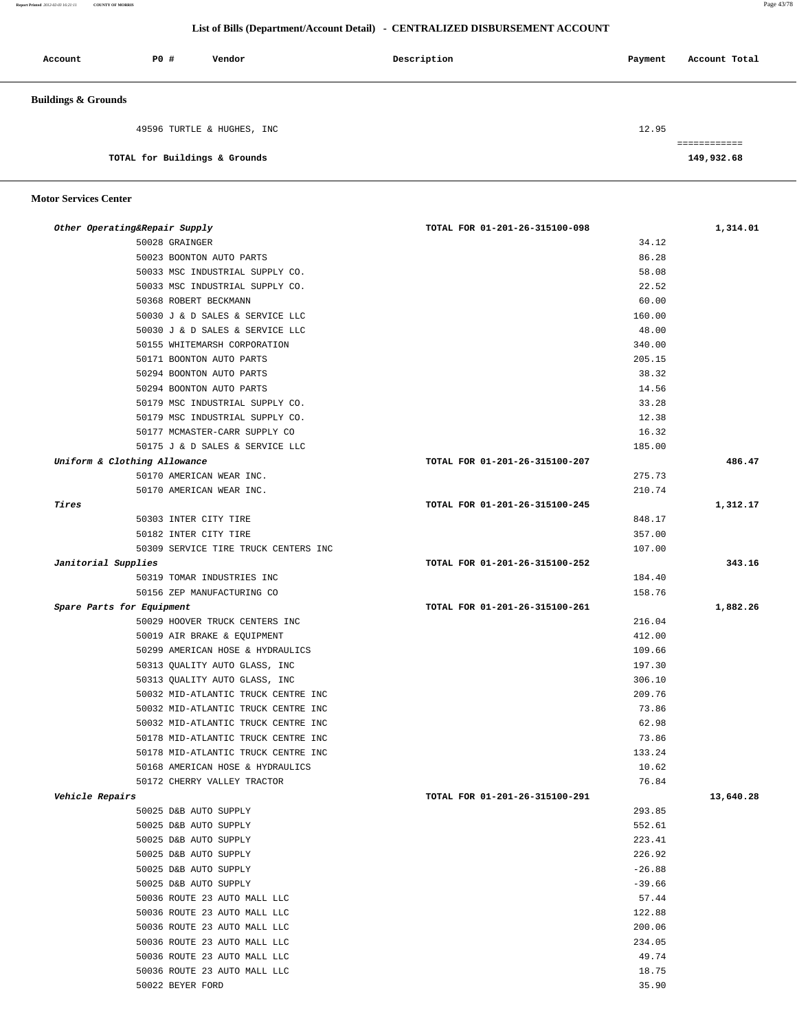## List of Bills (Department/Account Detail) - CENTRALIZED DISBURSEMENT ACCOUNT

| Account | PO # | Vendor | Description | Payment | Account Total |
|---|---|---|---|---|---|

### Buildings & Grounds

| | | | | | |
|---|---|---|---|---|---|
| | 49596 | TURTLE & HUGHES, INC | | 12.95 | |
| | | TOTAL for Buildings & Grounds | | | 149,932.68 |

### Motor Services Center

| | | | | | |
|---|---|---|---|---|---|
| *Other Operating&Repair Supply* | | | TOTAL FOR 01-201-26-315100-098 | | 1,314.01 |
| | 50028 | GRAINGER | | 34.12 | |
| | 50023 | BOONTON AUTO PARTS | | 86.28 | |
| | 50033 | MSC INDUSTRIAL SUPPLY CO. | | 58.08 | |
| | 50033 | MSC INDUSTRIAL SUPPLY CO. | | 22.52 | |
| | 50368 | ROBERT BECKMANN | | 60.00 | |
| | 50030 | J & D SALES & SERVICE LLC | | 160.00 | |
| | 50030 | J & D SALES & SERVICE LLC | | 48.00 | |
| | 50155 | WHITEMARSH CORPORATION | | 340.00 | |
| | 50171 | BOONTON AUTO PARTS | | 205.15 | |
| | 50294 | BOONTON AUTO PARTS | | 38.32 | |
| | 50294 | BOONTON AUTO PARTS | | 14.56 | |
| | 50179 | MSC INDUSTRIAL SUPPLY CO. | | 33.28 | |
| | 50179 | MSC INDUSTRIAL SUPPLY CO. | | 12.38 | |
| | 50177 | MCMASTER-CARR SUPPLY CO | | 16.32 | |
| | 50175 | J & D SALES & SERVICE LLC | | 185.00 | |
| *Uniform & Clothing Allowance* | | | TOTAL FOR 01-201-26-315100-207 | | 486.47 |
| | 50170 | AMERICAN WEAR INC. | | 275.73 | |
| | 50170 | AMERICAN WEAR INC. | | 210.74 | |
| *Tires* | | | TOTAL FOR 01-201-26-315100-245 | | 1,312.17 |
| | 50303 | INTER CITY TIRE | | 848.17 | |
| | 50182 | INTER CITY TIRE | | 357.00 | |
| | 50309 | SERVICE TIRE TRUCK CENTERS INC | | 107.00 | |
| *Janitorial Supplies* | | | TOTAL FOR 01-201-26-315100-252 | | 343.16 |
| | 50319 | TOMAR INDUSTRIES INC | | 184.40 | |
| | 50156 | ZEP MANUFACTURING CO | | 158.76 | |
| *Spare Parts for Equipment* | | | TOTAL FOR 01-201-26-315100-261 | | 1,882.26 |
| | 50029 | HOOVER TRUCK CENTERS INC | | 216.04 | |
| | 50019 | AIR BRAKE & EQUIPMENT | | 412.00 | |
| | 50299 | AMERICAN HOSE & HYDRAULICS | | 109.66 | |
| | 50313 | QUALITY AUTO GLASS, INC | | 197.30 | |
| | 50313 | QUALITY AUTO GLASS, INC | | 306.10 | |
| | 50032 | MID-ATLANTIC TRUCK CENTRE INC | | 209.76 | |
| | 50032 | MID-ATLANTIC TRUCK CENTRE INC | | 73.86 | |
| | 50032 | MID-ATLANTIC TRUCK CENTRE INC | | 62.98 | |
| | 50178 | MID-ATLANTIC TRUCK CENTRE INC | | 73.86 | |
| | 50178 | MID-ATLANTIC TRUCK CENTRE INC | | 133.24 | |
| | 50168 | AMERICAN HOSE & HYDRAULICS | | 10.62 | |
| | 50172 | CHERRY VALLEY TRACTOR | | 76.84 | |
| *Vehicle Repairs* | | | TOTAL FOR 01-201-26-315100-291 | | 13,640.28 |
| | 50025 | D&B AUTO SUPPLY | | 293.85 | |
| | 50025 | D&B AUTO SUPPLY | | 552.61 | |
| | 50025 | D&B AUTO SUPPLY | | 223.41 | |
| | 50025 | D&B AUTO SUPPLY | | 226.92 | |
| | 50025 | D&B AUTO SUPPLY | | -26.88 | |
| | 50025 | D&B AUTO SUPPLY | | -39.66 | |
| | 50036 | ROUTE 23 AUTO MALL LLC | | 57.44 | |
| | 50036 | ROUTE 23 AUTO MALL LLC | | 122.88 | |
| | 50036 | ROUTE 23 AUTO MALL LLC | | 200.06 | |
| | 50036 | ROUTE 23 AUTO MALL LLC | | 234.05 | |
| | 50036 | ROUTE 23 AUTO MALL LLC | | 49.74 | |
| | 50036 | ROUTE 23 AUTO MALL LLC | | 18.75 | |
| | 50022 | BEYER FORD | | 35.90 | |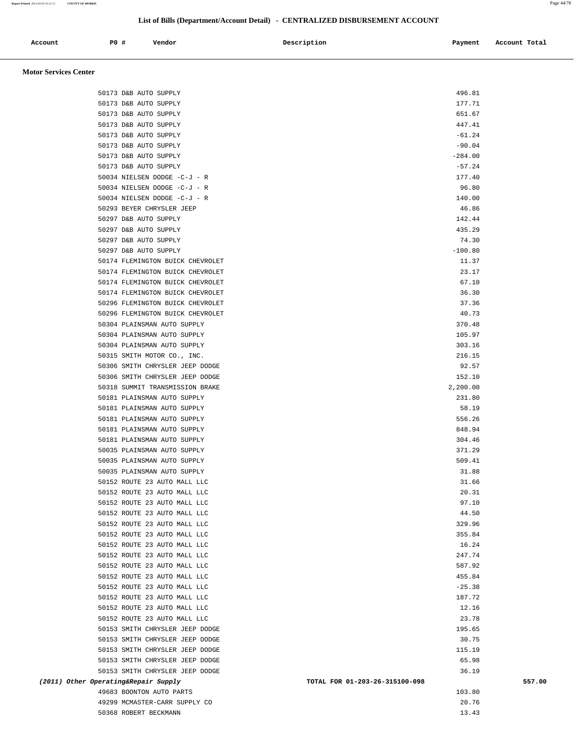## List of Bills (Department/Account Detail) - CENTRALIZED DISBURSEMENT ACCOUNT

| Account | PO # | Vendor | Description | Payment | Account Total |
|---|---|---|---|---|---|

### Motor Services Center

| Account | PO # | Vendor | Description | Payment | Account Total |
|---|---|---|---|---|---|
| | 50173 | D&B AUTO SUPPLY | | 496.81 | |
| | 50173 | D&B AUTO SUPPLY | | 177.71 | |
| | 50173 | D&B AUTO SUPPLY | | 651.67 | |
| | 50173 | D&B AUTO SUPPLY | | 447.41 | |
| | 50173 | D&B AUTO SUPPLY | | -61.24 | |
| | 50173 | D&B AUTO SUPPLY | | -90.04 | |
| | 50173 | D&B AUTO SUPPLY | | -284.00 | |
| | 50173 | D&B AUTO SUPPLY | | -57.24 | |
| | 50034 | NIELSEN DODGE -C-J - R | | 177.40 | |
| | 50034 | NIELSEN DODGE -C-J - R | | 96.80 | |
| | 50034 | NIELSEN DODGE -C-J - R | | 140.00 | |
| | 50293 | BEYER CHRYSLER JEEP | | 46.86 | |
| | 50297 | D&B AUTO SUPPLY | | 142.44 | |
| | 50297 | D&B AUTO SUPPLY | | 435.29 | |
| | 50297 | D&B AUTO SUPPLY | | 74.30 | |
| | 50297 | D&B AUTO SUPPLY | | -100.80 | |
| | 50174 | FLEMINGTON BUICK CHEVROLET | | 11.37 | |
| | 50174 | FLEMINGTON BUICK CHEVROLET | | 23.17 | |
| | 50174 | FLEMINGTON BUICK CHEVROLET | | 67.10 | |
| | 50174 | FLEMINGTON BUICK CHEVROLET | | 36.30 | |
| | 50296 | FLEMINGTON BUICK CHEVROLET | | 37.36 | |
| | 50296 | FLEMINGTON BUICK CHEVROLET | | 40.73 | |
| | 50304 | PLAINSMAN AUTO SUPPLY | | 370.48 | |
| | 50304 | PLAINSMAN AUTO SUPPLY | | 105.97 | |
| | 50304 | PLAINSMAN AUTO SUPPLY | | 303.16 | |
| | 50315 | SMITH MOTOR CO., INC. | | 216.15 | |
| | 50306 | SMITH CHRYSLER JEEP DODGE | | 92.57 | |
| | 50306 | SMITH CHRYSLER JEEP DODGE | | 152.10 | |
| | 50318 | SUMMIT TRANSMISSION BRAKE | | 2,200.00 | |
| | 50181 | PLAINSMAN AUTO SUPPLY | | 231.80 | |
| | 50181 | PLAINSMAN AUTO SUPPLY | | 58.19 | |
| | 50181 | PLAINSMAN AUTO SUPPLY | | 556.26 | |
| | 50181 | PLAINSMAN AUTO SUPPLY | | 848.94 | |
| | 50181 | PLAINSMAN AUTO SUPPLY | | 304.46 | |
| | 50035 | PLAINSMAN AUTO SUPPLY | | 371.29 | |
| | 50035 | PLAINSMAN AUTO SUPPLY | | 509.41 | |
| | 50035 | PLAINSMAN AUTO SUPPLY | | 31.88 | |
| | 50152 | ROUTE 23 AUTO MALL LLC | | 31.66 | |
| | 50152 | ROUTE 23 AUTO MALL LLC | | 20.31 | |
| | 50152 | ROUTE 23 AUTO MALL LLC | | 97.10 | |
| | 50152 | ROUTE 23 AUTO MALL LLC | | 44.50 | |
| | 50152 | ROUTE 23 AUTO MALL LLC | | 329.96 | |
| | 50152 | ROUTE 23 AUTO MALL LLC | | 355.84 | |
| | 50152 | ROUTE 23 AUTO MALL LLC | | 16.24 | |
| | 50152 | ROUTE 23 AUTO MALL LLC | | 247.74 | |
| | 50152 | ROUTE 23 AUTO MALL LLC | | 587.92 | |
| | 50152 | ROUTE 23 AUTO MALL LLC | | 455.84 | |
| | 50152 | ROUTE 23 AUTO MALL LLC | | -25.38 | |
| | 50152 | ROUTE 23 AUTO MALL LLC | | 187.72 | |
| | 50152 | ROUTE 23 AUTO MALL LLC | | 12.16 | |
| | 50152 | ROUTE 23 AUTO MALL LLC | | 23.78 | |
| | 50153 | SMITH CHRYSLER JEEP DODGE | | 195.65 | |
| | 50153 | SMITH CHRYSLER JEEP DODGE | | 30.75 | |
| | 50153 | SMITH CHRYSLER JEEP DODGE | | 115.19 | |
| | 50153 | SMITH CHRYSLER JEEP DODGE | | 65.98 | |
| | 50153 | SMITH CHRYSLER JEEP DODGE | | 36.19 | |
| *(2011) Other Operating&Repair Supply* | | | TOTAL FOR 01-203-26-315100-098 | | 557.00 |
| | 49683 | BOONTON AUTO PARTS | | 103.80 | |
| | 49299 | MCMASTER-CARR SUPPLY CO | | 20.76 | |
| | 50368 | ROBERT BECKMANN | | 13.43 | |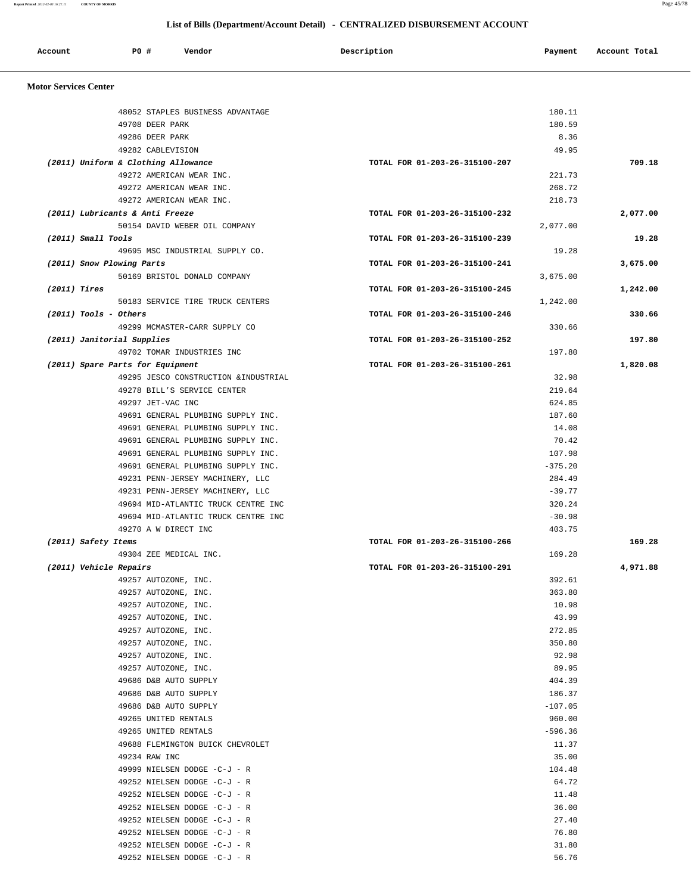## List of Bills (Department/Account Detail) - CENTRALIZED DISBURSEMENT ACCOUNT

| Account | PO # | Vendor | Description | Payment | Account Total |
|---|---|---|---|---|---|

**Motor Services Center**

| Account | PO # | Vendor | Description | Payment | Account Total |
|---|---|---|---|---|---|
| | 48052 | STAPLES BUSINESS ADVANTAGE | | 180.11 | |
| | 49708 | DEER PARK | | 180.59 | |
| | 49286 | DEER PARK | | 8.36 | |
| | 49282 | CABLEVISION | | 49.95 | |
| *(2011) Uniform & Clothing Allowance* | | | TOTAL FOR 01-203-26-315100-207 | | 709.18 |
| | 49272 | AMERICAN WEAR INC. | | 221.73 | |
| | 49272 | AMERICAN WEAR INC. | | 268.72 | |
| | 49272 | AMERICAN WEAR INC. | | 218.73 | |
| *(2011) Lubricants & Anti Freeze* | | | TOTAL FOR 01-203-26-315100-232 | | 2,077.00 |
| | 50154 | DAVID WEBER OIL COMPANY | | 2,077.00 | |
| *(2011) Small Tools* | | | TOTAL FOR 01-203-26-315100-239 | | 19.28 |
| | 49695 | MSC INDUSTRIAL SUPPLY CO. | | 19.28 | |
| *(2011) Snow Plowing Parts* | | | TOTAL FOR 01-203-26-315100-241 | | 3,675.00 |
| | 50169 | BRISTOL DONALD COMPANY | | 3,675.00 | |
| *(2011) Tires* | | | TOTAL FOR 01-203-26-315100-245 | | 1,242.00 |
| | 50183 | SERVICE TIRE TRUCK CENTERS | | 1,242.00 | |
| *(2011) Tools - Others* | | | TOTAL FOR 01-203-26-315100-246 | | 330.66 |
| | 49299 | MCMASTER-CARR SUPPLY CO | | 330.66 | |
| *(2011) Janitorial Supplies* | | | TOTAL FOR 01-203-26-315100-252 | | 197.80 |
| | 49702 | TOMAR INDUSTRIES INC | | 197.80 | |
| *(2011) Spare Parts for Equipment* | | | TOTAL FOR 01-203-26-315100-261 | | 1,820.08 |
| | 49295 | JESCO CONSTRUCTION &INDUSTRIAL | | 32.98 | |
| | 49278 | BILL'S SERVICE CENTER | | 219.64 | |
| | 49297 | JET-VAC INC | | 624.85 | |
| | 49691 | GENERAL PLUMBING SUPPLY INC. | | 187.60 | |
| | 49691 | GENERAL PLUMBING SUPPLY INC. | | 14.08 | |
| | 49691 | GENERAL PLUMBING SUPPLY INC. | | 70.42 | |
| | 49691 | GENERAL PLUMBING SUPPLY INC. | | 107.98 | |
| | 49691 | GENERAL PLUMBING SUPPLY INC. | | -375.20 | |
| | 49231 | PENN-JERSEY MACHINERY, LLC | | 284.49 | |
| | 49231 | PENN-JERSEY MACHINERY, LLC | | -39.77 | |
| | 49694 | MID-ATLANTIC TRUCK CENTRE INC | | 320.24 | |
| | 49694 | MID-ATLANTIC TRUCK CENTRE INC | | -30.98 | |
| | 49270 | A W DIRECT INC | | 403.75 | |
| *(2011) Safety Items* | | | TOTAL FOR 01-203-26-315100-266 | | 169.28 |
| | 49304 | ZEE MEDICAL INC. | | 169.28 | |
| *(2011) Vehicle Repairs* | | | TOTAL FOR 01-203-26-315100-291 | | 4,971.88 |
| | 49257 | AUTOZONE, INC. | | 392.61 | |
| | 49257 | AUTOZONE, INC. | | 363.80 | |
| | 49257 | AUTOZONE, INC. | | 10.98 | |
| | 49257 | AUTOZONE, INC. | | 43.99 | |
| | 49257 | AUTOZONE, INC. | | 272.85 | |
| | 49257 | AUTOZONE, INC. | | 350.80 | |
| | 49257 | AUTOZONE, INC. | | 92.98 | |
| | 49257 | AUTOZONE, INC. | | 89.95 | |
| | 49686 | D&B AUTO SUPPLY | | 404.39 | |
| | 49686 | D&B AUTO SUPPLY | | 186.37 | |
| | 49686 | D&B AUTO SUPPLY | | -107.05 | |
| | 49265 | UNITED RENTALS | | 960.00 | |
| | 49265 | UNITED RENTALS | | -596.36 | |
| | 49688 | FLEMINGTON BUICK CHEVROLET | | 11.37 | |
| | 49234 | RAW INC | | 35.00 | |
| | 49999 | NIELSEN DODGE -C-J - R | | 104.48 | |
| | 49252 | NIELSEN DODGE -C-J - R | | 64.72 | |
| | 49252 | NIELSEN DODGE -C-J - R | | 11.48 | |
| | 49252 | NIELSEN DODGE -C-J - R | | 36.00 | |
| | 49252 | NIELSEN DODGE -C-J - R | | 27.40 | |
| | 49252 | NIELSEN DODGE -C-J - R | | 76.80 | |
| | 49252 | NIELSEN DODGE -C-J - R | | 31.80 | |
| | 49252 | NIELSEN DODGE -C-J - R | | 56.76 | |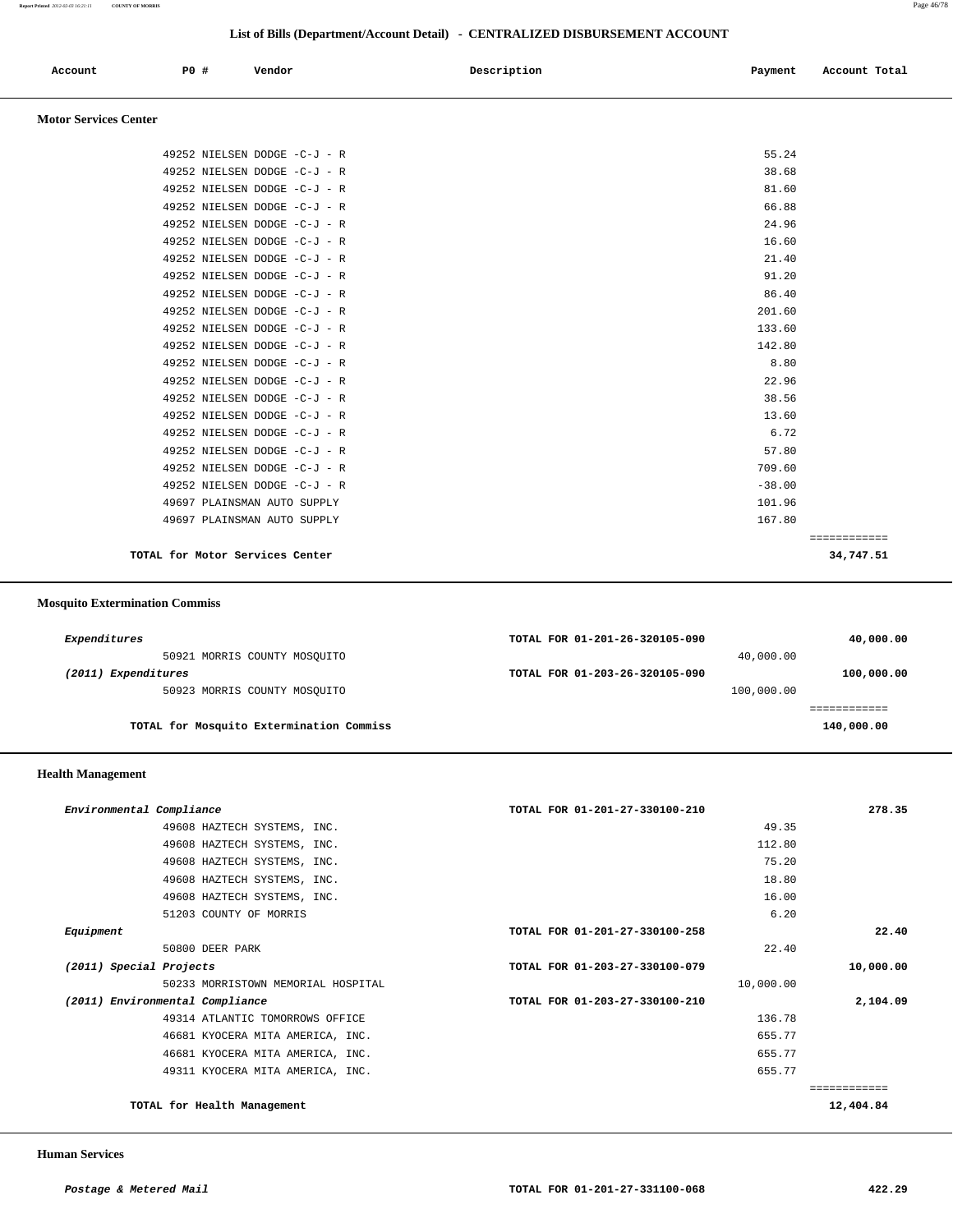## List of Bills (Department/Account Detail) - CENTRALIZED DISBURSEMENT ACCOUNT

| Account | PO # | Vendor | Description | Payment | Account Total |
|---|---|---|---|---|---|

### Motor Services Center

| Account | PO # | Vendor | Description | Payment | Account Total |
|---|---|---|---|---|---|
| | 49252 | NIELSEN DODGE -C-J - R | | 55.24 | |
| | 49252 | NIELSEN DODGE -C-J - R | | 38.68 | |
| | 49252 | NIELSEN DODGE -C-J - R | | 81.60 | |
| | 49252 | NIELSEN DODGE -C-J - R | | 66.88 | |
| | 49252 | NIELSEN DODGE -C-J - R | | 24.96 | |
| | 49252 | NIELSEN DODGE -C-J - R | | 16.60 | |
| | 49252 | NIELSEN DODGE -C-J - R | | 21.40 | |
| | 49252 | NIELSEN DODGE -C-J - R | | 91.20 | |
| | 49252 | NIELSEN DODGE -C-J - R | | 86.40 | |
| | 49252 | NIELSEN DODGE -C-J - R | | 201.60 | |
| | 49252 | NIELSEN DODGE -C-J - R | | 133.60 | |
| | 49252 | NIELSEN DODGE -C-J - R | | 142.80 | |
| | 49252 | NIELSEN DODGE -C-J - R | | 8.80 | |
| | 49252 | NIELSEN DODGE -C-J - R | | 22.96 | |
| | 49252 | NIELSEN DODGE -C-J - R | | 38.56 | |
| | 49252 | NIELSEN DODGE -C-J - R | | 13.60 | |
| | 49252 | NIELSEN DODGE -C-J - R | | 6.72 | |
| | 49252 | NIELSEN DODGE -C-J - R | | 57.80 | |
| | 49252 | NIELSEN DODGE -C-J - R | | 709.60 | |
| | 49252 | NIELSEN DODGE -C-J - R | | -38.00 | |
| | 49697 | PLAINSMAN AUTO SUPPLY | | 101.96 | |
| | 49697 | PLAINSMAN AUTO SUPPLY | | 167.80 | |
| **TOTAL for Motor Services Center** | | | | | **34,747.51** |

### Mosquito Extermination Commiss

| Account | PO # | Vendor | Description | Payment | Account Total |
|---|---|---|---|---|---|
| *Expenditures* | | | TOTAL FOR 01-201-26-320105-090 | | **40,000.00** |
| | 50921 | MORRIS COUNTY MOSQUITO | | 40,000.00 | |
| *(2011) Expenditures* | | | TOTAL FOR 01-203-26-320105-090 | | **100,000.00** |
| | 50923 | MORRIS COUNTY MOSQUITO | | 100,000.00 | |
| **TOTAL for Mosquito Extermination Commiss** | | | | | **140,000.00** |

### Health Management

| Account | PO # | Vendor | Description | Payment | Account Total |
|---|---|---|---|---|---|
| *Environmental Compliance* | | | TOTAL FOR 01-201-27-330100-210 | | **278.35** |
| | 49608 | HAZTECH SYSTEMS, INC. | | 49.35 | |
| | 49608 | HAZTECH SYSTEMS, INC. | | 112.80 | |
| | 49608 | HAZTECH SYSTEMS, INC. | | 75.20 | |
| | 49608 | HAZTECH SYSTEMS, INC. | | 18.80 | |
| | 49608 | HAZTECH SYSTEMS, INC. | | 16.00 | |
| | 51203 | COUNTY OF MORRIS | | 6.20 | |
| *Equipment* | | | TOTAL FOR 01-201-27-330100-258 | | **22.40** |
| | 50800 | DEER PARK | | 22.40 | |
| *(2011) Special Projects* | | | TOTAL FOR 01-203-27-330100-079 | | **10,000.00** |
| | 50233 | MORRISTOWN MEMORIAL HOSPITAL | | 10,000.00 | |
| *(2011) Environmental Compliance* | | | TOTAL FOR 01-203-27-330100-210 | | **2,104.09** |
| | 49314 | ATLANTIC TOMORROWS OFFICE | | 136.78 | |
| | 46681 | KYOCERA MITA AMERICA, INC. | | 655.77 | |
| | 46681 | KYOCERA MITA AMERICA, INC. | | 655.77 | |
| | 49311 | KYOCERA MITA AMERICA, INC. | | 655.77 | |
| **TOTAL for Health Management** | | | | | **12,404.84** |

### Human Services

| Account | PO # | Vendor | Description | Payment | Account Total |
|---|---|---|---|---|---|
| *Postage & Metered Mail* | | | TOTAL FOR 01-201-27-331100-068 | | **422.29** |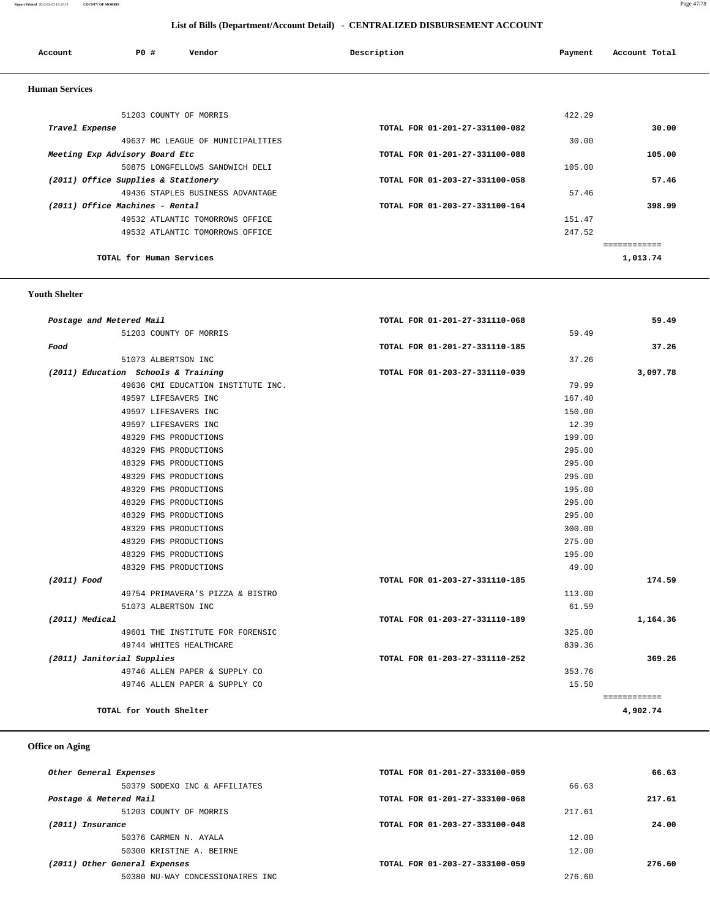## List of Bills (Department/Account Detail) - CENTRALIZED DISBURSEMENT ACCOUNT

| Account | PO # | Vendor | Description | Payment | Account Total |
|---|---|---|---|---|---|

### Human Services

| Account | PO # | Vendor | Description | Payment | Account Total |
|---|---|---|---|---|---|
| | 51203 | COUNTY OF MORRIS | | 422.29 | |
| *Travel Expense* | | | TOTAL FOR 01-201-27-331100-082 | | 30.00 |
| | 49637 | MC LEAGUE OF MUNICIPALITIES | | 30.00 | |
| *Meeting Exp Advisory Board Etc* | | | TOTAL FOR 01-201-27-331100-088 | | 105.00 |
| | 50875 | LONGFELLOWS SANDWICH DELI | | 105.00 | |
| *(2011) Office Supplies & Stationery* | | | TOTAL FOR 01-203-27-331100-058 | | 57.46 |
| | 49436 | STAPLES BUSINESS ADVANTAGE | | 57.46 | |
| *(2011) Office Machines - Rental* | | | TOTAL FOR 01-203-27-331100-164 | | 398.99 |
| | 49532 | ATLANTIC TOMORROWS OFFICE | | 151.47 | |
| | 49532 | ATLANTIC TOMORROWS OFFICE | | 247.52 | |
| | | **TOTAL for Human Services** | | | **1,013.74** |

### Youth Shelter

| Account | PO # | Vendor | Description | Payment | Account Total |
|---|---|---|---|---|---|
| *Postage and Metered Mail* | | | TOTAL FOR 01-201-27-331110-068 | | 59.49 |
| | 51203 | COUNTY OF MORRIS | | 59.49 | |
| *Food* | | | TOTAL FOR 01-201-27-331110-185 | | 37.26 |
| | 51073 | ALBERTSON INC | | 37.26 | |
| *(2011) Education Schools & Training* | | | TOTAL FOR 01-203-27-331110-039 | | 3,097.78 |
| | 49636 | CMI EDUCATION INSTITUTE INC. | | 79.99 | |
| | 49597 | LIFESAVERS INC | | 167.40 | |
| | 49597 | LIFESAVERS INC | | 150.00 | |
| | 49597 | LIFESAVERS INC | | 12.39 | |
| | 48329 | FMS PRODUCTIONS | | 199.00 | |
| | 48329 | FMS PRODUCTIONS | | 295.00 | |
| | 48329 | FMS PRODUCTIONS | | 295.00 | |
| | 48329 | FMS PRODUCTIONS | | 295.00 | |
| | 48329 | FMS PRODUCTIONS | | 195.00 | |
| | 48329 | FMS PRODUCTIONS | | 295.00 | |
| | 48329 | FMS PRODUCTIONS | | 295.00 | |
| | 48329 | FMS PRODUCTIONS | | 300.00 | |
| | 48329 | FMS PRODUCTIONS | | 275.00 | |
| | 48329 | FMS PRODUCTIONS | | 195.00 | |
| | 48329 | FMS PRODUCTIONS | | 49.00 | |
| *(2011) Food* | | | TOTAL FOR 01-203-27-331110-185 | | 174.59 |
| | 49754 | PRIMAVERA'S PIZZA & BISTRO | | 113.00 | |
| | 51073 | ALBERTSON INC | | 61.59 | |
| *(2011) Medical* | | | TOTAL FOR 01-203-27-331110-189 | | 1,164.36 |
| | 49601 | THE INSTITUTE FOR FORENSIC | | 325.00 | |
| | 49744 | WHITES HEALTHCARE | | 839.36 | |
| *(2011) Janitorial Supplies* | | | TOTAL FOR 01-203-27-331110-252 | | 369.26 |
| | 49746 | ALLEN PAPER & SUPPLY CO | | 353.76 | |
| | 49746 | ALLEN PAPER & SUPPLY CO | | 15.50 | |
| | | **TOTAL for Youth Shelter** | | | **4,902.74** |

### Office on Aging

| Account | PO # | Vendor | Description | Payment | Account Total |
|---|---|---|---|---|---|
| *Other General Expenses* | | | TOTAL FOR 01-201-27-333100-059 | | 66.63 |
| | 50379 | SODEXO INC & AFFILIATES | | 66.63 | |
| *Postage & Metered Mail* | | | TOTAL FOR 01-201-27-333100-068 | | 217.61 |
| | 51203 | COUNTY OF MORRIS | | 217.61 | |
| *(2011) Insurance* | | | TOTAL FOR 01-203-27-333100-048 | | 24.00 |
| | 50376 | CARMEN N. AYALA | | 12.00 | |
| | 50300 | KRISTINE A. BEIRNE | | 12.00 | |
| *(2011) Other General Expenses* | | | TOTAL FOR 01-203-27-333100-059 | | 276.60 |
| | 50380 | NU-WAY CONCESSIONAIRES INC | | 276.60 | |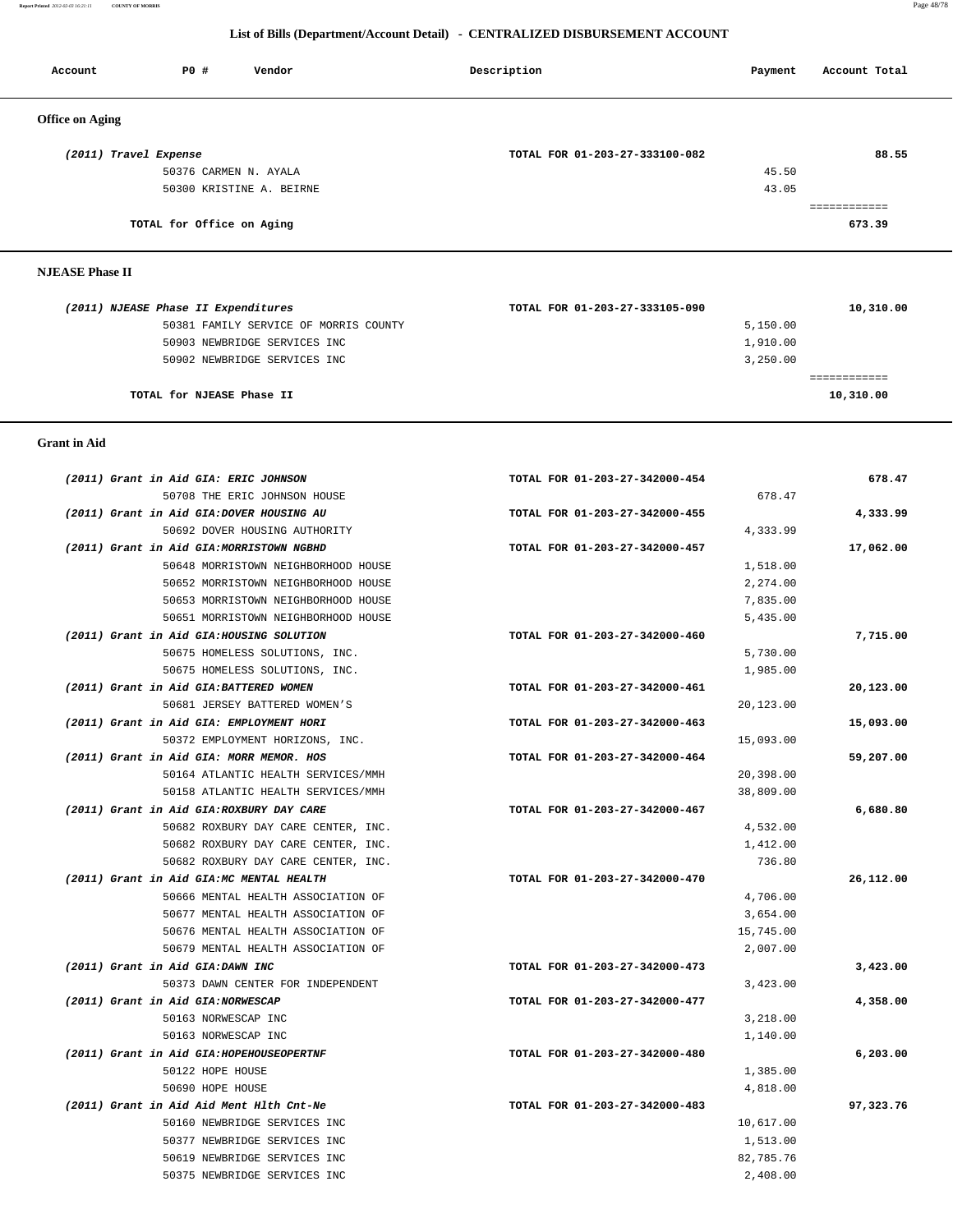## List of Bills (Department/Account Detail) - CENTRALIZED DISBURSEMENT ACCOUNT

| Account | PO # | Vendor | Description | Payment | Account Total |
|---|---|---|---|---|---|

### Office on Aging

| Account | PO # | Vendor | Description | Payment | Account Total |
|---|---|---|---|---|---|
| *(2011) Travel Expense* | | | TOTAL FOR 01-203-27-333100-082 | | 88.55 |
| | 50376 | CARMEN N. AYALA | | 45.50 | |
| | 50300 | KRISTINE A. BEIRNE | | 43.05 | |
| | | TOTAL for Office on Aging | | | 673.39 |

### NJEASE Phase II

| Account | PO # | Vendor | Description | Payment | Account Total |
|---|---|---|---|---|---|
| *(2011) NJEASE Phase II Expenditures* | | | TOTAL FOR 01-203-27-333105-090 | | 10,310.00 |
| | 50381 | FAMILY SERVICE OF MORRIS COUNTY | | 5,150.00 | |
| | 50903 | NEWBRIDGE SERVICES INC | | 1,910.00 | |
| | 50902 | NEWBRIDGE SERVICES INC | | 3,250.00 | |
| | | TOTAL for NJEASE Phase II | | | 10,310.00 |

### Grant in Aid

| Account | PO # | Vendor | Description | Payment | Account Total |
|---|---|---|---|---|---|
| *(2011) Grant in Aid GIA: ERIC JOHNSON* | | | TOTAL FOR 01-203-27-342000-454 | | 678.47 |
| | 50708 | THE ERIC JOHNSON HOUSE | | 678.47 | |
| *(2011) Grant in Aid GIA:DOVER HOUSING AU* | | | TOTAL FOR 01-203-27-342000-455 | | 4,333.99 |
| | 50692 | DOVER HOUSING AUTHORITY | | 4,333.99 | |
| *(2011) Grant in Aid GIA:MORRISTOWN NGBHD* | | | TOTAL FOR 01-203-27-342000-457 | | 17,062.00 |
| | 50648 | MORRISTOWN NEIGHBORHOOD HOUSE | | 1,518.00 | |
| | 50652 | MORRISTOWN NEIGHBORHOOD HOUSE | | 2,274.00 | |
| | 50653 | MORRISTOWN NEIGHBORHOOD HOUSE | | 7,835.00 | |
| | 50651 | MORRISTOWN NEIGHBORHOOD HOUSE | | 5,435.00 | |
| *(2011) Grant in Aid GIA:HOUSING SOLUTION* | | | TOTAL FOR 01-203-27-342000-460 | | 7,715.00 |
| | 50675 | HOMELESS SOLUTIONS, INC. | | 5,730.00 | |
| | 50675 | HOMELESS SOLUTIONS, INC. | | 1,985.00 | |
| *(2011) Grant in Aid GIA:BATTERED WOMEN* | | | TOTAL FOR 01-203-27-342000-461 | | 20,123.00 |
| | 50681 | JERSEY BATTERED WOMEN'S | | 20,123.00 | |
| *(2011) Grant in Aid GIA: EMPLOYMENT HORI* | | | TOTAL FOR 01-203-27-342000-463 | | 15,093.00 |
| | 50372 | EMPLOYMENT HORIZONS, INC. | | 15,093.00 | |
| *(2011) Grant in Aid GIA: MORR MEMOR. HOS* | | | TOTAL FOR 01-203-27-342000-464 | | 59,207.00 |
| | 50164 | ATLANTIC HEALTH SERVICES/MMH | | 20,398.00 | |
| | 50158 | ATLANTIC HEALTH SERVICES/MMH | | 38,809.00 | |
| *(2011) Grant in Aid GIA:ROXBURY DAY CARE* | | | TOTAL FOR 01-203-27-342000-467 | | 6,680.80 |
| | 50682 | ROXBURY DAY CARE CENTER, INC. | | 4,532.00 | |
| | 50682 | ROXBURY DAY CARE CENTER, INC. | | 1,412.00 | |
| | 50682 | ROXBURY DAY CARE CENTER, INC. | | 736.80 | |
| *(2011) Grant in Aid GIA:MC MENTAL HEALTH* | | | TOTAL FOR 01-203-27-342000-470 | | 26,112.00 |
| | 50666 | MENTAL HEALTH ASSOCIATION OF | | 4,706.00 | |
| | 50677 | MENTAL HEALTH ASSOCIATION OF | | 3,654.00 | |
| | 50676 | MENTAL HEALTH ASSOCIATION OF | | 15,745.00 | |
| | 50679 | MENTAL HEALTH ASSOCIATION OF | | 2,007.00 | |
| *(2011) Grant in Aid GIA:DAWN INC* | | | TOTAL FOR 01-203-27-342000-473 | | 3,423.00 |
| | 50373 | DAWN CENTER FOR INDEPENDENT | | 3,423.00 | |
| *(2011) Grant in Aid GIA:NORWESCAP* | | | TOTAL FOR 01-203-27-342000-477 | | 4,358.00 |
| | 50163 | NORWESCAP INC | | 3,218.00 | |
| | 50163 | NORWESCAP INC | | 1,140.00 | |
| *(2011) Grant in Aid GIA:HOPEHOUSEOPERTNF* | | | TOTAL FOR 01-203-27-342000-480 | | 6,203.00 |
| | 50122 | HOPE HOUSE | | 1,385.00 | |
| | 50690 | HOPE HOUSE | | 4,818.00 | |
| *(2011) Grant in Aid Aid Ment Hlth Cnt-Ne* | | | TOTAL FOR 01-203-27-342000-483 | | 97,323.76 |
| | 50160 | NEWBRIDGE SERVICES INC | | 10,617.00 | |
| | 50377 | NEWBRIDGE SERVICES INC | | 1,513.00 | |
| | 50619 | NEWBRIDGE SERVICES INC | | 82,785.76 | |
| | 50375 | NEWBRIDGE SERVICES INC | | 2,408.00 | |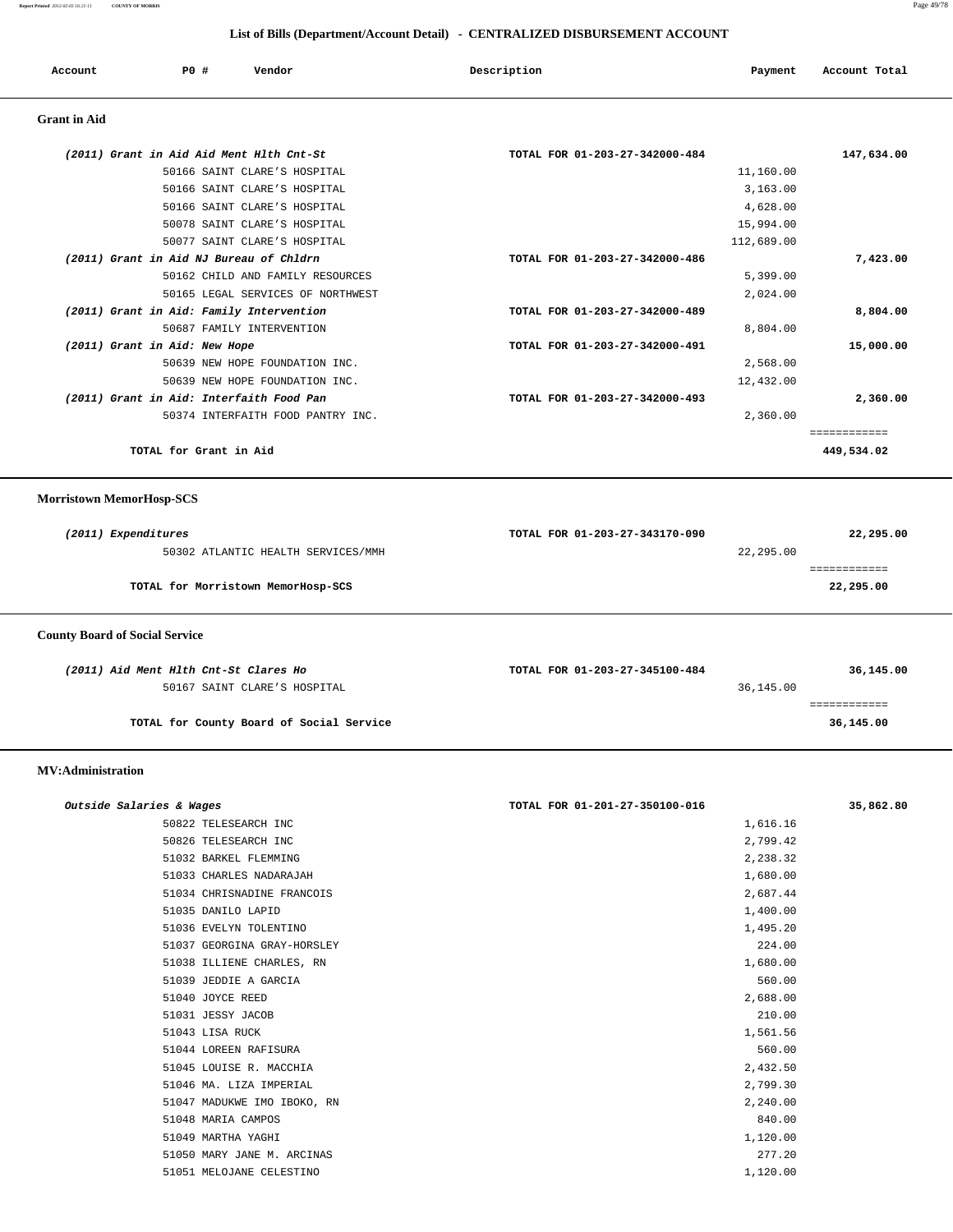## List of Bills (Department/Account Detail) - CENTRALIZED DISBURSEMENT ACCOUNT

| Account | PO # | Vendor | Description | Payment | Account Total |
|---|---|---|---|---|---|

### Grant in Aid

| | | | |
|---|---|---|---|
| ***(2011) Grant in Aid Aid Ment Hlth Cnt-St*** | **TOTAL FOR 01-203-27-342000-484** | | **147,634.00** |
| 50166 SAINT CLARE'S HOSPITAL | | 11,160.00 | |
| 50166 SAINT CLARE'S HOSPITAL | | 3,163.00 | |
| 50166 SAINT CLARE'S HOSPITAL | | 4,628.00 | |
| 50078 SAINT CLARE'S HOSPITAL | | 15,994.00 | |
| 50077 SAINT CLARE'S HOSPITAL | | 112,689.00 | |
| ***(2011) Grant in Aid NJ Bureau of Chldrn*** | **TOTAL FOR 01-203-27-342000-486** | | **7,423.00** |
| 50162 CHILD AND FAMILY RESOURCES | | 5,399.00 | |
| 50165 LEGAL SERVICES OF NORTHWEST | | 2,024.00 | |
| ***(2011) Grant in Aid: Family Intervention*** | **TOTAL FOR 01-203-27-342000-489** | | **8,804.00** |
| 50687 FAMILY INTERVENTION | | 8,804.00 | |
| ***(2011) Grant in Aid: New Hope*** | **TOTAL FOR 01-203-27-342000-491** | | **15,000.00** |
| 50639 NEW HOPE FOUNDATION INC. | | 2,568.00 | |
| 50639 NEW HOPE FOUNDATION INC. | | 12,432.00 | |
| ***(2011) Grant in Aid: Interfaith Food Pan*** | **TOTAL FOR 01-203-27-342000-493** | | **2,360.00** |
| 50374 INTERFAITH FOOD PANTRY INC. | | 2,360.00 | |
| **TOTAL for Grant in Aid** | | | **449,534.02** |

### Morristown MemorHosp-SCS

| | | | |
|---|---|---|---|
| ***(2011) Expenditures*** | **TOTAL FOR 01-203-27-343170-090** | | **22,295.00** |
| 50302 ATLANTIC HEALTH SERVICES/MMH | | 22,295.00 | |
| **TOTAL for Morristown MemorHosp-SCS** | | | **22,295.00** |

### County Board of Social Service

| | | | |
|---|---|---|---|
| ***(2011) Aid Ment Hlth Cnt-St Clares Ho*** | **TOTAL FOR 01-203-27-345100-484** | | **36,145.00** |
| 50167 SAINT CLARE'S HOSPITAL | | 36,145.00 | |
| **TOTAL for County Board of Social Service** | | | **36,145.00** |

### MV:Administration

| | | | |
|---|---|---|---|
| ***Outside Salaries & Wages*** | **TOTAL FOR 01-201-27-350100-016** | | **35,862.80** |
| 50822 TELESEARCH INC | | 1,616.16 | |
| 50826 TELESEARCH INC | | 2,799.42 | |
| 51032 BARKEL FLEMMING | | 2,238.32 | |
| 51033 CHARLES NADARAJAH | | 1,680.00 | |
| 51034 CHRISNADINE FRANCOIS | | 2,687.44 | |
| 51035 DANILO LAPID | | 1,400.00 | |
| 51036 EVELYN TOLENTINO | | 1,495.20 | |
| 51037 GEORGINA GRAY-HORSLEY | | 224.00 | |
| 51038 ILLIENE CHARLES, RN | | 1,680.00 | |
| 51039 JEDDIE A GARCIA | | 560.00 | |
| 51040 JOYCE REED | | 2,688.00 | |
| 51031 JESSY JACOB | | 210.00 | |
| 51043 LISA RUCK | | 1,561.56 | |
| 51044 LOREEN RAFISURA | | 560.00 | |
| 51045 LOUISE R. MACCHIA | | 2,432.50 | |
| 51046 MA. LIZA IMPERIAL | | 2,799.30 | |
| 51047 MADUKWE IMO IBOKO, RN | | 2,240.00 | |
| 51048 MARIA CAMPOS | | 840.00 | |
| 51049 MARTHA YAGHI | | 1,120.00 | |
| 51050 MARY JANE M. ARCINAS | | 277.20 | |
| 51051 MELOJANE CELESTINO | | 1,120.00 | |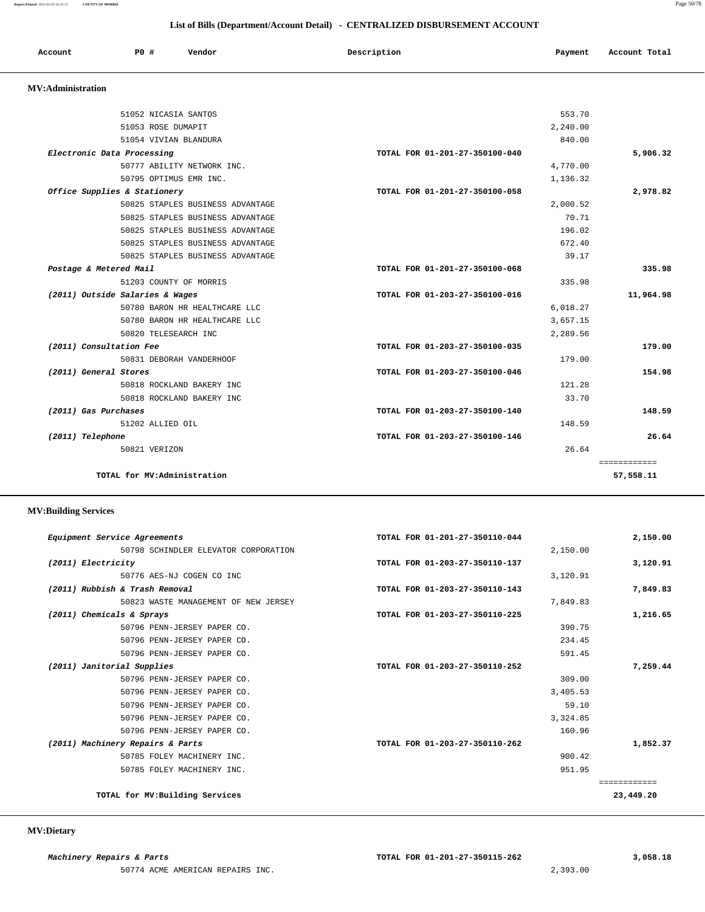## List of Bills (Department/Account Detail) - CENTRALIZED DISBURSEMENT ACCOUNT

| Account | PO # | Vendor | Description | Payment | Account Total |
|---|---|---|---|---|---|

### MV:Administration

| Account | PO # | Vendor | Description | Payment | Account Total |
|---|---|---|---|---|---|
| | 51052 | NICASIA SANTOS | | 553.70 | |
| | 51053 | ROSE DUMAPIT | | 2,240.00 | |
| | 51054 | VIVIAN BLANDURA | | 840.00 | |
| *Electronic Data Processing* | | | TOTAL FOR 01-201-27-350100-040 | | **5,906.32** |
| | 50777 | ABILITY NETWORK INC. | | 4,770.00 | |
| | 50795 | OPTIMUS EMR INC. | | 1,136.32 | |
| *Office Supplies & Stationery* | | | TOTAL FOR 01-201-27-350100-058 | | **2,978.82** |
| | 50825 | STAPLES BUSINESS ADVANTAGE | | 2,000.52 | |
| | 50825 | STAPLES BUSINESS ADVANTAGE | | 70.71 | |
| | 50825 | STAPLES BUSINESS ADVANTAGE | | 196.02 | |
| | 50825 | STAPLES BUSINESS ADVANTAGE | | 672.40 | |
| | 50825 | STAPLES BUSINESS ADVANTAGE | | 39.17 | |
| *Postage & Metered Mail* | | | TOTAL FOR 01-201-27-350100-068 | | **335.98** |
| | 51203 | COUNTY OF MORRIS | | 335.98 | |
| *(2011) Outside Salaries & Wages* | | | TOTAL FOR 01-203-27-350100-016 | | **11,964.98** |
| | 50780 | BARON HR HEALTHCARE LLC | | 6,018.27 | |
| | 50780 | BARON HR HEALTHCARE LLC | | 3,657.15 | |
| | 50820 | TELESEARCH INC | | 2,289.56 | |
| *(2011) Consultation Fee* | | | TOTAL FOR 01-203-27-350100-035 | | **179.00** |
| | 50831 | DEBORAH VANDERHOOF | | 179.00 | |
| *(2011) General Stores* | | | TOTAL FOR 01-203-27-350100-046 | | **154.98** |
| | 50818 | ROCKLAND BAKERY INC | | 121.28 | |
| | 50818 | ROCKLAND BAKERY INC | | 33.70 | |
| *(2011) Gas Purchases* | | | TOTAL FOR 01-203-27-350100-140 | | **148.59** |
| | 51202 | ALLIED OIL | | 148.59 | |
| *(2011) Telephone* | | | TOTAL FOR 01-203-27-350100-146 | | **26.64** |
| | 50821 | VERIZON | | 26.64 | |
| | | **TOTAL for MV:Administration** | | | **57,558.11** |

### MV:Building Services

| Account | PO # | Vendor | Description | Payment | Account Total |
|---|---|---|---|---|---|
| *Equipment Service Agreements* | | | TOTAL FOR 01-201-27-350110-044 | | **2,150.00** |
| | 50798 | SCHINDLER ELEVATOR CORPORATION | | 2,150.00 | |
| *(2011) Electricity* | | | TOTAL FOR 01-203-27-350110-137 | | **3,120.91** |
| | 50776 | AES-NJ COGEN CO INC | | 3,120.91 | |
| *(2011) Rubbish & Trash Removal* | | | TOTAL FOR 01-203-27-350110-143 | | **7,849.83** |
| | 50823 | WASTE MANAGEMENT OF NEW JERSEY | | 7,849.83 | |
| *(2011) Chemicals & Sprays* | | | TOTAL FOR 01-203-27-350110-225 | | **1,216.65** |
| | 50796 | PENN-JERSEY PAPER CO. | | 390.75 | |
| | 50796 | PENN-JERSEY PAPER CO. | | 234.45 | |
| | 50796 | PENN-JERSEY PAPER CO. | | 591.45 | |
| *(2011) Janitorial Supplies* | | | TOTAL FOR 01-203-27-350110-252 | | **7,259.44** |
| | 50796 | PENN-JERSEY PAPER CO. | | 309.00 | |
| | 50796 | PENN-JERSEY PAPER CO. | | 3,405.53 | |
| | 50796 | PENN-JERSEY PAPER CO. | | 59.10 | |
| | 50796 | PENN-JERSEY PAPER CO. | | 3,324.85 | |
| | 50796 | PENN-JERSEY PAPER CO. | | 160.96 | |
| *(2011) Machinery Repairs & Parts* | | | TOTAL FOR 01-203-27-350110-262 | | **1,852.37** |
| | 50785 | FOLEY MACHINERY INC. | | 900.42 | |
| | 50785 | FOLEY MACHINERY INC. | | 951.95 | |
| | | **TOTAL for MV:Building Services** | | | **23,449.20** |

### MV:Dietary

| Account | PO # | Vendor | Description | Payment | Account Total |
|---|---|---|---|---|---|
| *Machinery Repairs & Parts* | | | TOTAL FOR 01-201-27-350115-262 | | **3,058.18** |
| | 50774 | ACME AMERICAN REPAIRS INC. | | 2,393.00 | |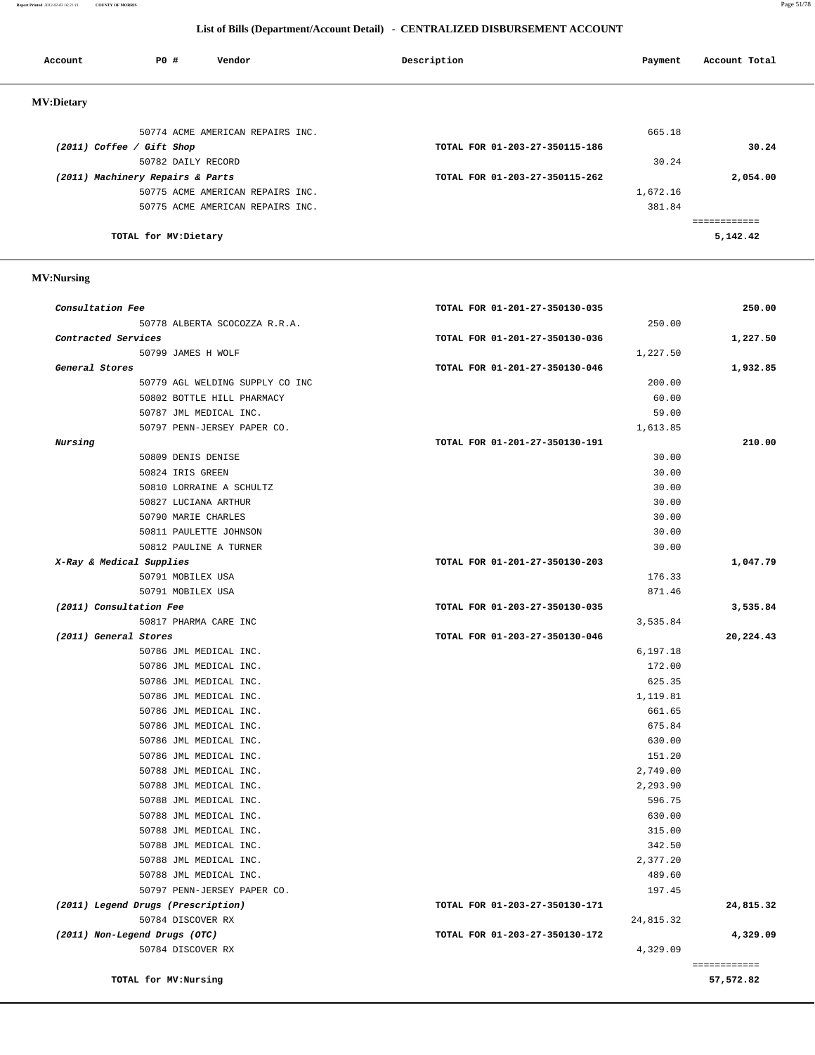## List of Bills (Department/Account Detail) - CENTRALIZED DISBURSEMENT ACCOUNT

| Account | PO # | Vendor | Description | Payment | Account Total |
|---|---|---|---|---|---|

### MV:Dietary

| Account | PO # | Vendor | Description | Payment | Account Total |
|---|---|---|---|---|---|
| | 50774 | ACME AMERICAN REPAIRS INC. | | 665.18 | |
| *(2011) Coffee / Gift Shop* | | | TOTAL FOR 01-203-27-350115-186 | | 30.24 |
| | 50782 | DAILY RECORD | | 30.24 | |
| *(2011) Machinery Repairs & Parts* | | | TOTAL FOR 01-203-27-350115-262 | | 2,054.00 |
| | 50775 | ACME AMERICAN REPAIRS INC. | | 1,672.16 | |
| | 50775 | ACME AMERICAN REPAIRS INC. | | 381.84 | |
| | | | | | ============ |
| **TOTAL for MV:Dietary** | | | | | **5,142.42** |

### MV:Nursing

| Account | PO # | Vendor | Description | Payment | Account Total |
|---|---|---|---|---|---|
| *Consultation Fee* | | | TOTAL FOR 01-201-27-350130-035 | | 250.00 |
| | 50778 | ALBERTA SCOCOZZA R.R.A. | | 250.00 | |
| *Contracted Services* | | | TOTAL FOR 01-201-27-350130-036 | | 1,227.50 |
| | 50799 | JAMES H WOLF | | 1,227.50 | |
| *General Stores* | | | TOTAL FOR 01-201-27-350130-046 | | 1,932.85 |
| | 50779 | AGL WELDING SUPPLY CO INC | | 200.00 | |
| | 50802 | BOTTLE HILL PHARMACY | | 60.00 | |
| | 50787 | JML MEDICAL INC. | | 59.00 | |
| | 50797 | PENN-JERSEY PAPER CO. | | 1,613.85 | |
| *Nursing* | | | TOTAL FOR 01-201-27-350130-191 | | 210.00 |
| | 50809 | DENIS DENISE | | 30.00 | |
| | 50824 | IRIS GREEN | | 30.00 | |
| | 50810 | LORRAINE A SCHULTZ | | 30.00 | |
| | 50827 | LUCIANA ARTHUR | | 30.00 | |
| | 50790 | MARIE CHARLES | | 30.00 | |
| | 50811 | PAULETTE JOHNSON | | 30.00 | |
| | 50812 | PAULINE A TURNER | | 30.00 | |
| *X-Ray & Medical Supplies* | | | TOTAL FOR 01-201-27-350130-203 | | 1,047.79 |
| | 50791 | MOBILEX USA | | 176.33 | |
| | 50791 | MOBILEX USA | | 871.46 | |
| *(2011) Consultation Fee* | | | TOTAL FOR 01-203-27-350130-035 | | 3,535.84 |
| | 50817 | PHARMA CARE INC | | 3,535.84 | |
| *(2011) General Stores* | | | TOTAL FOR 01-203-27-350130-046 | | 20,224.43 |
| | 50786 | JML MEDICAL INC. | | 6,197.18 | |
| | 50786 | JML MEDICAL INC. | | 172.00 | |
| | 50786 | JML MEDICAL INC. | | 625.35 | |
| | 50786 | JML MEDICAL INC. | | 1,119.81 | |
| | 50786 | JML MEDICAL INC. | | 661.65 | |
| | 50786 | JML MEDICAL INC. | | 675.84 | |
| | 50786 | JML MEDICAL INC. | | 630.00 | |
| | 50786 | JML MEDICAL INC. | | 151.20 | |
| | 50788 | JML MEDICAL INC. | | 2,749.00 | |
| | 50788 | JML MEDICAL INC. | | 2,293.90 | |
| | 50788 | JML MEDICAL INC. | | 596.75 | |
| | 50788 | JML MEDICAL INC. | | 630.00 | |
| | 50788 | JML MEDICAL INC. | | 315.00 | |
| | 50788 | JML MEDICAL INC. | | 342.50 | |
| | 50788 | JML MEDICAL INC. | | 2,377.20 | |
| | 50788 | JML MEDICAL INC. | | 489.60 | |
| | 50797 | PENN-JERSEY PAPER CO. | | 197.45 | |
| *(2011) Legend Drugs (Prescription)* | | | TOTAL FOR 01-203-27-350130-171 | | 24,815.32 |
| | 50784 | DISCOVER RX | | 24,815.32 | |
| *(2011) Non-Legend Drugs (OTC)* | | | TOTAL FOR 01-203-27-350130-172 | | 4,329.09 |
| | 50784 | DISCOVER RX | | 4,329.09 | |
| | | | | | ============ |
| **TOTAL for MV:Nursing** | | | | | **57,572.82** |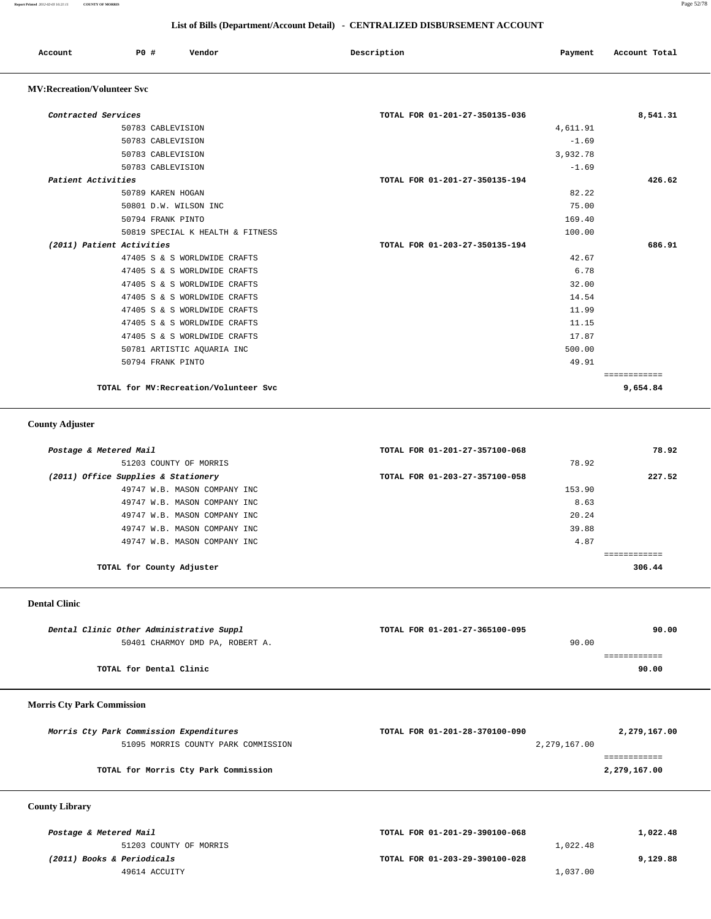## List of Bills (Department/Account Detail) - CENTRALIZED DISBURSEMENT ACCOUNT

| Account | PO # | Vendor | Description | Payment | Account Total |
|---|---|---|---|---|---|

### MV:Recreation/Volunteer Svc

| Account | PO # | Vendor | Description | Payment | Account Total |
|---|---|---|---|---|---|
| *Contracted Services* | | | TOTAL FOR 01-201-27-350135-036 | | 8,541.31 |
| | 50783 | CABLEVISION | | 4,611.91 | |
| | 50783 | CABLEVISION | | -1.69 | |
| | 50783 | CABLEVISION | | 3,932.78 | |
| | 50783 | CABLEVISION | | -1.69 | |
| *Patient Activities* | | | TOTAL FOR 01-201-27-350135-194 | | 426.62 |
| | 50789 | KAREN HOGAN | | 82.22 | |
| | 50801 | D.W. WILSON INC | | 75.00 | |
| | 50794 | FRANK PINTO | | 169.40 | |
| | 50819 | SPECIAL K HEALTH & FITNESS | | 100.00 | |
| *(2011) Patient Activities* | | | TOTAL FOR 01-203-27-350135-194 | | 686.91 |
| | 47405 | S & S WORLDWIDE CRAFTS | | 42.67 | |
| | 47405 | S & S WORLDWIDE CRAFTS | | 6.78 | |
| | 47405 | S & S WORLDWIDE CRAFTS | | 32.00 | |
| | 47405 | S & S WORLDWIDE CRAFTS | | 14.54 | |
| | 47405 | S & S WORLDWIDE CRAFTS | | 11.99 | |
| | 47405 | S & S WORLDWIDE CRAFTS | | 11.15 | |
| | 47405 | S & S WORLDWIDE CRAFTS | | 17.87 | |
| | 50781 | ARTISTIC AQUARIA INC | | 500.00 | |
| | 50794 | FRANK PINTO | | 49.91 | |
| | | **TOTAL for MV:Recreation/Volunteer Svc** | | | **9,654.84** |

### County Adjuster

| Account | PO # | Vendor | Description | Payment | Account Total |
|---|---|---|---|---|---|
| *Postage & Metered Mail* | | | TOTAL FOR 01-201-27-357100-068 | | 78.92 |
| | 51203 | COUNTY OF MORRIS | | 78.92 | |
| *(2011) Office Supplies & Stationery* | | | TOTAL FOR 01-203-27-357100-058 | | 227.52 |
| | 49747 | W.B. MASON COMPANY INC | | 153.90 | |
| | 49747 | W.B. MASON COMPANY INC | | 8.63 | |
| | 49747 | W.B. MASON COMPANY INC | | 20.24 | |
| | 49747 | W.B. MASON COMPANY INC | | 39.88 | |
| | 49747 | W.B. MASON COMPANY INC | | 4.87 | |
| | | **TOTAL for County Adjuster** | | | **306.44** |

### Dental Clinic

| Account | PO # | Vendor | Description | Payment | Account Total |
|---|---|---|---|---|---|
| *Dental Clinic Other Administrative Suppl* | | | TOTAL FOR 01-201-27-365100-095 | | 90.00 |
| | 50401 | CHARMOY DMD PA, ROBERT A. | | 90.00 | |
| | | **TOTAL for Dental Clinic** | | | **90.00** |

### Morris Cty Park Commission

| Account | PO # | Vendor | Description | Payment | Account Total |
|---|---|---|---|---|---|
| *Morris Cty Park Commission Expenditures* | | | TOTAL FOR 01-201-28-370100-090 | | 2,279,167.00 |
| | 51095 | MORRIS COUNTY PARK COMMISSION | | 2,279,167.00 | |
| | | **TOTAL for Morris Cty Park Commission** | | | **2,279,167.00** |

### County Library

| Account | PO # | Vendor | Description | Payment | Account Total |
|---|---|---|---|---|---|
| *Postage & Metered Mail* | | | TOTAL FOR 01-201-29-390100-068 | | 1,022.48 |
| | 51203 | COUNTY OF MORRIS | | 1,022.48 | |
| *(2011) Books & Periodicals* | | | TOTAL FOR 01-203-29-390100-028 | | 9,129.88 |
| | 49614 | ACCUITY | | 1,037.00 | |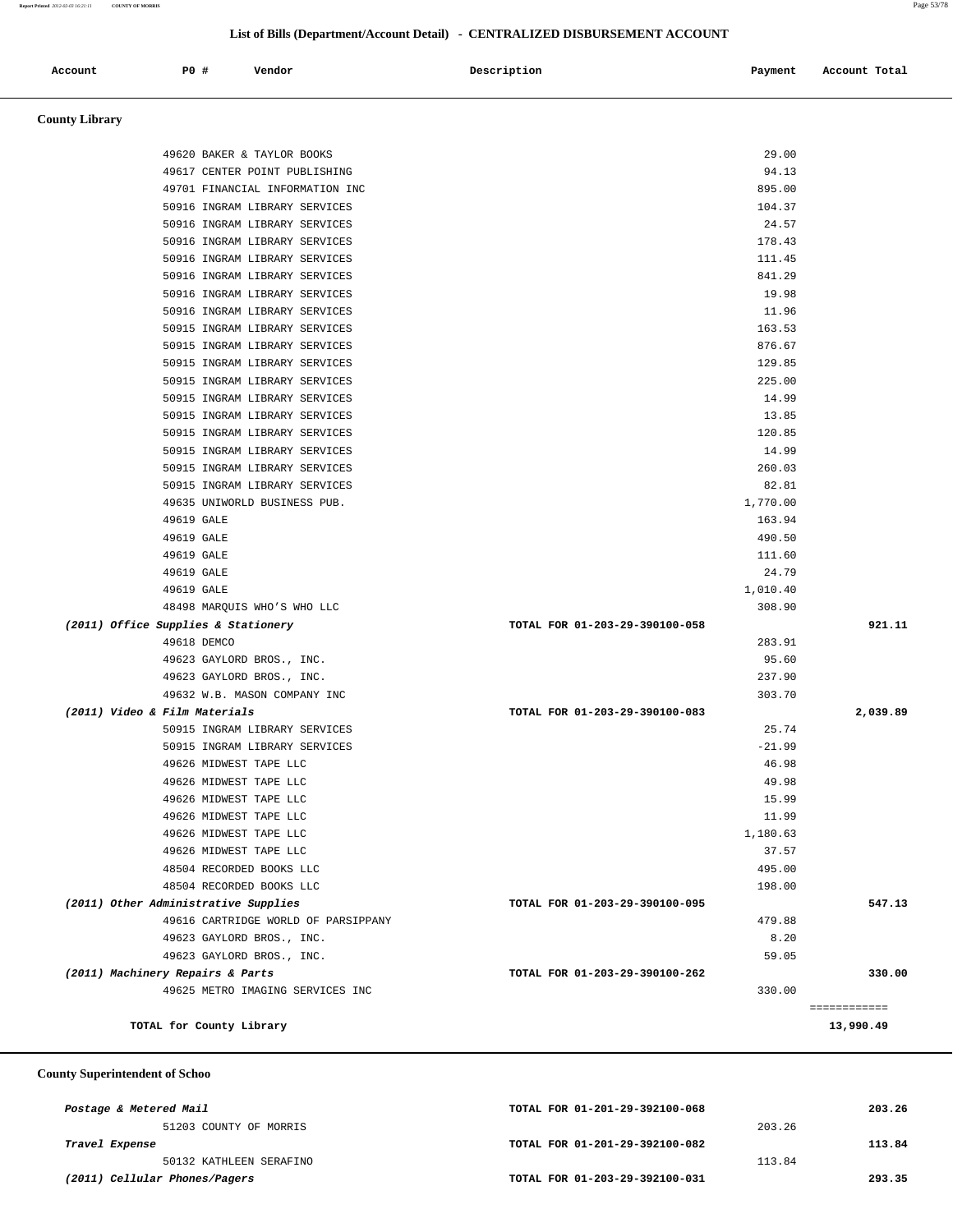## List of Bills (Department/Account Detail) - CENTRALIZED DISBURSEMENT ACCOUNT

| Account | PO # | Vendor | Description | Payment | Account Total |
|---|---|---|---|---|---|

### County Library

| Account | PO # | Vendor | Description | Payment | Account Total |
|---|---|---|---|---|---|
| | 49620 | BAKER & TAYLOR BOOKS | | 29.00 | |
| | 49617 | CENTER POINT PUBLISHING | | 94.13 | |
| | 49701 | FINANCIAL INFORMATION INC | | 895.00 | |
| | 50916 | INGRAM LIBRARY SERVICES | | 104.37 | |
| | 50916 | INGRAM LIBRARY SERVICES | | 24.57 | |
| | 50916 | INGRAM LIBRARY SERVICES | | 178.43 | |
| | 50916 | INGRAM LIBRARY SERVICES | | 111.45 | |
| | 50916 | INGRAM LIBRARY SERVICES | | 841.29 | |
| | 50916 | INGRAM LIBRARY SERVICES | | 19.98 | |
| | 50916 | INGRAM LIBRARY SERVICES | | 11.96 | |
| | 50915 | INGRAM LIBRARY SERVICES | | 163.53 | |
| | 50915 | INGRAM LIBRARY SERVICES | | 876.67 | |
| | 50915 | INGRAM LIBRARY SERVICES | | 129.85 | |
| | 50915 | INGRAM LIBRARY SERVICES | | 225.00 | |
| | 50915 | INGRAM LIBRARY SERVICES | | 14.99 | |
| | 50915 | INGRAM LIBRARY SERVICES | | 13.85 | |
| | 50915 | INGRAM LIBRARY SERVICES | | 120.85 | |
| | 50915 | INGRAM LIBRARY SERVICES | | 14.99 | |
| | 50915 | INGRAM LIBRARY SERVICES | | 260.03 | |
| | 50915 | INGRAM LIBRARY SERVICES | | 82.81 | |
| | 49635 | UNIWORLD BUSINESS PUB. | | 1,770.00 | |
| | 49619 | GALE | | 163.94 | |
| | 49619 | GALE | | 490.50 | |
| | 49619 | GALE | | 111.60 | |
| | 49619 | GALE | | 24.79 | |
| | 49619 | GALE | | 1,010.40 | |
| | 48498 | MARQUIS WHO'S WHO LLC | | 308.90 | |
| *(2011) Office Supplies & Stationery* | | | TOTAL FOR 01-203-29-390100-058 | | 921.11 |
| | 49618 | DEMCO | | 283.91 | |
| | 49623 | GAYLORD BROS., INC. | | 95.60 | |
| | 49623 | GAYLORD BROS., INC. | | 237.90 | |
| | 49632 | W.B. MASON COMPANY INC | | 303.70 | |
| *(2011) Video & Film Materials* | | | TOTAL FOR 01-203-29-390100-083 | | 2,039.89 |
| | 50915 | INGRAM LIBRARY SERVICES | | 25.74 | |
| | 50915 | INGRAM LIBRARY SERVICES | | -21.99 | |
| | 49626 | MIDWEST TAPE LLC | | 46.98 | |
| | 49626 | MIDWEST TAPE LLC | | 49.98 | |
| | 49626 | MIDWEST TAPE LLC | | 15.99 | |
| | 49626 | MIDWEST TAPE LLC | | 11.99 | |
| | 49626 | MIDWEST TAPE LLC | | 1,180.63 | |
| | 49626 | MIDWEST TAPE LLC | | 37.57 | |
| | 48504 | RECORDED BOOKS LLC | | 495.00 | |
| | 48504 | RECORDED BOOKS LLC | | 198.00 | |
| *(2011) Other Administrative Supplies* | | | TOTAL FOR 01-203-29-390100-095 | | 547.13 |
| | 49616 | CARTRIDGE WORLD OF PARSIPPANY | | 479.88 | |
| | 49623 | GAYLORD BROS., INC. | | 8.20 | |
| | 49623 | GAYLORD BROS., INC. | | 59.05 | |
| *(2011) Machinery Repairs & Parts* | | | TOTAL FOR 01-203-29-390100-262 | | 330.00 |
| | 49625 | METRO IMAGING SERVICES INC | | 330.00 | |
| | | | | | ============ |
| **TOTAL for County Library** | | | | | **13,990.49** |

### County Superintendent of Schoo

| Account | PO # | Vendor | Description | Payment | Account Total |
|---|---|---|---|---|---|
| *Postage & Metered Mail* | | | TOTAL FOR 01-201-29-392100-068 | | 203.26 |
| | 51203 | COUNTY OF MORRIS | | 203.26 | |
| *Travel Expense* | | | TOTAL FOR 01-201-29-392100-082 | | 113.84 |
| | 50132 | KATHLEEN SERAFINO | | 113.84 | |
| *(2011) Cellular Phones/Pagers* | | | TOTAL FOR 01-203-29-392100-031 | | 293.35 |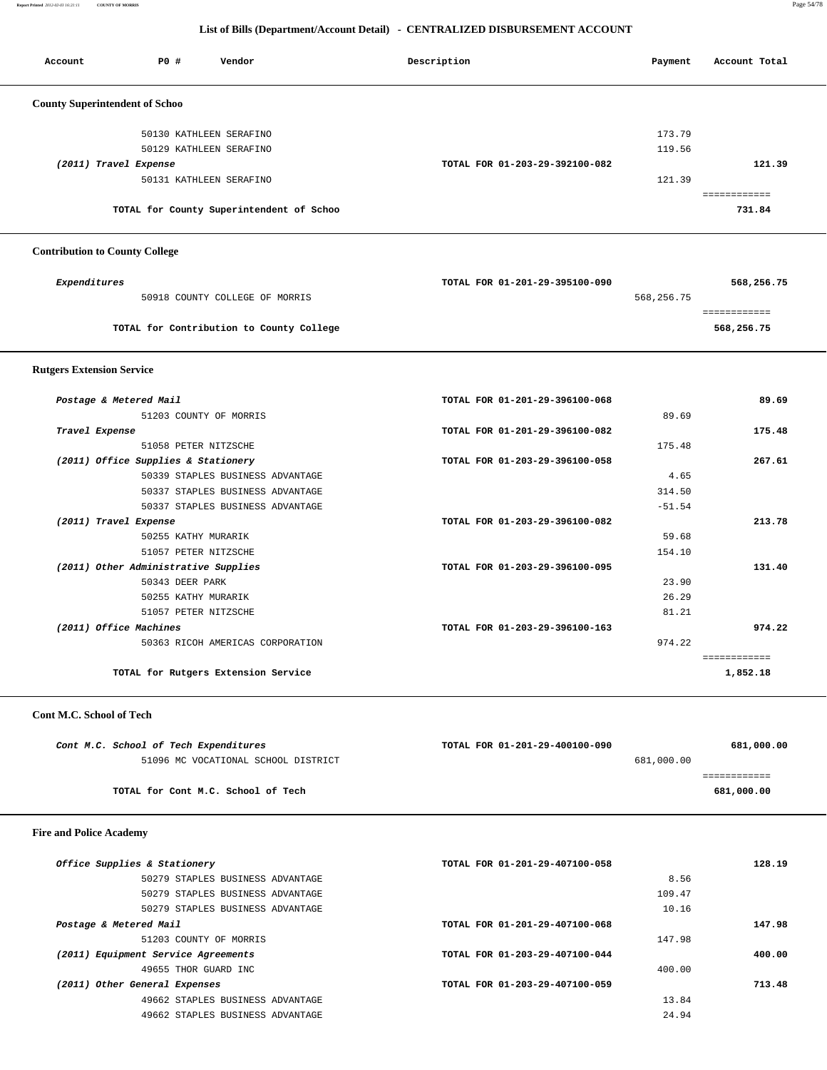## List of Bills (Department/Account Detail) - CENTRALIZED DISBURSEMENT ACCOUNT

| Account | PO # | Vendor | Description | Payment | Account Total |
|---|---|---|---|---|---|

### County Superintendent of Schoo

| Account | PO # | Vendor | Description | Payment | Account Total |
|---|---|---|---|---|---|
| | 50130 | KATHLEEN SERAFINO | | 173.79 | |
| | 50129 | KATHLEEN SERAFINO | | 119.56 | |
| *(2011) Travel Expense* | | | TOTAL FOR 01-203-29-392100-082 | | 121.39 |
| | 50131 | KATHLEEN SERAFINO | | 121.39 | |
| | | TOTAL for County Superintendent of Schoo | | | 731.84 |

### Contribution to County College

| Account | PO # | Vendor | Description | Payment | Account Total |
|---|---|---|---|---|---|
| *Expenditures* | | | TOTAL FOR 01-201-29-395100-090 | | 568,256.75 |
| | 50918 | COUNTY COLLEGE OF MORRIS | | 568,256.75 | |
| | | TOTAL for Contribution to County College | | | 568,256.75 |

### Rutgers Extension Service

| Account | PO # | Vendor | Description | Payment | Account Total |
|---|---|---|---|---|---|
| *Postage & Metered Mail* | | | TOTAL FOR 01-201-29-396100-068 | | 89.69 |
| | 51203 | COUNTY OF MORRIS | | 89.69 | |
| *Travel Expense* | | | TOTAL FOR 01-201-29-396100-082 | | 175.48 |
| | 51058 | PETER NITZSCHE | | 175.48 | |
| *(2011) Office Supplies & Stationery* | | | TOTAL FOR 01-203-29-396100-058 | | 267.61 |
| | 50339 | STAPLES BUSINESS ADVANTAGE | | 4.65 | |
| | 50337 | STAPLES BUSINESS ADVANTAGE | | 314.50 | |
| | 50337 | STAPLES BUSINESS ADVANTAGE | | -51.54 | |
| *(2011) Travel Expense* | | | TOTAL FOR 01-203-29-396100-082 | | 213.78 |
| | 50255 | KATHY MURARIK | | 59.68 | |
| | 51057 | PETER NITZSCHE | | 154.10 | |
| *(2011) Other Administrative Supplies* | | | TOTAL FOR 01-203-29-396100-095 | | 131.40 |
| | 50343 | DEER PARK | | 23.90 | |
| | 50255 | KATHY MURARIK | | 26.29 | |
| | 51057 | PETER NITZSCHE | | 81.21 | |
| *(2011) Office Machines* | | | TOTAL FOR 01-203-29-396100-163 | | 974.22 |
| | 50363 | RICOH AMERICAS CORPORATION | | 974.22 | |
| | | TOTAL for Rutgers Extension Service | | | 1,852.18 |

### Cont M.C. School of Tech

| Account | PO # | Vendor | Description | Payment | Account Total |
|---|---|---|---|---|---|
| *Cont M.C. School of Tech Expenditures* | | | TOTAL FOR 01-201-29-400100-090 | | 681,000.00 |
| | 51096 | MC VOCATIONAL SCHOOL DISTRICT | | 681,000.00 | |
| | | TOTAL for Cont M.C. School of Tech | | | 681,000.00 |

### Fire and Police Academy

| Account | PO # | Vendor | Description | Payment | Account Total |
|---|---|---|---|---|---|
| *Office Supplies & Stationery* | | | TOTAL FOR 01-201-29-407100-058 | | 128.19 |
| | 50279 | STAPLES BUSINESS ADVANTAGE | | 8.56 | |
| | 50279 | STAPLES BUSINESS ADVANTAGE | | 109.47 | |
| | 50279 | STAPLES BUSINESS ADVANTAGE | | 10.16 | |
| *Postage & Metered Mail* | | | TOTAL FOR 01-201-29-407100-068 | | 147.98 |
| | 51203 | COUNTY OF MORRIS | | 147.98 | |
| *(2011) Equipment Service Agreements* | | | TOTAL FOR 01-203-29-407100-044 | | 400.00 |
| | 49655 | THOR GUARD INC | | 400.00 | |
| *(2011) Other General Expenses* | | | TOTAL FOR 01-203-29-407100-059 | | 713.48 |
| | 49662 | STAPLES BUSINESS ADVANTAGE | | 13.84 | |
| | 49662 | STAPLES BUSINESS ADVANTAGE | | 24.94 | |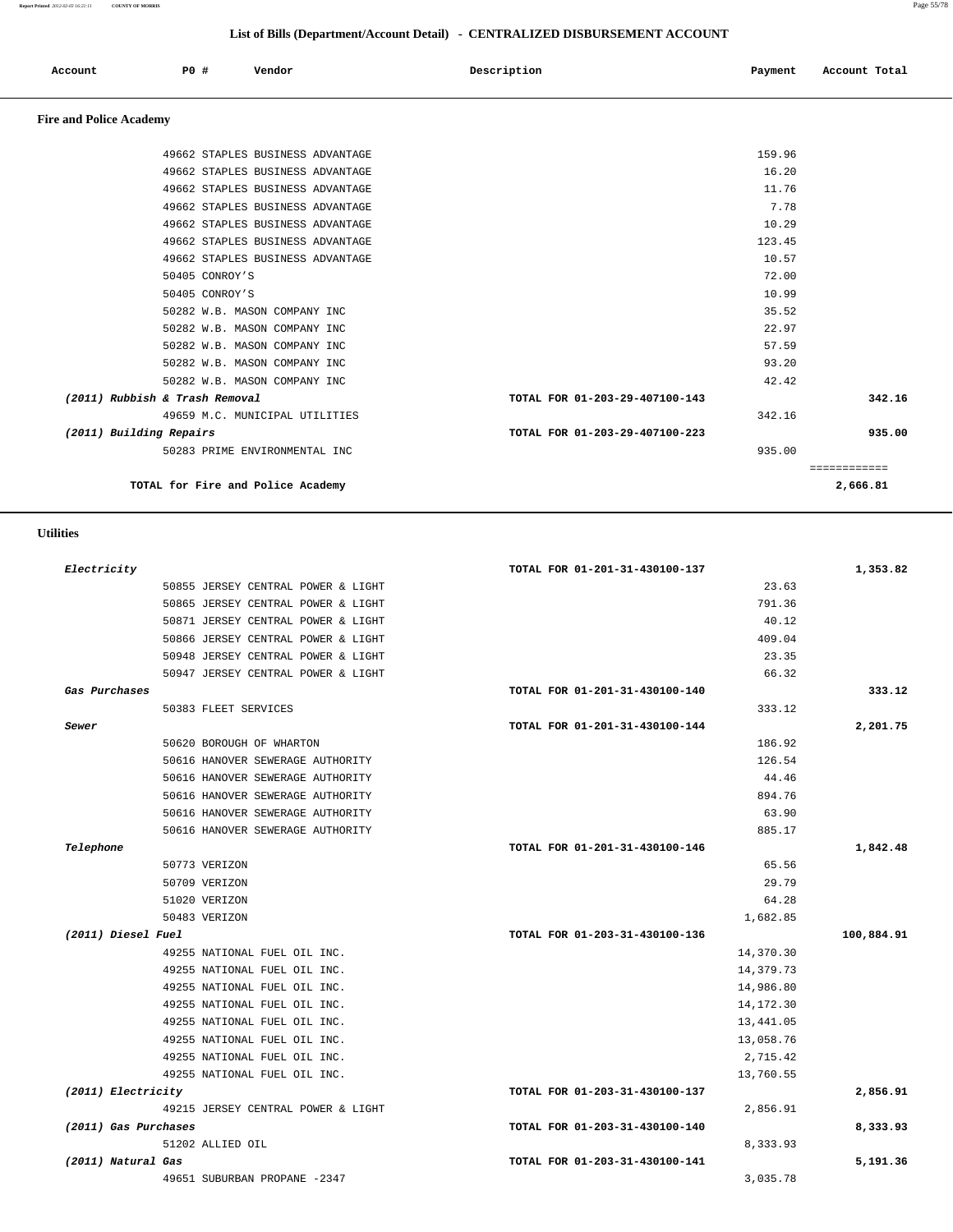## List of Bills (Department/Account Detail) - CENTRALIZED DISBURSEMENT ACCOUNT

| Account | PO # | Vendor | Description | Payment | Account Total |
|---|---|---|---|---|---|

### Fire and Police Academy

| Account | PO # | Vendor | Description | Payment | Account Total |
|---|---|---|---|---|---|
| | 49662 | STAPLES BUSINESS ADVANTAGE | | 159.96 | |
| | 49662 | STAPLES BUSINESS ADVANTAGE | | 16.20 | |
| | 49662 | STAPLES BUSINESS ADVANTAGE | | 11.76 | |
| | 49662 | STAPLES BUSINESS ADVANTAGE | | 7.78 | |
| | 49662 | STAPLES BUSINESS ADVANTAGE | | 10.29 | |
| | 49662 | STAPLES BUSINESS ADVANTAGE | | 123.45 | |
| | 49662 | STAPLES BUSINESS ADVANTAGE | | 10.57 | |
| | 50405 | CONROY'S | | 72.00 | |
| | 50405 | CONROY'S | | 10.99 | |
| | 50282 | W.B. MASON COMPANY INC | | 35.52 | |
| | 50282 | W.B. MASON COMPANY INC | | 22.97 | |
| | 50282 | W.B. MASON COMPANY INC | | 57.59 | |
| | 50282 | W.B. MASON COMPANY INC | | 93.20 | |
| | 50282 | W.B. MASON COMPANY INC | | 42.42 | |
| *(2011) Rubbish & Trash Removal* | | | TOTAL FOR 01-203-29-407100-143 | | 342.16 |
| | 49659 | M.C. MUNICIPAL UTILITIES | | 342.16 | |
| *(2011) Building Repairs* | | | TOTAL FOR 01-203-29-407100-223 | | 935.00 |
| | 50283 | PRIME ENVIRONMENTAL INC | | 935.00 | |
| | | **TOTAL for Fire and Police Academy** | | | **2,666.81** |

### Utilities

| Account | PO # | Vendor | Description | Payment | Account Total |
|---|---|---|---|---|---|
| *Electricity* | | | TOTAL FOR 01-201-31-430100-137 | | 1,353.82 |
| | 50855 | JERSEY CENTRAL POWER & LIGHT | | 23.63 | |
| | 50865 | JERSEY CENTRAL POWER & LIGHT | | 791.36 | |
| | 50871 | JERSEY CENTRAL POWER & LIGHT | | 40.12 | |
| | 50866 | JERSEY CENTRAL POWER & LIGHT | | 409.04 | |
| | 50948 | JERSEY CENTRAL POWER & LIGHT | | 23.35 | |
| | 50947 | JERSEY CENTRAL POWER & LIGHT | | 66.32 | |
| *Gas Purchases* | | | TOTAL FOR 01-201-31-430100-140 | | 333.12 |
| | 50383 | FLEET SERVICES | | 333.12 | |
| *Sewer* | | | TOTAL FOR 01-201-31-430100-144 | | 2,201.75 |
| | 50620 | BOROUGH OF WHARTON | | 186.92 | |
| | 50616 | HANOVER SEWERAGE AUTHORITY | | 126.54 | |
| | 50616 | HANOVER SEWERAGE AUTHORITY | | 44.46 | |
| | 50616 | HANOVER SEWERAGE AUTHORITY | | 894.76 | |
| | 50616 | HANOVER SEWERAGE AUTHORITY | | 63.90 | |
| | 50616 | HANOVER SEWERAGE AUTHORITY | | 885.17 | |
| *Telephone* | | | TOTAL FOR 01-201-31-430100-146 | | 1,842.48 |
| | 50773 | VERIZON | | 65.56 | |
| | 50709 | VERIZON | | 29.79 | |
| | 51020 | VERIZON | | 64.28 | |
| | 50483 | VERIZON | | 1,682.85 | |
| *(2011) Diesel Fuel* | | | TOTAL FOR 01-203-31-430100-136 | | 100,884.91 |
| | 49255 | NATIONAL FUEL OIL INC. | | 14,370.30 | |
| | 49255 | NATIONAL FUEL OIL INC. | | 14,379.73 | |
| | 49255 | NATIONAL FUEL OIL INC. | | 14,986.80 | |
| | 49255 | NATIONAL FUEL OIL INC. | | 14,172.30 | |
| | 49255 | NATIONAL FUEL OIL INC. | | 13,441.05 | |
| | 49255 | NATIONAL FUEL OIL INC. | | 13,058.76 | |
| | 49255 | NATIONAL FUEL OIL INC. | | 2,715.42 | |
| | 49255 | NATIONAL FUEL OIL INC. | | 13,760.55 | |
| *(2011) Electricity* | | | TOTAL FOR 01-203-31-430100-137 | | 2,856.91 |
| | 49215 | JERSEY CENTRAL POWER & LIGHT | | 2,856.91 | |
| *(2011) Gas Purchases* | | | TOTAL FOR 01-203-31-430100-140 | | 8,333.93 |
| | 51202 | ALLIED OIL | | 8,333.93 | |
| *(2011) Natural Gas* | | | TOTAL FOR 01-203-31-430100-141 | | 5,191.36 |
| | 49651 | SUBURBAN PROPANE -2347 | | 3,035.78 | |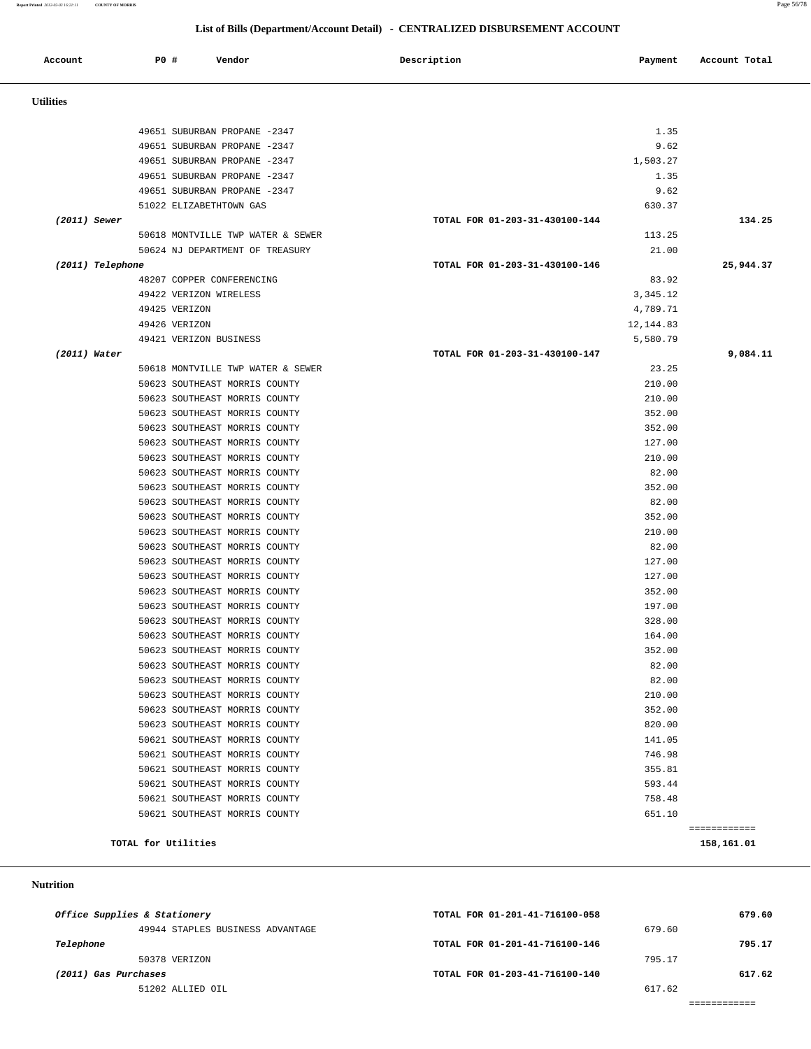## List of Bills (Department/Account Detail) - CENTRALIZED DISBURSEMENT ACCOUNT

| Account | PO # | Vendor | Description | Payment | Account Total |
|---|---|---|---|---|---|

### Utilities

| Account | PO # | Vendor | Description | Payment | Account Total |
|---|---|---|---|---|---|
| | 49651 | SUBURBAN PROPANE -2347 | | 1.35 | |
| | 49651 | SUBURBAN PROPANE -2347 | | 9.62 | |
| | 49651 | SUBURBAN PROPANE -2347 | | 1,503.27 | |
| | 49651 | SUBURBAN PROPANE -2347 | | 1.35 | |
| | 49651 | SUBURBAN PROPANE -2347 | | 9.62 | |
| | 51022 | ELIZABETHTOWN GAS | | 630.37 | |
| ***(2011) Sewer*** | | | TOTAL FOR 01-203-31-430100-144 | | **134.25** |
| | 50618 | MONTVILLE TWP WATER & SEWER | | 113.25 | |
| | 50624 | NJ DEPARTMENT OF TREASURY | | 21.00 | |
| ***(2011) Telephone*** | | | TOTAL FOR 01-203-31-430100-146 | | **25,944.37** |
| | 48207 | COPPER CONFERENCING | | 83.92 | |
| | 49422 | VERIZON WIRELESS | | 3,345.12 | |
| | 49425 | VERIZON | | 4,789.71 | |
| | 49426 | VERIZON | | 12,144.83 | |
| | 49421 | VERIZON BUSINESS | | 5,580.79 | |
| ***(2011) Water*** | | | TOTAL FOR 01-203-31-430100-147 | | **9,084.11** |
| | 50618 | MONTVILLE TWP WATER & SEWER | | 23.25 | |
| | 50623 | SOUTHEAST MORRIS COUNTY | | 210.00 | |
| | 50623 | SOUTHEAST MORRIS COUNTY | | 210.00 | |
| | 50623 | SOUTHEAST MORRIS COUNTY | | 352.00 | |
| | 50623 | SOUTHEAST MORRIS COUNTY | | 352.00 | |
| | 50623 | SOUTHEAST MORRIS COUNTY | | 127.00 | |
| | 50623 | SOUTHEAST MORRIS COUNTY | | 210.00 | |
| | 50623 | SOUTHEAST MORRIS COUNTY | | 82.00 | |
| | 50623 | SOUTHEAST MORRIS COUNTY | | 352.00 | |
| | 50623 | SOUTHEAST MORRIS COUNTY | | 82.00 | |
| | 50623 | SOUTHEAST MORRIS COUNTY | | 352.00 | |
| | 50623 | SOUTHEAST MORRIS COUNTY | | 210.00 | |
| | 50623 | SOUTHEAST MORRIS COUNTY | | 82.00 | |
| | 50623 | SOUTHEAST MORRIS COUNTY | | 127.00 | |
| | 50623 | SOUTHEAST MORRIS COUNTY | | 127.00 | |
| | 50623 | SOUTHEAST MORRIS COUNTY | | 352.00 | |
| | 50623 | SOUTHEAST MORRIS COUNTY | | 197.00 | |
| | 50623 | SOUTHEAST MORRIS COUNTY | | 328.00 | |
| | 50623 | SOUTHEAST MORRIS COUNTY | | 164.00 | |
| | 50623 | SOUTHEAST MORRIS COUNTY | | 352.00 | |
| | 50623 | SOUTHEAST MORRIS COUNTY | | 82.00 | |
| | 50623 | SOUTHEAST MORRIS COUNTY | | 82.00 | |
| | 50623 | SOUTHEAST MORRIS COUNTY | | 210.00 | |
| | 50623 | SOUTHEAST MORRIS COUNTY | | 352.00 | |
| | 50623 | SOUTHEAST MORRIS COUNTY | | 820.00 | |
| | 50621 | SOUTHEAST MORRIS COUNTY | | 141.05 | |
| | 50621 | SOUTHEAST MORRIS COUNTY | | 746.98 | |
| | 50621 | SOUTHEAST MORRIS COUNTY | | 355.81 | |
| | 50621 | SOUTHEAST MORRIS COUNTY | | 593.44 | |
| | 50621 | SOUTHEAST MORRIS COUNTY | | 758.48 | |
| | 50621 | SOUTHEAST MORRIS COUNTY | | 651.10 | |
| | | | | | ============ |
| **TOTAL for Utilities** | | | | | **158,161.01** |

### Nutrition

| Account | PO # | Vendor | Description | Payment | Account Total |
|---|---|---|---|---|---|
| ***Office Supplies & Stationery*** | | | TOTAL FOR 01-201-41-716100-058 | | **679.60** |
| | 49944 | STAPLES BUSINESS ADVANTAGE | | 679.60 | |
| ***Telephone*** | | | TOTAL FOR 01-201-41-716100-146 | | **795.17** |
| | 50378 | VERIZON | | 795.17 | |
| ***(2011) Gas Purchases*** | | | TOTAL FOR 01-203-41-716100-140 | | **617.62** |
| | 51202 | ALLIED OIL | | 617.62 | |
| | | | | | ============ |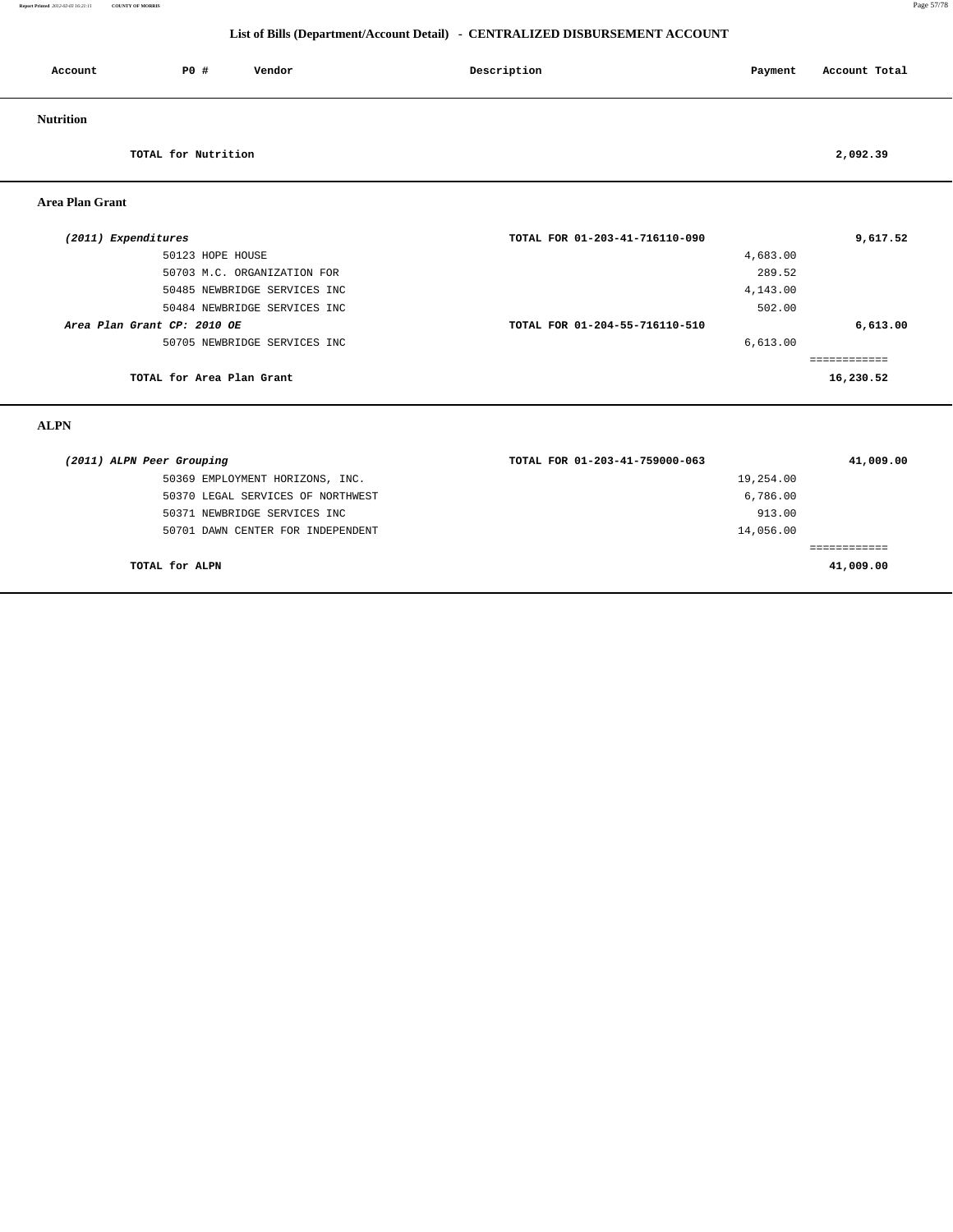## List of Bills (Department/Account Detail) - CENTRALIZED DISBURSEMENT ACCOUNT

| Account | PO # | Vendor | Description | Payment | Account Total |
|---|---|---|---|---|---|

### Nutrition

| | | | | | |
|---|---|---|---|---|---|
| **TOTAL for Nutrition** | | | | | **2,092.39** |

### Area Plan Grant

| | | | | | |
|---|---|---|---|---|---|
| ***(2011) Expenditures*** | | | **TOTAL FOR 01-203-41-716110-090** | | **9,617.52** |
| | 50123 | HOPE HOUSE | | 4,683.00 | |
| | 50703 | M.C. ORGANIZATION FOR | | 289.52 | |
| | 50485 | NEWBRIDGE SERVICES INC | | 4,143.00 | |
| | 50484 | NEWBRIDGE SERVICES INC | | 502.00 | |
| ***Area Plan Grant CP: 2010 OE*** | | | **TOTAL FOR 01-204-55-716110-510** | | **6,613.00** |
| | 50705 | NEWBRIDGE SERVICES INC | | 6,613.00 | |
| | | | | | ============ |
| **TOTAL for Area Plan Grant** | | | | | **16,230.52** |

### ALPN

| | | | | | |
|---|---|---|---|---|---|
| ***(2011) ALPN Peer Grouping*** | | | **TOTAL FOR 01-203-41-759000-063** | | **41,009.00** |
| | 50369 | EMPLOYMENT HORIZONS, INC. | | 19,254.00 | |
| | 50370 | LEGAL SERVICES OF NORTHWEST | | 6,786.00 | |
| | 50371 | NEWBRIDGE SERVICES INC | | 913.00 | |
| | 50701 | DAWN CENTER FOR INDEPENDENT | | 14,056.00 | |
| | | | | | ============ |
| **TOTAL for ALPN** | | | | | **41,009.00** |